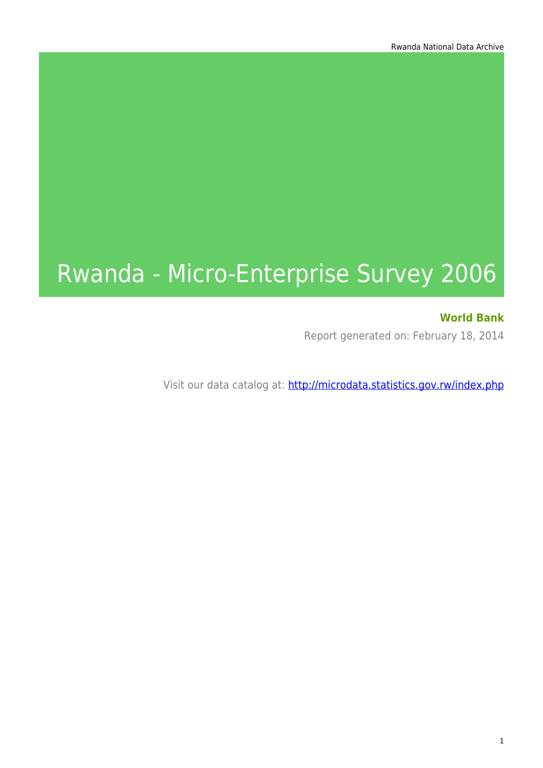# Rwanda - Micro-Enterprise Survey 2006

**World Bank**

Report generated on: February 18, 2014

Visit our data catalog at: http://microdata.statistics.gov.rw/index.php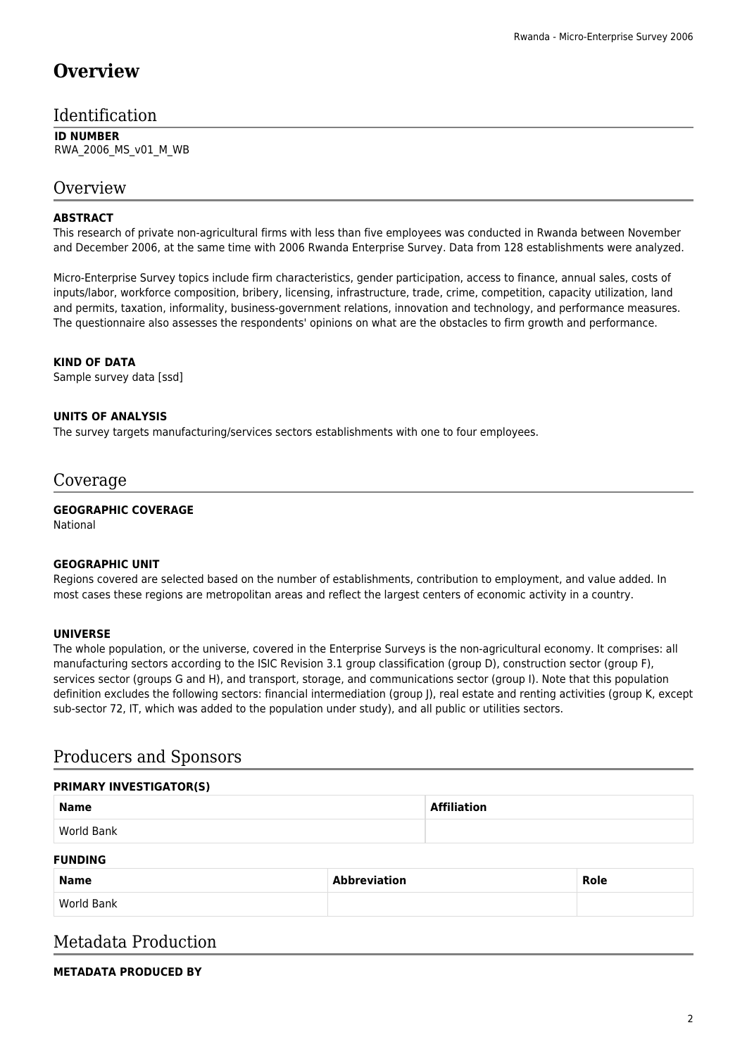# Overview

## Identification

**ID NUMBER**
RWA_2006_MS_v01_M_WB

## Overview

**ABSTRACT**
This research of private non-agricultural firms with less than five employees was conducted in Rwanda between November and December 2006, at the same time with 2006 Rwanda Enterprise Survey. Data from 128 establishments were analyzed.

Micro-Enterprise Survey topics include firm characteristics, gender participation, access to finance, annual sales, costs of inputs/labor, workforce composition, bribery, licensing, infrastructure, trade, crime, competition, capacity utilization, land and permits, taxation, informality, business-government relations, innovation and technology, and performance measures. The questionnaire also assesses the respondents' opinions on what are the obstacles to firm growth and performance.

**KIND OF DATA**
Sample survey data [ssd]

**UNITS OF ANALYSIS**
The survey targets manufacturing/services sectors establishments with one to four employees.

## Coverage

**GEOGRAPHIC COVERAGE**
National

**GEOGRAPHIC UNIT**
Regions covered are selected based on the number of establishments, contribution to employment, and value added. In most cases these regions are metropolitan areas and reflect the largest centers of economic activity in a country.

**UNIVERSE**
The whole population, or the universe, covered in the Enterprise Surveys is the non-agricultural economy. It comprises: all manufacturing sectors according to the ISIC Revision 3.1 group classification (group D), construction sector (group F), services sector (groups G and H), and transport, storage, and communications sector (group I). Note that this population definition excludes the following sectors: financial intermediation (group J), real estate and renting activities (group K, except sub-sector 72, IT, which was added to the population under study), and all public or utilities sectors.

## Producers and Sponsors

**PRIMARY INVESTIGATOR(S)**

| Name | Affiliation |
|---|---|
| World Bank | |

**FUNDING**

| Name | Abbreviation | Role |
|---|---|---|
| World Bank | | |

## Metadata Production

**METADATA PRODUCED BY**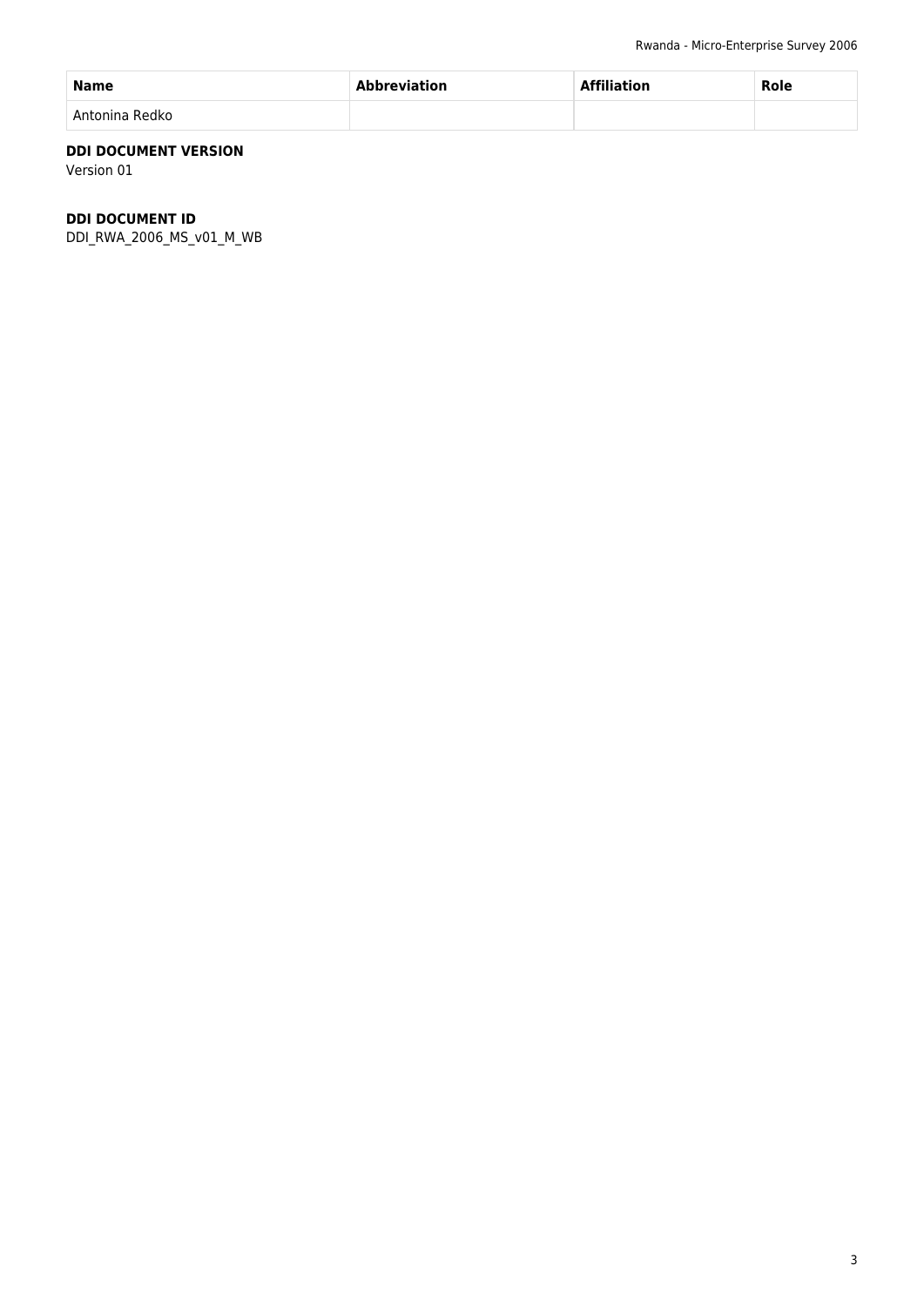| Name | Abbreviation | Affiliation | Role |
| --- | --- | --- | --- |
| Antonina Redko | | | |

**DDI DOCUMENT VERSION**
Version 01

**DDI DOCUMENT ID**
DDI_RWA_2006_MS_v01_M_WB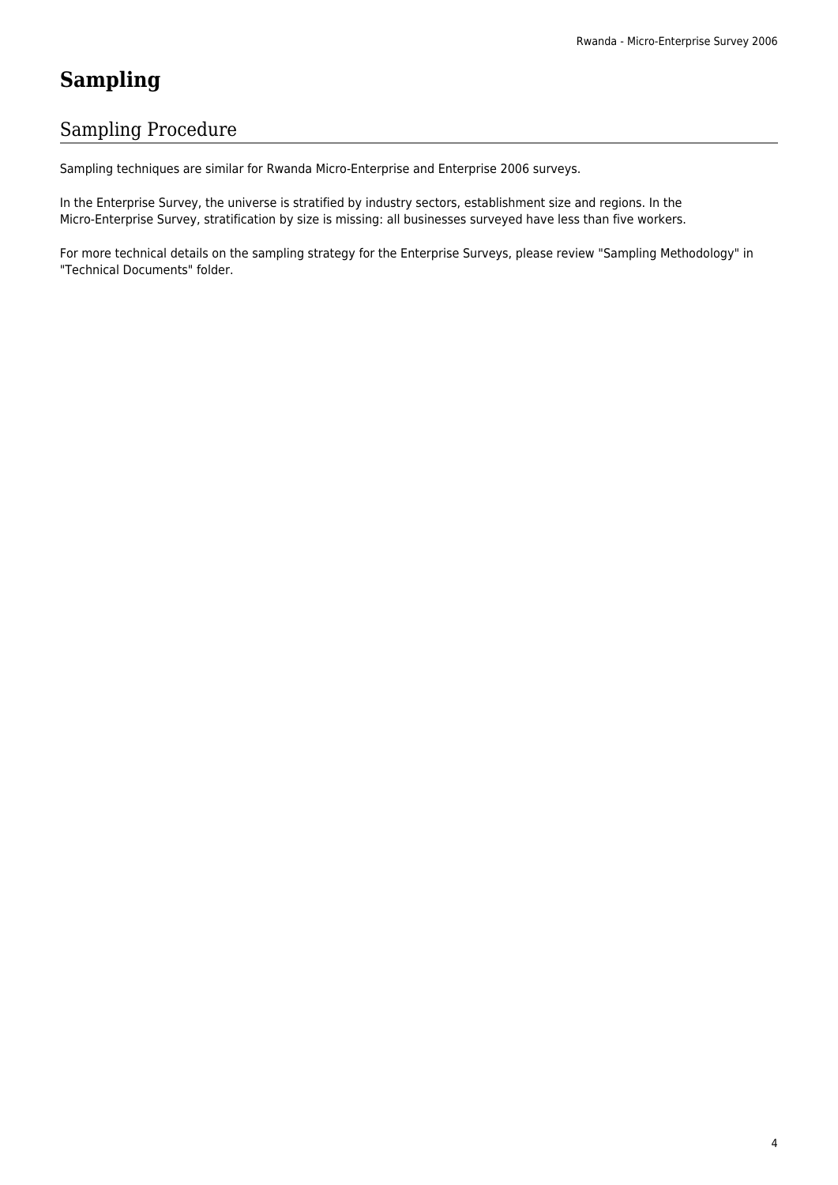# Sampling

## Sampling Procedure

Sampling techniques are similar for Rwanda Micro-Enterprise and Enterprise 2006 surveys.

In the Enterprise Survey, the universe is stratified by industry sectors, establishment size and regions. In the Micro-Enterprise Survey, stratification by size is missing: all businesses surveyed have less than five workers.

For more technical details on the sampling strategy for the Enterprise Surveys, please review "Sampling Methodology" in "Technical Documents" folder.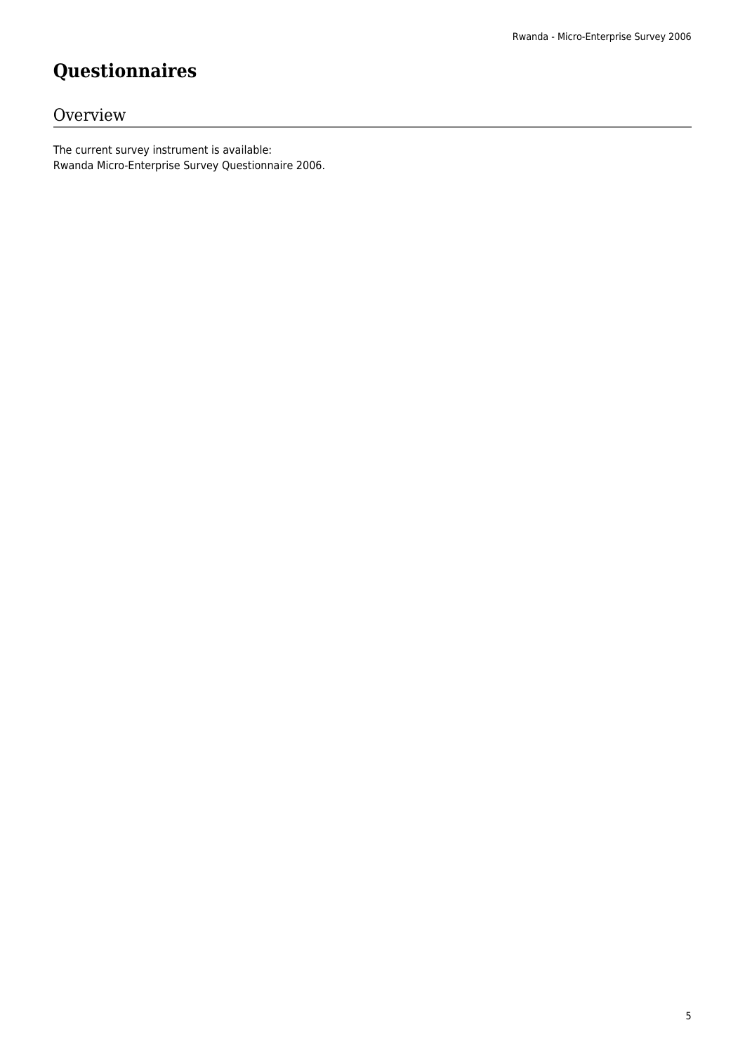# Questionnaires

## Overview

The current survey instrument is available:
Rwanda Micro-Enterprise Survey Questionnaire 2006.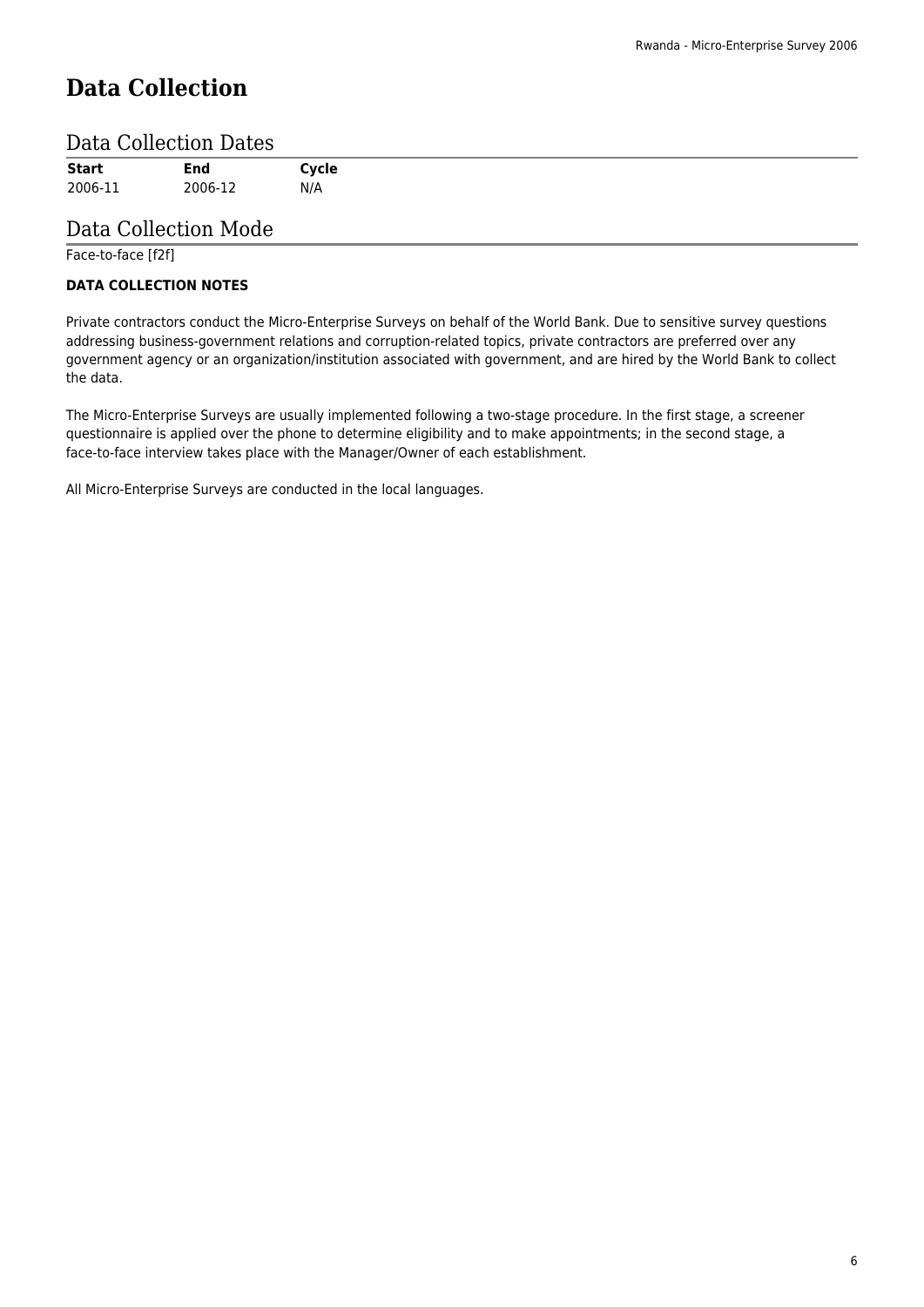# Data Collection

## Data Collection Dates

| Start | End | Cycle |
|---|---|---|
| 2006-11 | 2006-12 | N/A |

## Data Collection Mode

Face-to-face [f2f]

**DATA COLLECTION NOTES**

Private contractors conduct the Micro-Enterprise Surveys on behalf of the World Bank. Due to sensitive survey questions addressing business-government relations and corruption-related topics, private contractors are preferred over any government agency or an organization/institution associated with government, and are hired by the World Bank to collect the data.

The Micro-Enterprise Surveys are usually implemented following a two-stage procedure. In the first stage, a screener questionnaire is applied over the phone to determine eligibility and to make appointments; in the second stage, a face-to-face interview takes place with the Manager/Owner of each establishment.

All Micro-Enterprise Surveys are conducted in the local languages.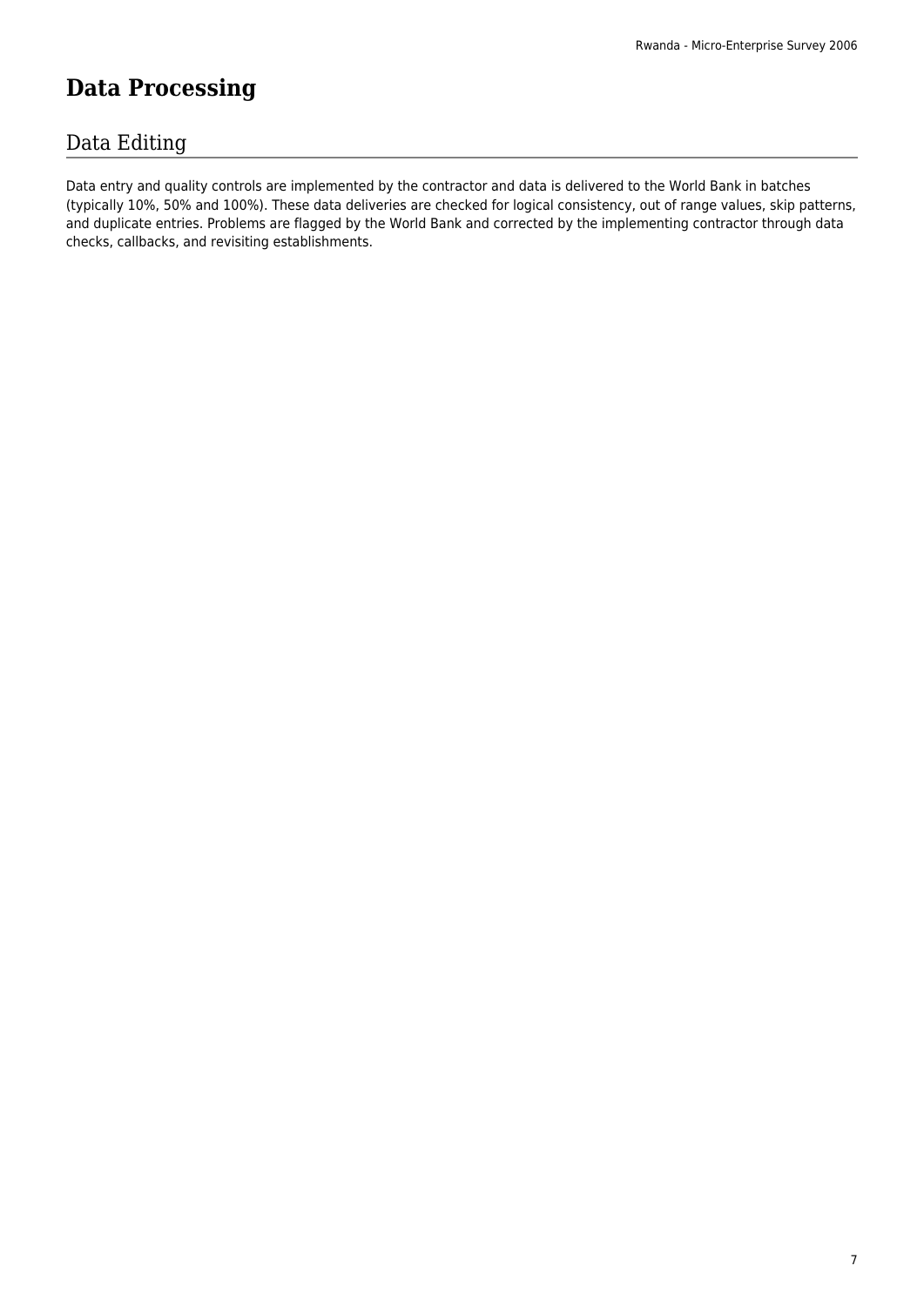# Data Processing

## Data Editing

Data entry and quality controls are implemented by the contractor and data is delivered to the World Bank in batches (typically 10%, 50% and 100%). These data deliveries are checked for logical consistency, out of range values, skip patterns, and duplicate entries. Problems are flagged by the World Bank and corrected by the implementing contractor through data checks, callbacks, and revisiting establishments.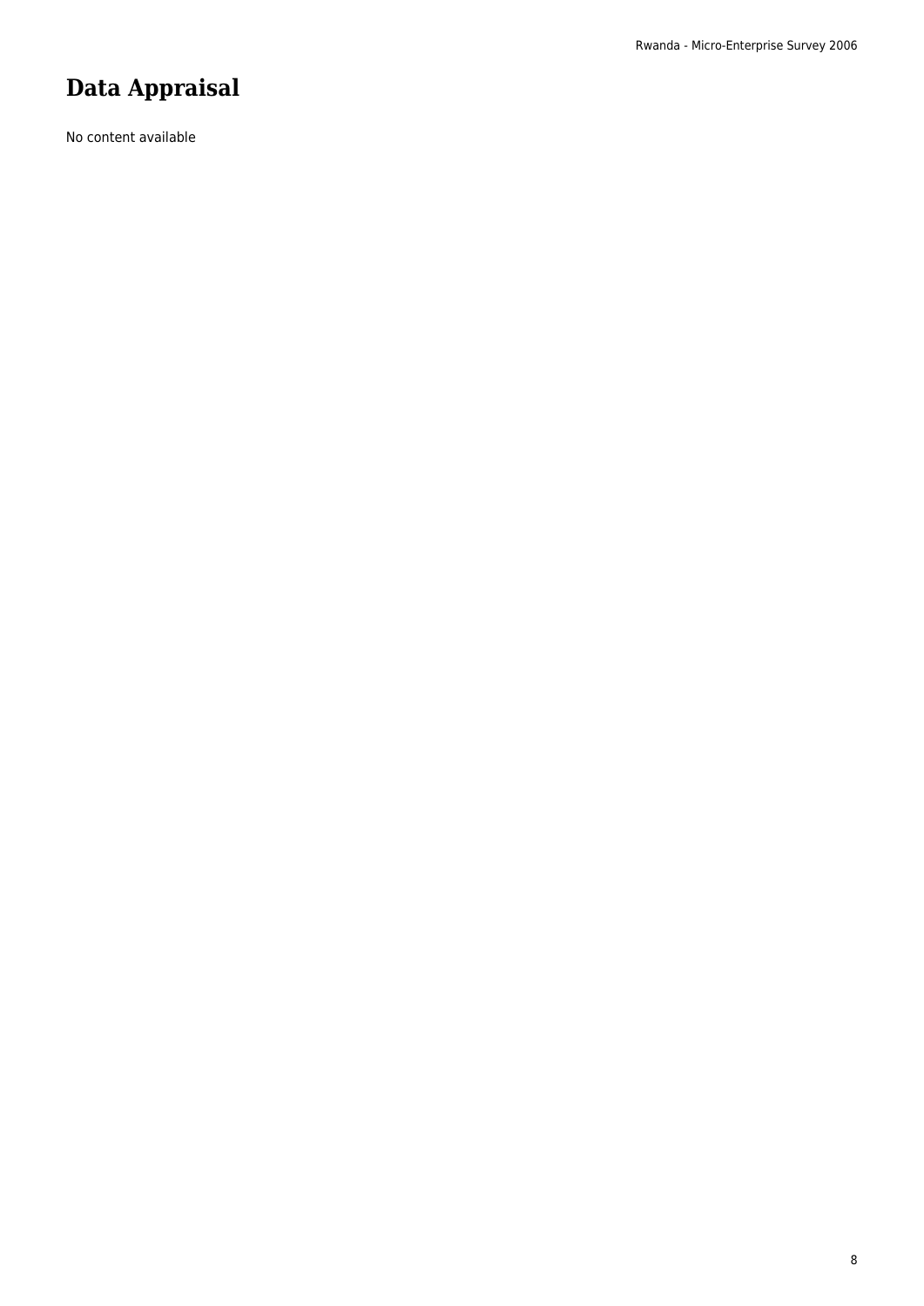# Data Appraisal

No content available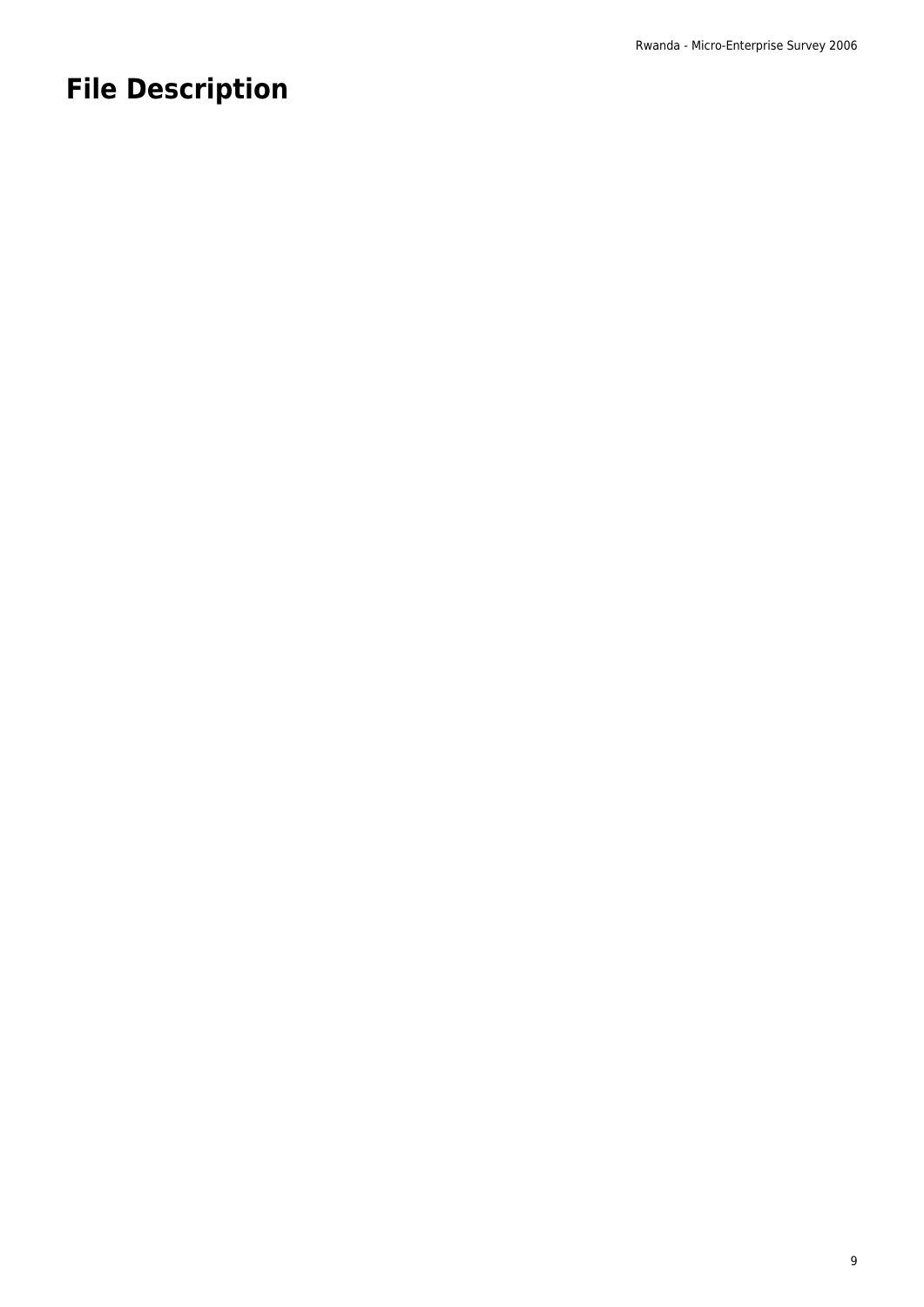# File Description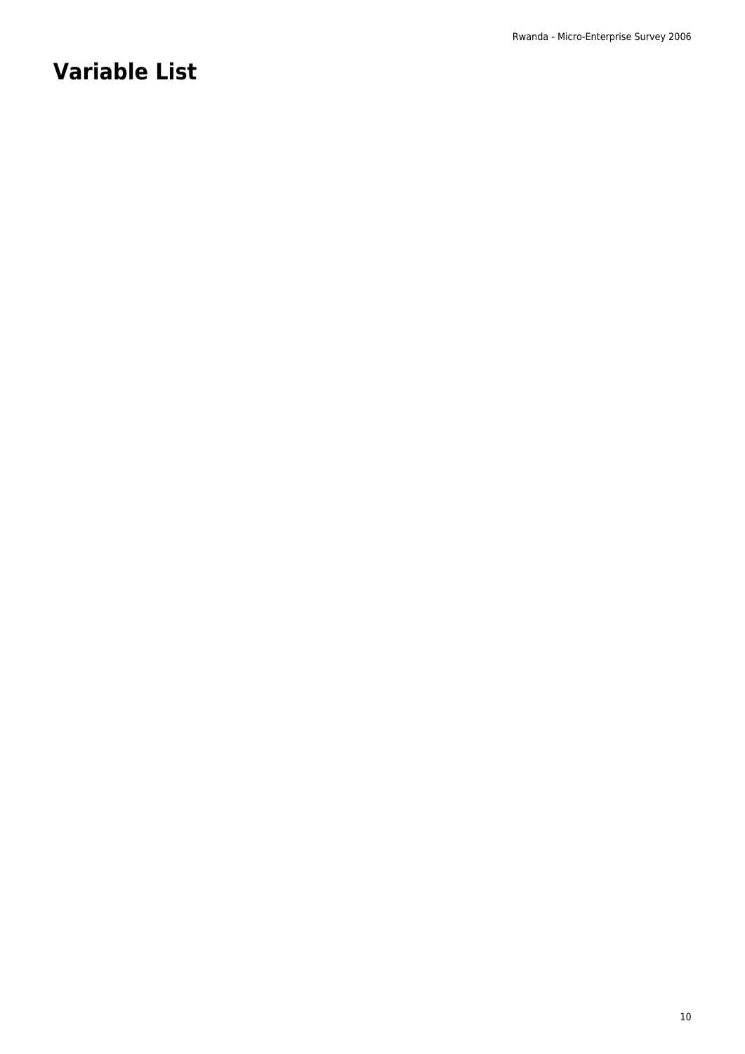# Variable List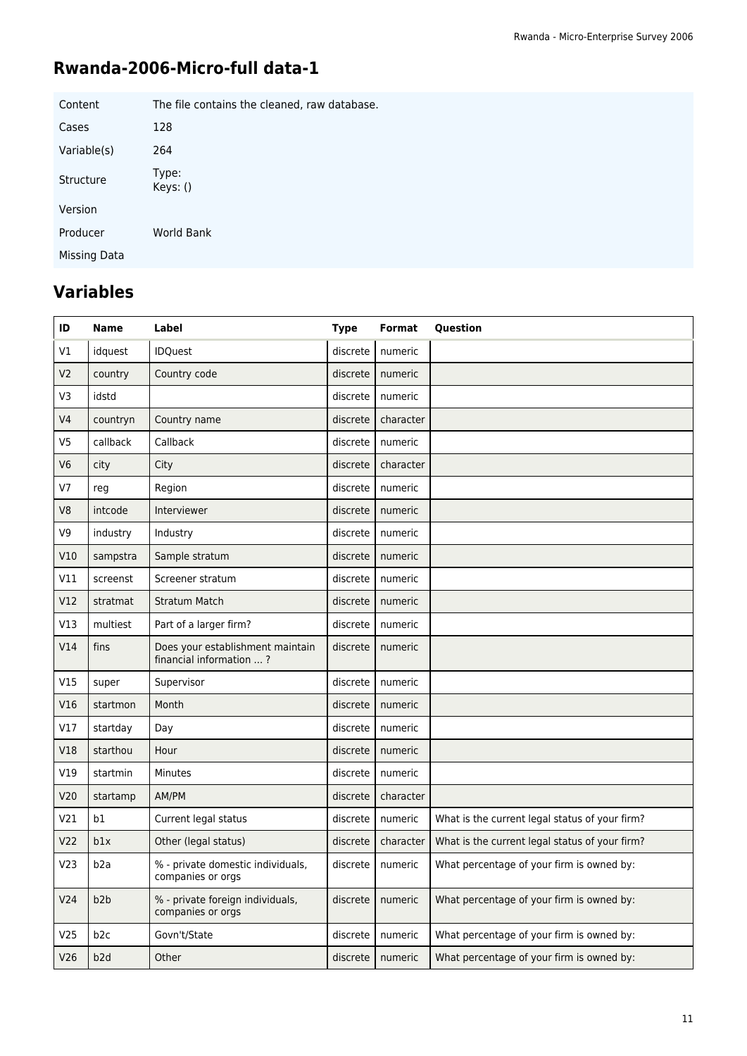## Rwanda-2006-Micro-full data-1

| | |
|---|---|
| Content | The file contains the cleaned, raw database. |
| Cases | 128 |
| Variable(s) | 264 |
| Structure | Type:<br>Keys: () |
| Version | |
| Producer | World Bank |
| Missing Data | |

## Variables

| ID | Name | Label | Type | Format | Question |
|---|---|---|---|---|---|
| V1 | idquest | IDQuest | discrete | numeric | |
| V2 | country | Country code | discrete | numeric | |
| V3 | idstd | | discrete | numeric | |
| V4 | countryn | Country name | discrete | character | |
| V5 | callback | Callback | discrete | numeric | |
| V6 | city | City | discrete | character | |
| V7 | reg | Region | discrete | numeric | |
| V8 | intcode | Interviewer | discrete | numeric | |
| V9 | industry | Industry | discrete | numeric | |
| V10 | sampstra | Sample stratum | discrete | numeric | |
| V11 | screenst | Screener stratum | discrete | numeric | |
| V12 | stratmat | Stratum Match | discrete | numeric | |
| V13 | multiest | Part of a larger firm? | discrete | numeric | |
| V14 | fins | Does your establishment maintain financial information ... ? | discrete | numeric | |
| V15 | super | Supervisor | discrete | numeric | |
| V16 | startmon | Month | discrete | numeric | |
| V17 | startday | Day | discrete | numeric | |
| V18 | starthou | Hour | discrete | numeric | |
| V19 | startmin | Minutes | discrete | numeric | |
| V20 | startamp | AM/PM | discrete | character | |
| V21 | b1 | Current legal status | discrete | numeric | What is the current legal status of your firm? |
| V22 | b1x | Other (legal status) | discrete | character | What is the current legal status of your firm? |
| V23 | b2a | % - private domestic individuals, companies or orgs | discrete | numeric | What percentage of your firm is owned by: |
| V24 | b2b | % - private foreign individuals, companies or orgs | discrete | numeric | What percentage of your firm is owned by: |
| V25 | b2c | Govn't/State | discrete | numeric | What percentage of your firm is owned by: |
| V26 | b2d | Other | discrete | numeric | What percentage of your firm is owned by: |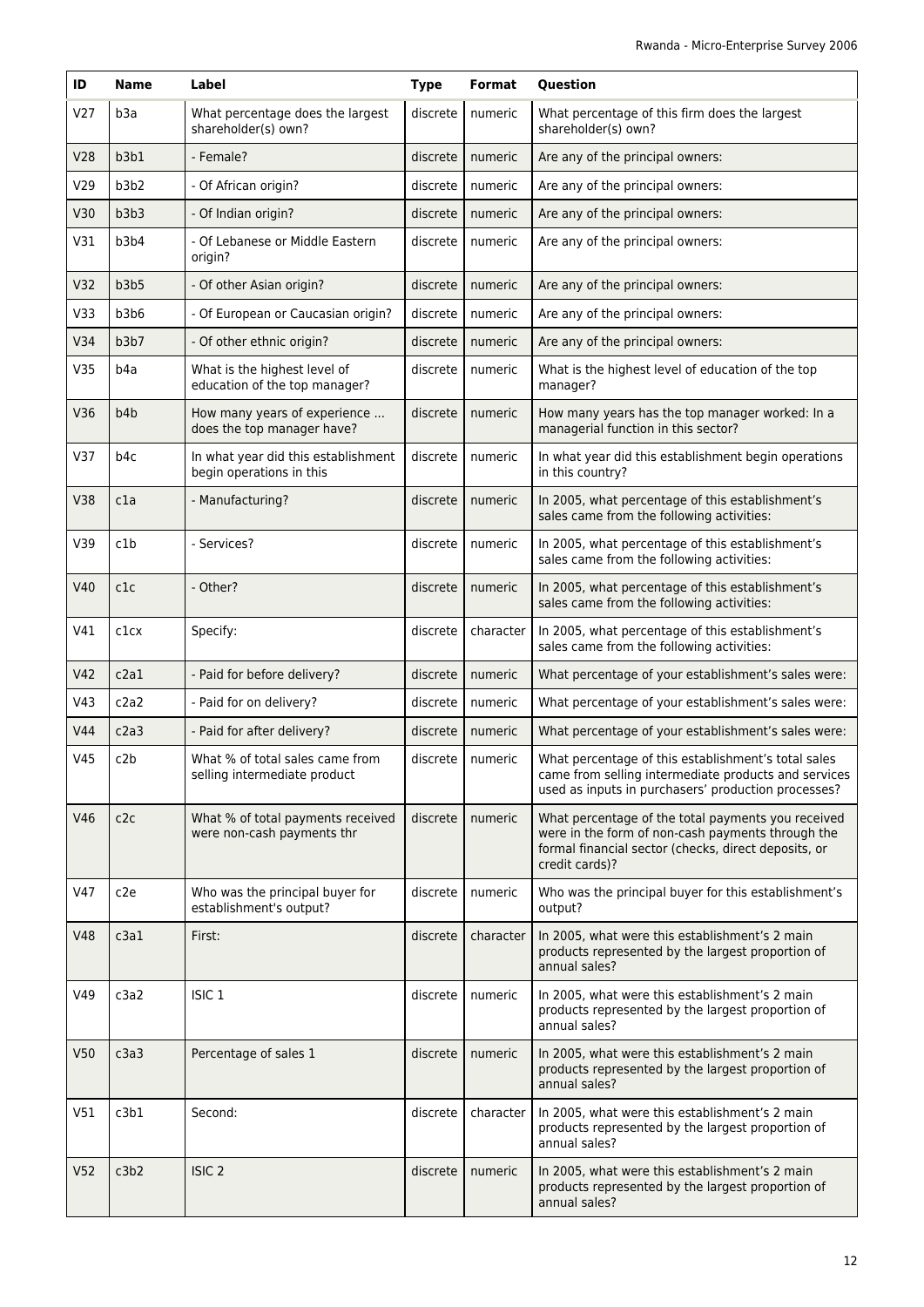| ID | Name | Label | Type | Format | Question |
|---|---|---|---|---|---|
| V27 | b3a | What percentage does the largest shareholder(s) own? | discrete | numeric | What percentage of this firm does the largest shareholder(s) own? |
| V28 | b3b1 | - Female? | discrete | numeric | Are any of the principal owners: |
| V29 | b3b2 | - Of African origin? | discrete | numeric | Are any of the principal owners: |
| V30 | b3b3 | - Of Indian origin? | discrete | numeric | Are any of the principal owners: |
| V31 | b3b4 | - Of Lebanese or Middle Eastern origin? | discrete | numeric | Are any of the principal owners: |
| V32 | b3b5 | - Of other Asian origin? | discrete | numeric | Are any of the principal owners: |
| V33 | b3b6 | - Of European or Caucasian origin? | discrete | numeric | Are any of the principal owners: |
| V34 | b3b7 | - Of other ethnic origin? | discrete | numeric | Are any of the principal owners: |
| V35 | b4a | What is the highest level of education of the top manager? | discrete | numeric | What is the highest level of education of the top manager? |
| V36 | b4b | How many years of experience ... does the top manager have? | discrete | numeric | How many years has the top manager worked: In a managerial function in this sector? |
| V37 | b4c | In what year did this establishment begin operations in this | discrete | numeric | In what year did this establishment begin operations in this country? |
| V38 | c1a | - Manufacturing? | discrete | numeric | In 2005, what percentage of this establishment's sales came from the following activities: |
| V39 | c1b | - Services? | discrete | numeric | In 2005, what percentage of this establishment's sales came from the following activities: |
| V40 | c1c | - Other? | discrete | numeric | In 2005, what percentage of this establishment's sales came from the following activities: |
| V41 | c1cx | Specify: | discrete | character | In 2005, what percentage of this establishment's sales came from the following activities: |
| V42 | c2a1 | - Paid for before delivery? | discrete | numeric | What percentage of your establishment's sales were: |
| V43 | c2a2 | - Paid for on delivery? | discrete | numeric | What percentage of your establishment's sales were: |
| V44 | c2a3 | - Paid for after delivery? | discrete | numeric | What percentage of your establishment's sales were: |
| V45 | c2b | What % of total sales came from selling intermediate product | discrete | numeric | What percentage of this establishment's total sales came from selling intermediate products and services used as inputs in purchasers' production processes? |
| V46 | c2c | What % of total payments received were non-cash payments thr | discrete | numeric | What percentage of the total payments you received were in the form of non-cash payments through the formal financial sector (checks, direct deposits, or credit cards)? |
| V47 | c2e | Who was the principal buyer for establishment's output? | discrete | numeric | Who was the principal buyer for this establishment's output? |
| V48 | c3a1 | First: | discrete | character | In 2005, what were this establishment's 2 main products represented by the largest proportion of annual sales? |
| V49 | c3a2 | ISIC 1 | discrete | numeric | In 2005, what were this establishment's 2 main products represented by the largest proportion of annual sales? |
| V50 | c3a3 | Percentage of sales 1 | discrete | numeric | In 2005, what were this establishment's 2 main products represented by the largest proportion of annual sales? |
| V51 | c3b1 | Second: | discrete | character | In 2005, what were this establishment's 2 main products represented by the largest proportion of annual sales? |
| V52 | c3b2 | ISIC 2 | discrete | numeric | In 2005, what were this establishment's 2 main products represented by the largest proportion of annual sales? |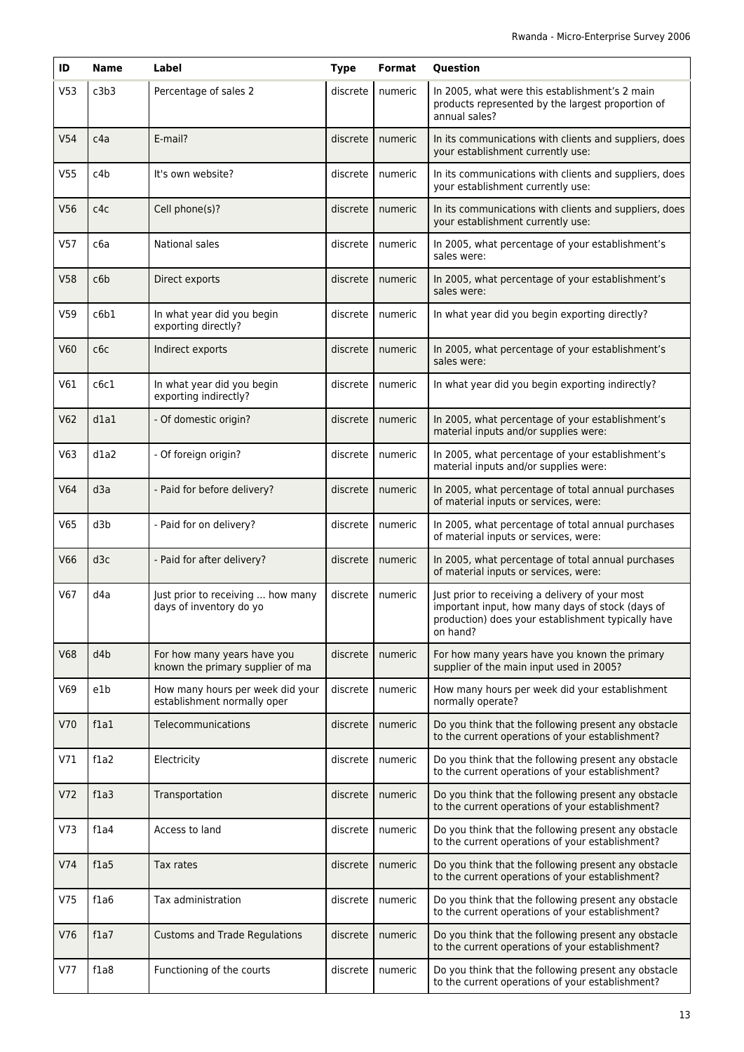| ID | Name | Label | Type | Format | Question |
|---|---|---|---|---|---|
| V53 | c3b3 | Percentage of sales 2 | discrete | numeric | In 2005, what were this establishment’s 2 main products represented by the largest proportion of annual sales? |
| V54 | c4a | E-mail? | discrete | numeric | In its communications with clients and suppliers, does your establishment currently use: |
| V55 | c4b | It's own website? | discrete | numeric | In its communications with clients and suppliers, does your establishment currently use: |
| V56 | c4c | Cell phone(s)? | discrete | numeric | In its communications with clients and suppliers, does your establishment currently use: |
| V57 | c6a | National sales | discrete | numeric | In 2005, what percentage of your establishment’s sales were: |
| V58 | c6b | Direct exports | discrete | numeric | In 2005, what percentage of your establishment’s sales were: |
| V59 | c6b1 | In what year did you begin exporting directly? | discrete | numeric | In what year did you begin exporting directly? |
| V60 | c6c | Indirect exports | discrete | numeric | In 2005, what percentage of your establishment’s sales were: |
| V61 | c6c1 | In what year did you begin exporting indirectly? | discrete | numeric | In what year did you begin exporting indirectly? |
| V62 | d1a1 | - Of domestic origin? | discrete | numeric | In 2005, what percentage of your establishment’s material inputs and/or supplies were: |
| V63 | d1a2 | - Of foreign origin? | discrete | numeric | In 2005, what percentage of your establishment’s material inputs and/or supplies were: |
| V64 | d3a | - Paid for before delivery? | discrete | numeric | In 2005, what percentage of total annual purchases of material inputs or services, were: |
| V65 | d3b | - Paid for on delivery? | discrete | numeric | In 2005, what percentage of total annual purchases of material inputs or services, were: |
| V66 | d3c | - Paid for after delivery? | discrete | numeric | In 2005, what percentage of total annual purchases of material inputs or services, were: |
| V67 | d4a | Just prior to receiving ... how many days of inventory do yo | discrete | numeric | Just prior to receiving a delivery of your most important input, how many days of stock (days of production) does your establishment typically have on hand? |
| V68 | d4b | For how many years have you known the primary supplier of ma | discrete | numeric | For how many years have you known the primary supplier of the main input used in 2005? |
| V69 | e1b | How many hours per week did your establishment normally oper | discrete | numeric | How many hours per week did your establishment normally operate? |
| V70 | f1a1 | Telecommunications | discrete | numeric | Do you think that the following present any obstacle to the current operations of your establishment? |
| V71 | f1a2 | Electricity | discrete | numeric | Do you think that the following present any obstacle to the current operations of your establishment? |
| V72 | f1a3 | Transportation | discrete | numeric | Do you think that the following present any obstacle to the current operations of your establishment? |
| V73 | f1a4 | Access to land | discrete | numeric | Do you think that the following present any obstacle to the current operations of your establishment? |
| V74 | f1a5 | Tax rates | discrete | numeric | Do you think that the following present any obstacle to the current operations of your establishment? |
| V75 | f1a6 | Tax administration | discrete | numeric | Do you think that the following present any obstacle to the current operations of your establishment? |
| V76 | f1a7 | Customs and Trade Regulations | discrete | numeric | Do you think that the following present any obstacle to the current operations of your establishment? |
| V77 | f1a8 | Functioning of the courts | discrete | numeric | Do you think that the following present any obstacle to the current operations of your establishment? |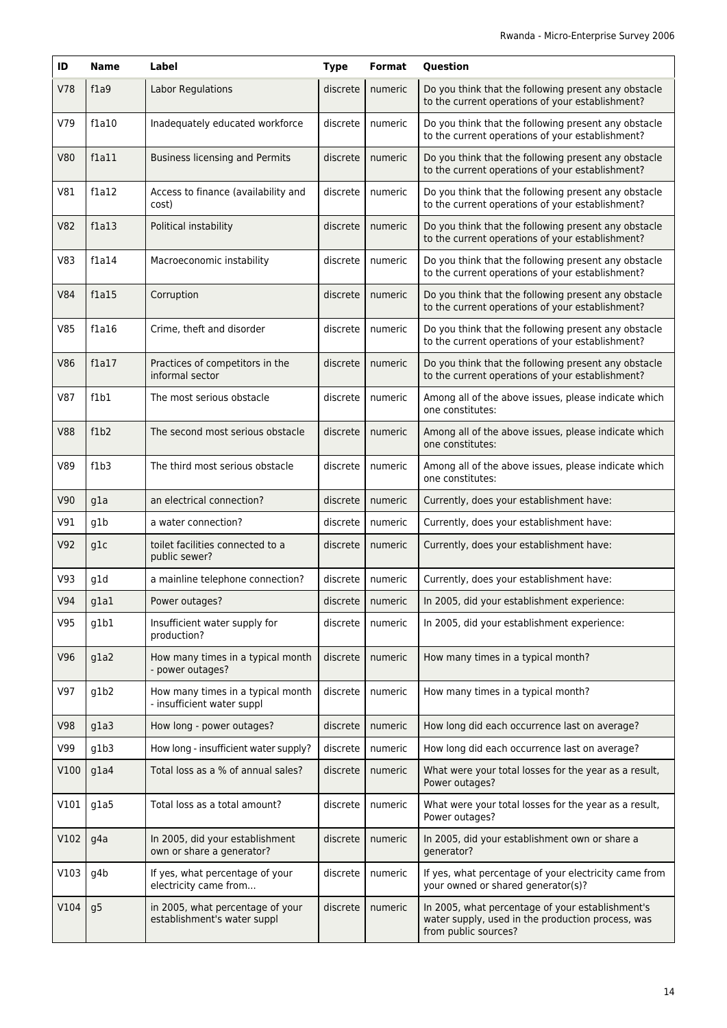| ID | Name | Label | Type | Format | Question |
|---|---|---|---|---|---|
| V78 | f1a9 | Labor Regulations | discrete | numeric | Do you think that the following present any obstacle to the current operations of your establishment? |
| V79 | f1a10 | Inadequately educated workforce | discrete | numeric | Do you think that the following present any obstacle to the current operations of your establishment? |
| V80 | f1a11 | Business licensing and Permits | discrete | numeric | Do you think that the following present any obstacle to the current operations of your establishment? |
| V81 | f1a12 | Access to finance (availability and cost) | discrete | numeric | Do you think that the following present any obstacle to the current operations of your establishment? |
| V82 | f1a13 | Political instability | discrete | numeric | Do you think that the following present any obstacle to the current operations of your establishment? |
| V83 | f1a14 | Macroeconomic instability | discrete | numeric | Do you think that the following present any obstacle to the current operations of your establishment? |
| V84 | f1a15 | Corruption | discrete | numeric | Do you think that the following present any obstacle to the current operations of your establishment? |
| V85 | f1a16 | Crime, theft and disorder | discrete | numeric | Do you think that the following present any obstacle to the current operations of your establishment? |
| V86 | f1a17 | Practices of competitors in the informal sector | discrete | numeric | Do you think that the following present any obstacle to the current operations of your establishment? |
| V87 | f1b1 | The most serious obstacle | discrete | numeric | Among all of the above issues, please indicate which one constitutes: |
| V88 | f1b2 | The second most serious obstacle | discrete | numeric | Among all of the above issues, please indicate which one constitutes: |
| V89 | f1b3 | The third most serious obstacle | discrete | numeric | Among all of the above issues, please indicate which one constitutes: |
| V90 | g1a | an electrical connection? | discrete | numeric | Currently, does your establishment have: |
| V91 | g1b | a water connection? | discrete | numeric | Currently, does your establishment have: |
| V92 | g1c | toilet facilities connected to a public sewer? | discrete | numeric | Currently, does your establishment have: |
| V93 | g1d | a mainline telephone connection? | discrete | numeric | Currently, does your establishment have: |
| V94 | g1a1 | Power outages? | discrete | numeric | In 2005, did your establishment experience: |
| V95 | g1b1 | Insufficient water supply for production? | discrete | numeric | In 2005, did your establishment experience: |
| V96 | g1a2 | How many times in a typical month - power outages? | discrete | numeric | How many times in a typical month? |
| V97 | g1b2 | How many times in a typical month - insufficient water suppl | discrete | numeric | How many times in a typical month? |
| V98 | g1a3 | How long - power outages? | discrete | numeric | How long did each occurrence last on average? |
| V99 | g1b3 | How long - insufficient water supply? | discrete | numeric | How long did each occurrence last on average? |
| V100 | g1a4 | Total loss as a % of annual sales? | discrete | numeric | What were your total losses for the year as a result, Power outages? |
| V101 | g1a5 | Total loss as a total amount? | discrete | numeric | What were your total losses for the year as a result, Power outages? |
| V102 | g4a | In 2005, did your establishment own or share a generator? | discrete | numeric | In 2005, did your establishment own or share a generator? |
| V103 | g4b | If yes, what percentage of your electricity came from... | discrete | numeric | If yes, what percentage of your electricity came from your owned or shared generator(s)? |
| V104 | g5 | in 2005, what percentage of your establishment's water suppl | discrete | numeric | In 2005, what percentage of your establishment's water supply, used in the production process, was from public sources? |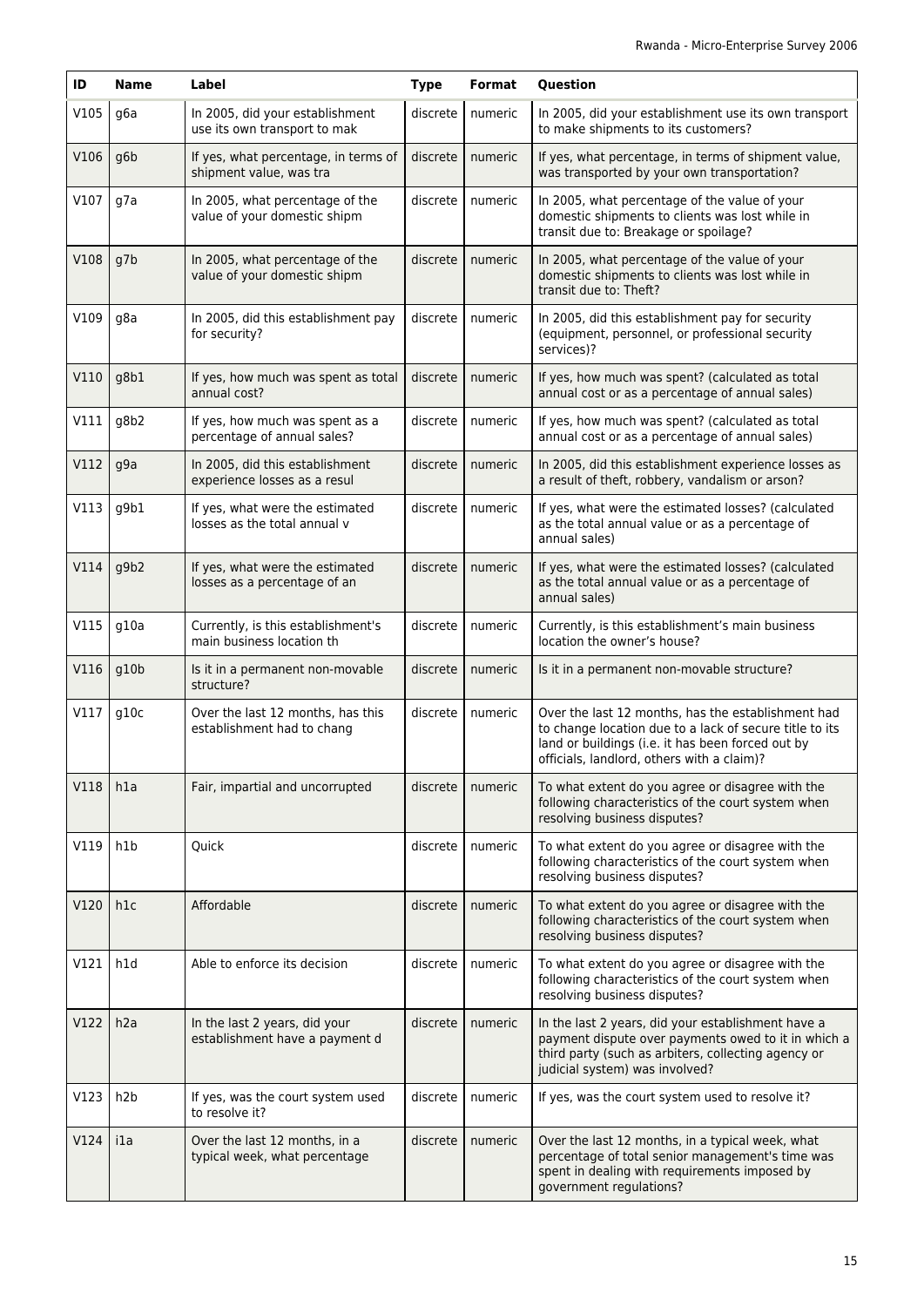| ID | Name | Label | Type | Format | Question |
|---|---|---|---|---|---|
| V105 | g6a | In 2005, did your establishment use its own transport to mak | discrete | numeric | In 2005, did your establishment use its own transport to make shipments to its customers? |
| V106 | g6b | If yes, what percentage, in terms of shipment value, was tra | discrete | numeric | If yes, what percentage, in terms of shipment value, was transported by your own transportation? |
| V107 | g7a | In 2005, what percentage of the value of your domestic shipm | discrete | numeric | In 2005, what percentage of the value of your domestic shipments to clients was lost while in transit due to: Breakage or spoilage? |
| V108 | g7b | In 2005, what percentage of the value of your domestic shipm | discrete | numeric | In 2005, what percentage of the value of your domestic shipments to clients was lost while in transit due to: Theft? |
| V109 | g8a | In 2005, did this establishment pay for security? | discrete | numeric | In 2005, did this establishment pay for security (equipment, personnel, or professional security services)? |
| V110 | g8b1 | If yes, how much was spent as total annual cost? | discrete | numeric | If yes, how much was spent? (calculated as total annual cost or as a percentage of annual sales) |
| V111 | g8b2 | If yes, how much was spent as a percentage of annual sales? | discrete | numeric | If yes, how much was spent? (calculated as total annual cost or as a percentage of annual sales) |
| V112 | g9a | In 2005, did this establishment experience losses as a resul | discrete | numeric | In 2005, did this establishment experience losses as a result of theft, robbery, vandalism or arson? |
| V113 | g9b1 | If yes, what were the estimated losses as the total annual v | discrete | numeric | If yes, what were the estimated losses? (calculated as the total annual value or as a percentage of annual sales) |
| V114 | g9b2 | If yes, what were the estimated losses as a percentage of an | discrete | numeric | If yes, what were the estimated losses? (calculated as the total annual value or as a percentage of annual sales) |
| V115 | g10a | Currently, is this establishment's main business location th | discrete | numeric | Currently, is this establishment's main business location the owner's house? |
| V116 | g10b | Is it in a permanent non-movable structure? | discrete | numeric | Is it in a permanent non-movable structure? |
| V117 | g10c | Over the last 12 months, has this establishment had to chang | discrete | numeric | Over the last 12 months, has the establishment had to change location due to a lack of secure title to its land or buildings (i.e. it has been forced out by officials, landlord, others with a claim)? |
| V118 | h1a | Fair, impartial and uncorrupted | discrete | numeric | To what extent do you agree or disagree with the following characteristics of the court system when resolving business disputes? |
| V119 | h1b | Quick | discrete | numeric | To what extent do you agree or disagree with the following characteristics of the court system when resolving business disputes? |
| V120 | h1c | Affordable | discrete | numeric | To what extent do you agree or disagree with the following characteristics of the court system when resolving business disputes? |
| V121 | h1d | Able to enforce its decision | discrete | numeric | To what extent do you agree or disagree with the following characteristics of the court system when resolving business disputes? |
| V122 | h2a | In the last 2 years, did your establishment have a payment d | discrete | numeric | In the last 2 years, did your establishment have a payment dispute over payments owed to it in which a third party (such as arbiters, collecting agency or judicial system) was involved? |
| V123 | h2b | If yes, was the court system used to resolve it? | discrete | numeric | If yes, was the court system used to resolve it? |
| V124 | i1a | Over the last 12 months, in a typical week, what percentage | discrete | numeric | Over the last 12 months, in a typical week, what percentage of total senior management's time was spent in dealing with requirements imposed by government regulations? |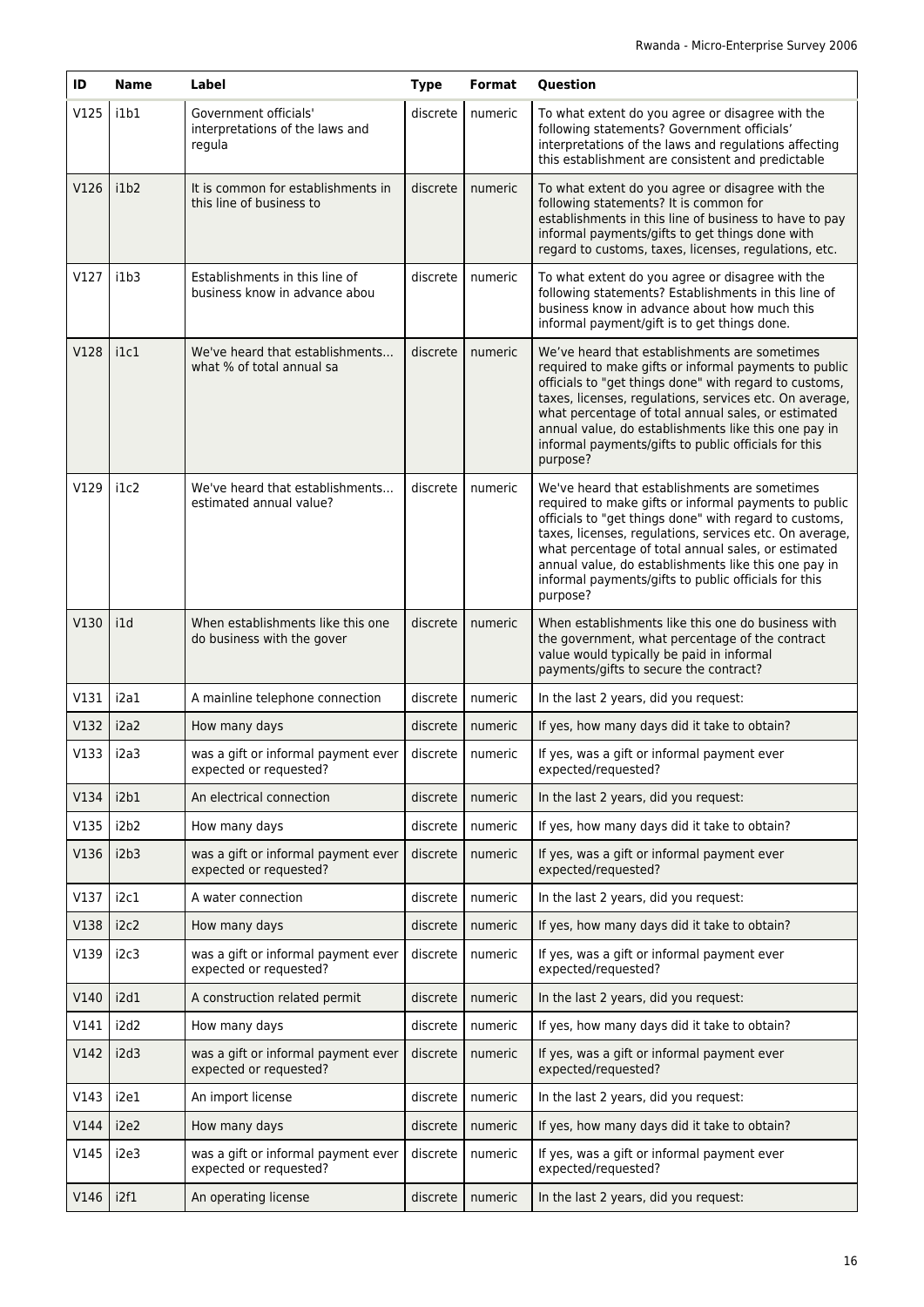| ID | Name | Label | Type | Format | Question |
|---|---|---|---|---|---|
| V125 | i1b1 | Government officials' interpretations of the laws and regula | discrete | numeric | To what extent do you agree or disagree with the following statements? Government officials' interpretations of the laws and regulations affecting this establishment are consistent and predictable |
| V126 | i1b2 | It is common for establishments in this line of business to | discrete | numeric | To what extent do you agree or disagree with the following statements? It is common for establishments in this line of business to have to pay informal payments/gifts to get things done with regard to customs, taxes, licenses, regulations, etc. |
| V127 | i1b3 | Establishments in this line of business know in advance abou | discrete | numeric | To what extent do you agree or disagree with the following statements? Establishments in this line of business know in advance about how much this informal payment/gift is to get things done. |
| V128 | i1c1 | We've heard that establishments... what % of total annual sa | discrete | numeric | We've heard that establishments are sometimes required to make gifts or informal payments to public officials to "get things done" with regard to customs, taxes, licenses, regulations, services etc. On average, what percentage of total annual sales, or estimated annual value, do establishments like this one pay in informal payments/gifts to public officials for this purpose? |
| V129 | i1c2 | We've heard that establishments... estimated annual value? | discrete | numeric | We've heard that establishments are sometimes required to make gifts or informal payments to public officials to "get things done" with regard to customs, taxes, licenses, regulations, services etc. On average, what percentage of total annual sales, or estimated annual value, do establishments like this one pay in informal payments/gifts to public officials for this purpose? |
| V130 | i1d | When establishments like this one do business with the gover | discrete | numeric | When establishments like this one do business with the government, what percentage of the contract value would typically be paid in informal payments/gifts to secure the contract? |
| V131 | i2a1 | A mainline telephone connection | discrete | numeric | In the last 2 years, did you request: |
| V132 | i2a2 | How many days | discrete | numeric | If yes, how many days did it take to obtain? |
| V133 | i2a3 | was a gift or informal payment ever expected or requested? | discrete | numeric | If yes, was a gift or informal payment ever expected/requested? |
| V134 | i2b1 | An electrical connection | discrete | numeric | In the last 2 years, did you request: |
| V135 | i2b2 | How many days | discrete | numeric | If yes, how many days did it take to obtain? |
| V136 | i2b3 | was a gift or informal payment ever expected or requested? | discrete | numeric | If yes, was a gift or informal payment ever expected/requested? |
| V137 | i2c1 | A water connection | discrete | numeric | In the last 2 years, did you request: |
| V138 | i2c2 | How many days | discrete | numeric | If yes, how many days did it take to obtain? |
| V139 | i2c3 | was a gift or informal payment ever expected or requested? | discrete | numeric | If yes, was a gift or informal payment ever expected/requested? |
| V140 | i2d1 | A construction related permit | discrete | numeric | In the last 2 years, did you request: |
| V141 | i2d2 | How many days | discrete | numeric | If yes, how many days did it take to obtain? |
| V142 | i2d3 | was a gift or informal payment ever expected or requested? | discrete | numeric | If yes, was a gift or informal payment ever expected/requested? |
| V143 | i2e1 | An import license | discrete | numeric | In the last 2 years, did you request: |
| V144 | i2e2 | How many days | discrete | numeric | If yes, how many days did it take to obtain? |
| V145 | i2e3 | was a gift or informal payment ever expected or requested? | discrete | numeric | If yes, was a gift or informal payment ever expected/requested? |
| V146 | i2f1 | An operating license | discrete | numeric | In the last 2 years, did you request: |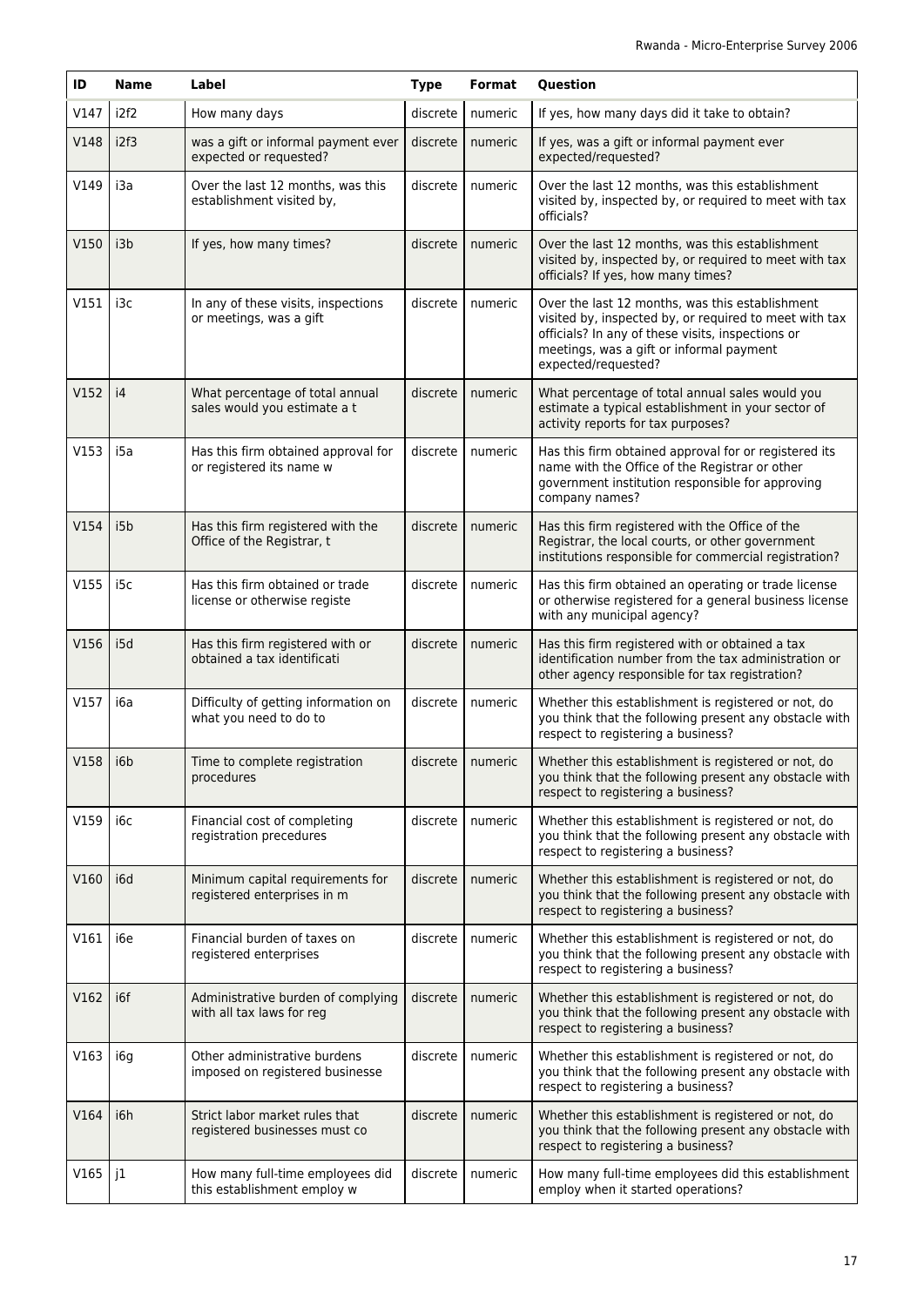| ID | Name | Label | Type | Format | Question |
| --- | --- | --- | --- | --- | --- |
| V147 | i2f2 | How many days | discrete | numeric | If yes, how many days did it take to obtain? |
| V148 | i2f3 | was a gift or informal payment ever expected or requested? | discrete | numeric | If yes, was a gift or informal payment ever expected/requested? |
| V149 | i3a | Over the last 12 months, was this establishment visited by, | discrete | numeric | Over the last 12 months, was this establishment visited by, inspected by, or required to meet with tax officials? |
| V150 | i3b | If yes, how many times? | discrete | numeric | Over the last 12 months, was this establishment visited by, inspected by, or required to meet with tax officials? If yes, how many times? |
| V151 | i3c | In any of these visits, inspections or meetings, was a gift | discrete | numeric | Over the last 12 months, was this establishment visited by, inspected by, or required to meet with tax officials? In any of these visits, inspections or meetings, was a gift or informal payment expected/requested? |
| V152 | i4 | What percentage of total annual sales would you estimate a t | discrete | numeric | What percentage of total annual sales would you estimate a typical establishment in your sector of activity reports for tax purposes? |
| V153 | i5a | Has this firm obtained approval for or registered its name w | discrete | numeric | Has this firm obtained approval for or registered its name with the Office of the Registrar or other government institution responsible for approving company names? |
| V154 | i5b | Has this firm registered with the Office of the Registrar, t | discrete | numeric | Has this firm registered with the Office of the Registrar, the local courts, or other government institutions responsible for commercial registration? |
| V155 | i5c | Has this firm obtained or trade license or otherwise registe | discrete | numeric | Has this firm obtained an operating or trade license or otherwise registered for a general business license with any municipal agency? |
| V156 | i5d | Has this firm registered with or obtained a tax identificati | discrete | numeric | Has this firm registered with or obtained a tax identification number from the tax administration or other agency responsible for tax registration? |
| V157 | i6a | Difficulty of getting information on what you need to do to | discrete | numeric | Whether this establishment is registered or not, do you think that the following present any obstacle with respect to registering a business? |
| V158 | i6b | Time to complete registration procedures | discrete | numeric | Whether this establishment is registered or not, do you think that the following present any obstacle with respect to registering a business? |
| V159 | i6c | Financial cost of completing registration precedures | discrete | numeric | Whether this establishment is registered or not, do you think that the following present any obstacle with respect to registering a business? |
| V160 | i6d | Minimum capital requirements for registered enterprises in m | discrete | numeric | Whether this establishment is registered or not, do you think that the following present any obstacle with respect to registering a business? |
| V161 | i6e | Financial burden of taxes on registered enterprises | discrete | numeric | Whether this establishment is registered or not, do you think that the following present any obstacle with respect to registering a business? |
| V162 | i6f | Administrative burden of complying with all tax laws for reg | discrete | numeric | Whether this establishment is registered or not, do you think that the following present any obstacle with respect to registering a business? |
| V163 | i6g | Other administrative burdens imposed on registered businesse | discrete | numeric | Whether this establishment is registered or not, do you think that the following present any obstacle with respect to registering a business? |
| V164 | i6h | Strict labor market rules that registered businesses must co | discrete | numeric | Whether this establishment is registered or not, do you think that the following present any obstacle with respect to registering a business? |
| V165 | j1 | How many full-time employees did this establishment employ w | discrete | numeric | How many full-time employees did this establishment employ when it started operations? |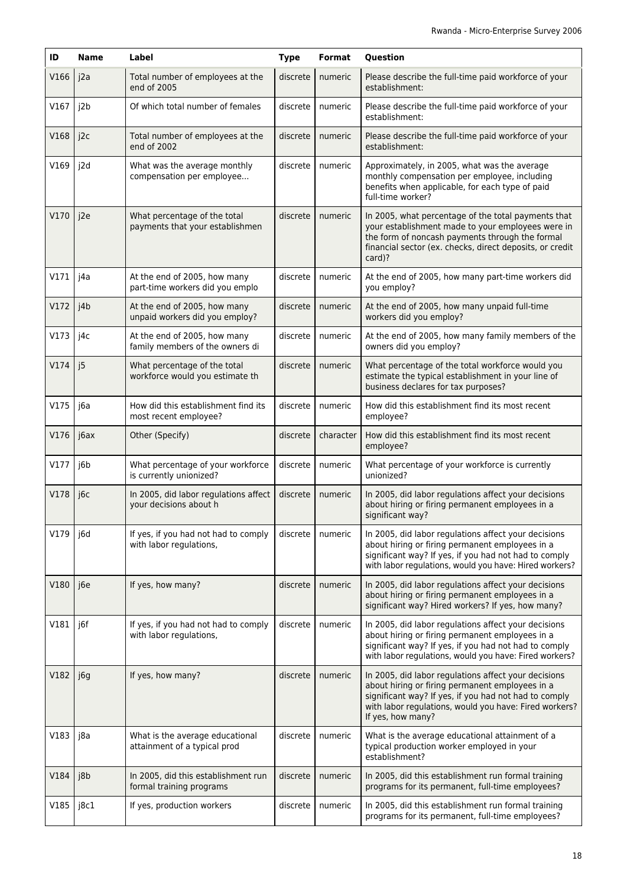| ID | Name | Label | Type | Format | Question |
|---|---|---|---|---|---|
| V166 | j2a | Total number of employees at the end of 2005 | discrete | numeric | Please describe the full-time paid workforce of your establishment: |
| V167 | j2b | Of which total number of females | discrete | numeric | Please describe the full-time paid workforce of your establishment: |
| V168 | j2c | Total number of employees at the end of 2002 | discrete | numeric | Please describe the full-time paid workforce of your establishment: |
| V169 | j2d | What was the average monthly compensation per employee... | discrete | numeric | Approximately, in 2005, what was the average monthly compensation per employee, including benefits when applicable, for each type of paid full-time worker? |
| V170 | j2e | What percentage of the total payments that your establishmen | discrete | numeric | In 2005, what percentage of the total payments that your establishment made to your employees were in the form of noncash payments through the formal financial sector (ex. checks, direct deposits, or credit card)? |
| V171 | j4a | At the end of 2005, how many part-time workers did you emplo | discrete | numeric | At the end of 2005, how many part-time workers did you employ? |
| V172 | j4b | At the end of 2005, how many unpaid workers did you employ? | discrete | numeric | At the end of 2005, how many unpaid full-time workers did you employ? |
| V173 | j4c | At the end of 2005, how many family members of the owners di | discrete | numeric | At the end of 2005, how many family members of the owners did you employ? |
| V174 | j5 | What percentage of the total workforce would you estimate th | discrete | numeric | What percentage of the total workforce would you estimate the typical establishment in your line of business declares for tax purposes? |
| V175 | j6a | How did this establishment find its most recent employee? | discrete | numeric | How did this establishment find its most recent employee? |
| V176 | j6ax | Other (Specify) | discrete | character | How did this establishment find its most recent employee? |
| V177 | j6b | What percentage of your workforce is currently unionized? | discrete | numeric | What percentage of your workforce is currently unionized? |
| V178 | j6c | In 2005, did labor regulations affect your decisions about h | discrete | numeric | In 2005, did labor regulations affect your decisions about hiring or firing permanent employees in a significant way? |
| V179 | j6d | If yes, if you had not had to comply with labor regulations, | discrete | numeric | In 2005, did labor regulations affect your decisions about hiring or firing permanent employees in a significant way? If yes, if you had not had to comply with labor regulations, would you have: Hired workers? |
| V180 | j6e | If yes, how many? | discrete | numeric | In 2005, did labor regulations affect your decisions about hiring or firing permanent employees in a significant way? Hired workers? If yes, how many? |
| V181 | j6f | If yes, if you had not had to comply with labor regulations, | discrete | numeric | In 2005, did labor regulations affect your decisions about hiring or firing permanent employees in a significant way? If yes, if you had not had to comply with labor regulations, would you have: Fired workers? |
| V182 | j6g | If yes, how many? | discrete | numeric | In 2005, did labor regulations affect your decisions about hiring or firing permanent employees in a significant way? If yes, if you had not had to comply with labor regulations, would you have: Fired workers? If yes, how many? |
| V183 | j8a | What is the average educational attainment of a typical prod | discrete | numeric | What is the average educational attainment of a typical production worker employed in your establishment? |
| V184 | j8b | In 2005, did this establishment run formal training programs | discrete | numeric | In 2005, did this establishment run formal training programs for its permanent, full-time employees? |
| V185 | j8c1 | If yes, production workers | discrete | numeric | In 2005, did this establishment run formal training programs for its permanent, full-time employees? |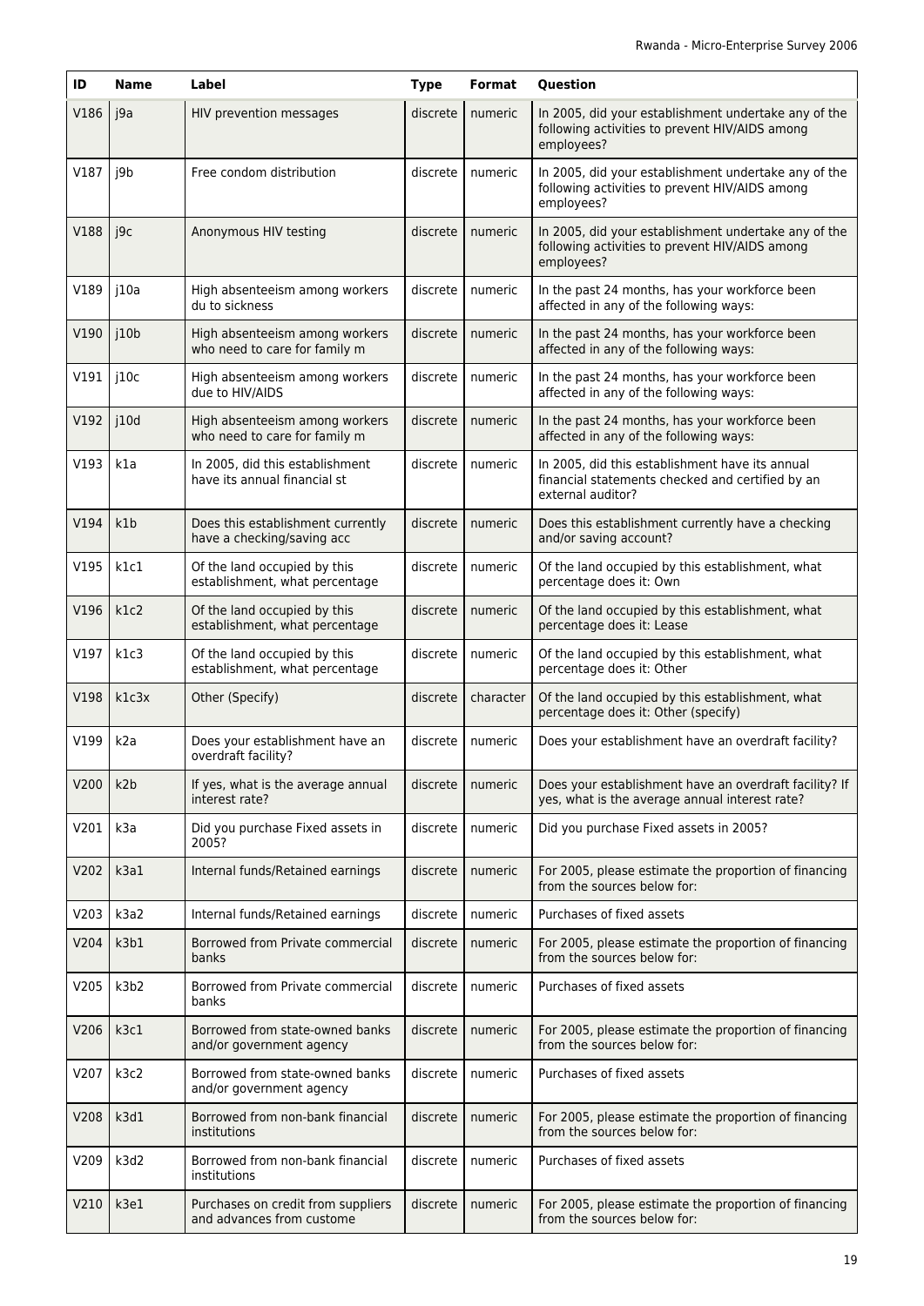| ID | Name | Label | Type | Format | Question |
|---|---|---|---|---|---|
| V186 | j9a | HIV prevention messages | discrete | numeric | In 2005, did your establishment undertake any of the following activities to prevent HIV/AIDS among employees? |
| V187 | j9b | Free condom distribution | discrete | numeric | In 2005, did your establishment undertake any of the following activities to prevent HIV/AIDS among employees? |
| V188 | j9c | Anonymous HIV testing | discrete | numeric | In 2005, did your establishment undertake any of the following activities to prevent HIV/AIDS among employees? |
| V189 | j10a | High absenteeism among workers du to sickness | discrete | numeric | In the past 24 months, has your workforce been affected in any of the following ways: |
| V190 | j10b | High absenteeism among workers who need to care for family m | discrete | numeric | In the past 24 months, has your workforce been affected in any of the following ways: |
| V191 | j10c | High absenteeism among workers due to HIV/AIDS | discrete | numeric | In the past 24 months, has your workforce been affected in any of the following ways: |
| V192 | j10d | High absenteeism among workers who need to care for family m | discrete | numeric | In the past 24 months, has your workforce been affected in any of the following ways: |
| V193 | k1a | In 2005, did this establishment have its annual financial st | discrete | numeric | In 2005, did this establishment have its annual financial statements checked and certified by an external auditor? |
| V194 | k1b | Does this establishment currently have a checking/saving acc | discrete | numeric | Does this establishment currently have a checking and/or saving account? |
| V195 | k1c1 | Of the land occupied by this establishment, what percentage | discrete | numeric | Of the land occupied by this establishment, what percentage does it: Own |
| V196 | k1c2 | Of the land occupied by this establishment, what percentage | discrete | numeric | Of the land occupied by this establishment, what percentage does it: Lease |
| V197 | k1c3 | Of the land occupied by this establishment, what percentage | discrete | numeric | Of the land occupied by this establishment, what percentage does it: Other |
| V198 | k1c3x | Other (Specify) | discrete | character | Of the land occupied by this establishment, what percentage does it: Other (specify) |
| V199 | k2a | Does your establishment have an overdraft facility? | discrete | numeric | Does your establishment have an overdraft facility? |
| V200 | k2b | If yes, what is the average annual interest rate? | discrete | numeric | Does your establishment have an overdraft facility? If yes, what is the average annual interest rate? |
| V201 | k3a | Did you purchase Fixed assets in 2005? | discrete | numeric | Did you purchase Fixed assets in 2005? |
| V202 | k3a1 | Internal funds/Retained earnings | discrete | numeric | For 2005, please estimate the proportion of financing from the sources below for: |
| V203 | k3a2 | Internal funds/Retained earnings | discrete | numeric | Purchases of fixed assets |
| V204 | k3b1 | Borrowed from Private commercial banks | discrete | numeric | For 2005, please estimate the proportion of financing from the sources below for: |
| V205 | k3b2 | Borrowed from Private commercial banks | discrete | numeric | Purchases of fixed assets |
| V206 | k3c1 | Borrowed from state-owned banks and/or government agency | discrete | numeric | For 2005, please estimate the proportion of financing from the sources below for: |
| V207 | k3c2 | Borrowed from state-owned banks and/or government agency | discrete | numeric | Purchases of fixed assets |
| V208 | k3d1 | Borrowed from non-bank financial institutions | discrete | numeric | For 2005, please estimate the proportion of financing from the sources below for: |
| V209 | k3d2 | Borrowed from non-bank financial institutions | discrete | numeric | Purchases of fixed assets |
| V210 | k3e1 | Purchases on credit from suppliers and advances from custome | discrete | numeric | For 2005, please estimate the proportion of financing from the sources below for: |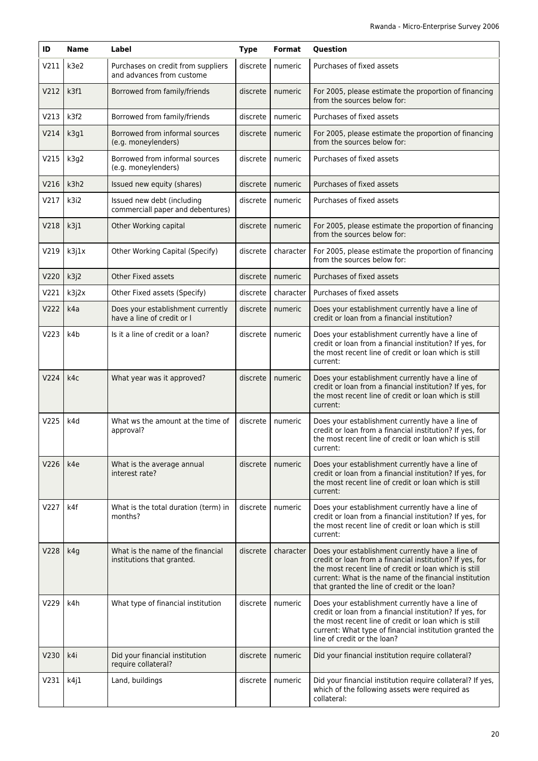| ID | Name | Label | Type | Format | Question |
|---|---|---|---|---|---|
| V211 | k3e2 | Purchases on credit from suppliers and advances from custome | discrete | numeric | Purchases of fixed assets |
| V212 | k3f1 | Borrowed from family/friends | discrete | numeric | For 2005, please estimate the proportion of financing from the sources below for: |
| V213 | k3f2 | Borrowed from family/friends | discrete | numeric | Purchases of fixed assets |
| V214 | k3g1 | Borrowed from informal sources (e.g. moneylenders) | discrete | numeric | For 2005, please estimate the proportion of financing from the sources below for: |
| V215 | k3g2 | Borrowed from informal sources (e.g. moneylenders) | discrete | numeric | Purchases of fixed assets |
| V216 | k3h2 | Issued new equity (shares) | discrete | numeric | Purchases of fixed assets |
| V217 | k3i2 | Issued new debt (including commerciall paper and debentures) | discrete | numeric | Purchases of fixed assets |
| V218 | k3j1 | Other Working capital | discrete | numeric | For 2005, please estimate the proportion of financing from the sources below for: |
| V219 | k3j1x | Other Working Capital (Specify) | discrete | character | For 2005, please estimate the proportion of financing from the sources below for: |
| V220 | k3j2 | Other Fixed assets | discrete | numeric | Purchases of fixed assets |
| V221 | k3j2x | Other Fixed assets (Specify) | discrete | character | Purchases of fixed assets |
| V222 | k4a | Does your establishment currently have a line of credit or l | discrete | numeric | Does your establishment currently have a line of credit or loan from a financial institution? |
| V223 | k4b | Is it a line of credit or a loan? | discrete | numeric | Does your establishment currently have a line of credit or loan from a financial institution? If yes, for the most recent line of credit or loan which is still current: |
| V224 | k4c | What year was it approved? | discrete | numeric | Does your establishment currently have a line of credit or loan from a financial institution? If yes, for the most recent line of credit or loan which is still current: |
| V225 | k4d | What ws the amount at the time of approval? | discrete | numeric | Does your establishment currently have a line of credit or loan from a financial institution? If yes, for the most recent line of credit or loan which is still current: |
| V226 | k4e | What is the average annual interest rate? | discrete | numeric | Does your establishment currently have a line of credit or loan from a financial institution? If yes, for the most recent line of credit or loan which is still current: |
| V227 | k4f | What is the total duration (term) in months? | discrete | numeric | Does your establishment currently have a line of credit or loan from a financial institution? If yes, for the most recent line of credit or loan which is still current: |
| V228 | k4g | What is the name of the financial institutions that granted. | discrete | character | Does your establishment currently have a line of credit or loan from a financial institution? If yes, for the most recent line of credit or loan which is still current: What is the name of the financial institution that granted the line of credit or the loan? |
| V229 | k4h | What type of financial institution | discrete | numeric | Does your establishment currently have a line of credit or loan from a financial institution? If yes, for the most recent line of credit or loan which is still current: What type of financial institution granted the line of credit or the loan? |
| V230 | k4i | Did your financial institution require collateral? | discrete | numeric | Did your financial institution require collateral? |
| V231 | k4j1 | Land, buildings | discrete | numeric | Did your financial institution require collateral? If yes, which of the following assets were required as collateral: |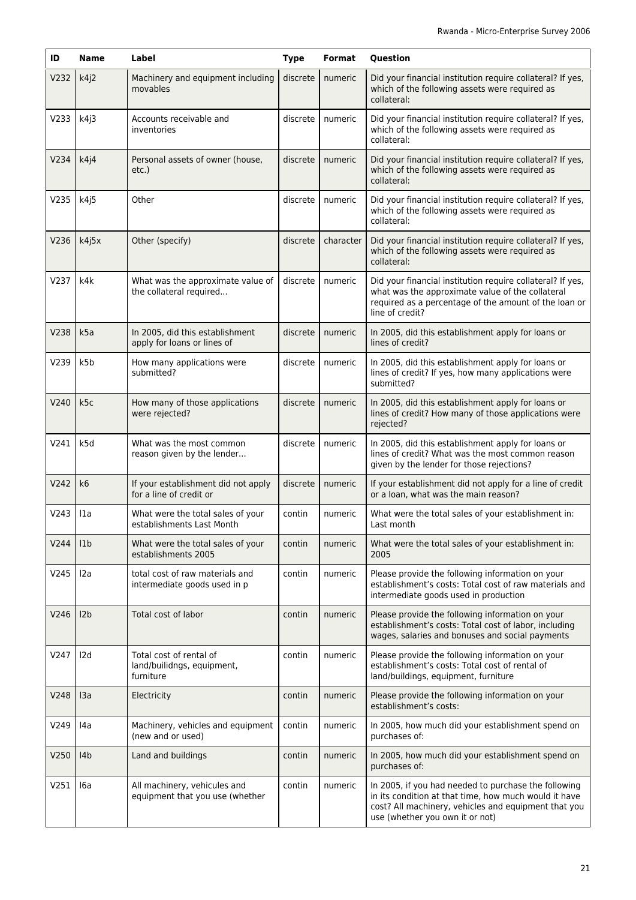| ID | Name | Label | Type | Format | Question |
|---|---|---|---|---|---|
| V232 | k4j2 | Machinery and equipment including movables | discrete | numeric | Did your financial institution require collateral? If yes, which of the following assets were required as collateral: |
| V233 | k4j3 | Accounts receivable and inventories | discrete | numeric | Did your financial institution require collateral? If yes, which of the following assets were required as collateral: |
| V234 | k4j4 | Personal assets of owner (house, etc.) | discrete | numeric | Did your financial institution require collateral? If yes, which of the following assets were required as collateral: |
| V235 | k4j5 | Other | discrete | numeric | Did your financial institution require collateral? If yes, which of the following assets were required as collateral: |
| V236 | k4j5x | Other (specify) | discrete | character | Did your financial institution require collateral? If yes, which of the following assets were required as collateral: |
| V237 | k4k | What was the approximate value of the collateral required... | discrete | numeric | Did your financial institution require collateral? If yes, what was the approximate value of the collateral required as a percentage of the amount of the loan or line of credit? |
| V238 | k5a | In 2005, did this establishment apply for loans or lines of | discrete | numeric | In 2005, did this establishment apply for loans or lines of credit? |
| V239 | k5b | How many applications were submitted? | discrete | numeric | In 2005, did this establishment apply for loans or lines of credit? If yes, how many applications were submitted? |
| V240 | k5c | How many of those applications were rejected? | discrete | numeric | In 2005, did this establishment apply for loans or lines of credit? How many of those applications were rejected? |
| V241 | k5d | What was the most common reason given by the lender... | discrete | numeric | In 2005, did this establishment apply for loans or lines of credit? What was the most common reason given by the lender for those rejections? |
| V242 | k6 | If your establishment did not apply for a line of credit or | discrete | numeric | If your establishment did not apply for a line of credit or a loan, what was the main reason? |
| V243 | l1a | What were the total sales of your establishments Last Month | contin | numeric | What were the total sales of your establishment in: Last month |
| V244 | l1b | What were the total sales of your establishments 2005 | contin | numeric | What were the total sales of your establishment in: 2005 |
| V245 | l2a | total cost of raw materials and intermediate goods used in p | contin | numeric | Please provide the following information on your establishment's costs: Total cost of raw materials and intermediate goods used in production |
| V246 | l2b | Total cost of labor | contin | numeric | Please provide the following information on your establishment's costs: Total cost of labor, including wages, salaries and bonuses and social payments |
| V247 | l2d | Total cost of rental of land/builidngs, equipment, furniture | contin | numeric | Please provide the following information on your establishment's costs: Total cost of rental of land/buildings, equipment, furniture |
| V248 | l3a | Electricity | contin | numeric | Please provide the following information on your establishment's costs: |
| V249 | l4a | Machinery, vehicles and equipment (new and or used) | contin | numeric | In 2005, how much did your establishment spend on purchases of: |
| V250 | l4b | Land and buildings | contin | numeric | In 2005, how much did your establishment spend on purchases of: |
| V251 | l6a | All machinery, vehicules and equipment that you use (whether | contin | numeric | In 2005, if you had needed to purchase the following in its condition at that time, how much would it have cost? All machinery, vehicles and equipment that you use (whether you own it or not) |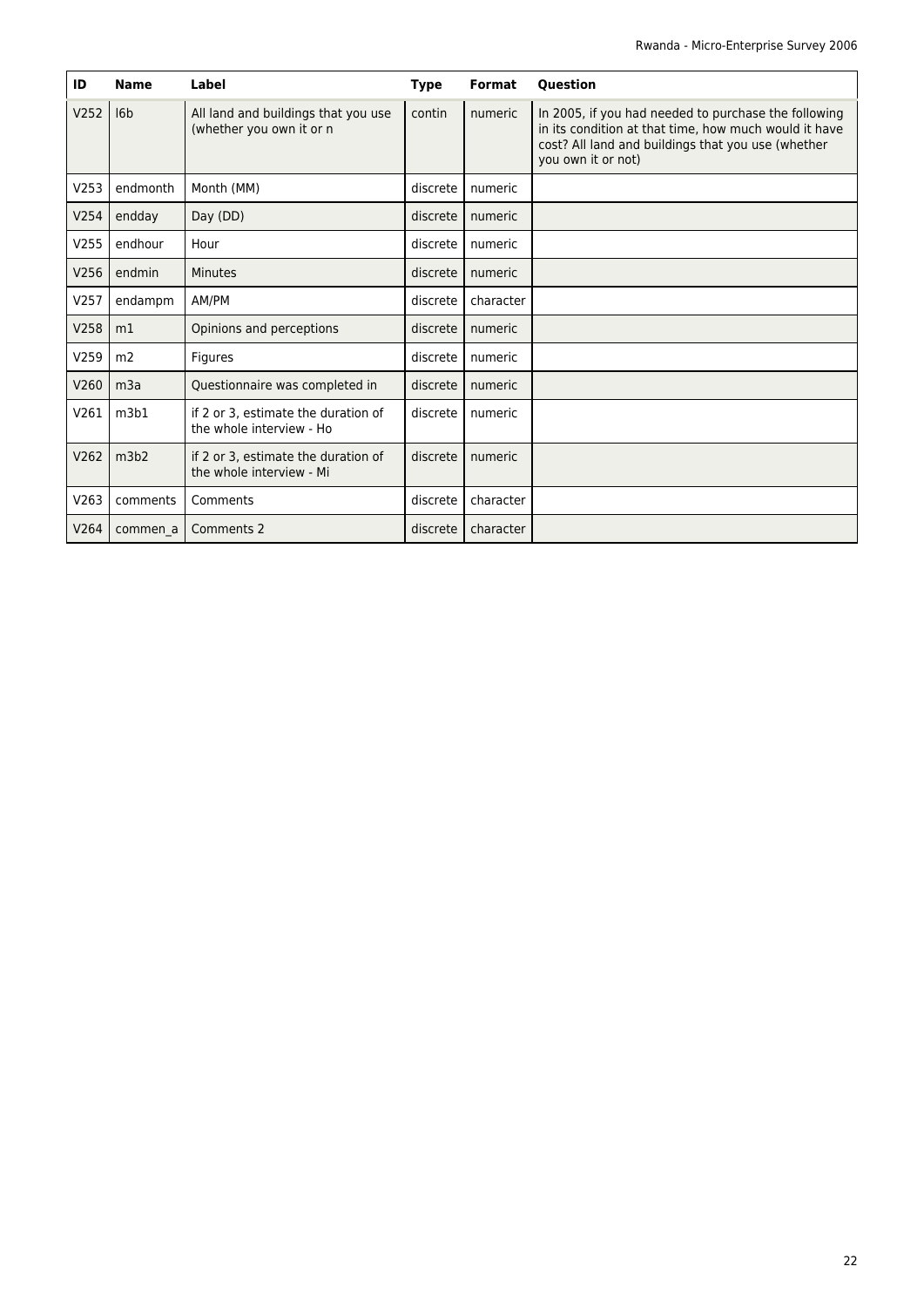| ID | Name | Label | Type | Format | Question |
|---|---|---|---|---|---|
| V252 | l6b | All land and buildings that you use (whether you own it or n | contin | numeric | In 2005, if you had needed to purchase the following in its condition at that time, how much would it have cost? All land and buildings that you use (whether you own it or not) |
| V253 | endmonth | Month (MM) | discrete | numeric | |
| V254 | endday | Day (DD) | discrete | numeric | |
| V255 | endhour | Hour | discrete | numeric | |
| V256 | endmin | Minutes | discrete | numeric | |
| V257 | endampm | AM/PM | discrete | character | |
| V258 | m1 | Opinions and perceptions | discrete | numeric | |
| V259 | m2 | Figures | discrete | numeric | |
| V260 | m3a | Questionnaire was completed in | discrete | numeric | |
| V261 | m3b1 | if 2 or 3, estimate the duration of the whole interview - Ho | discrete | numeric | |
| V262 | m3b2 | if 2 or 3, estimate the duration of the whole interview - Mi | discrete | numeric | |
| V263 | comments | Comments | discrete | character | |
| V264 | commen_a | Comments 2 | discrete | character | |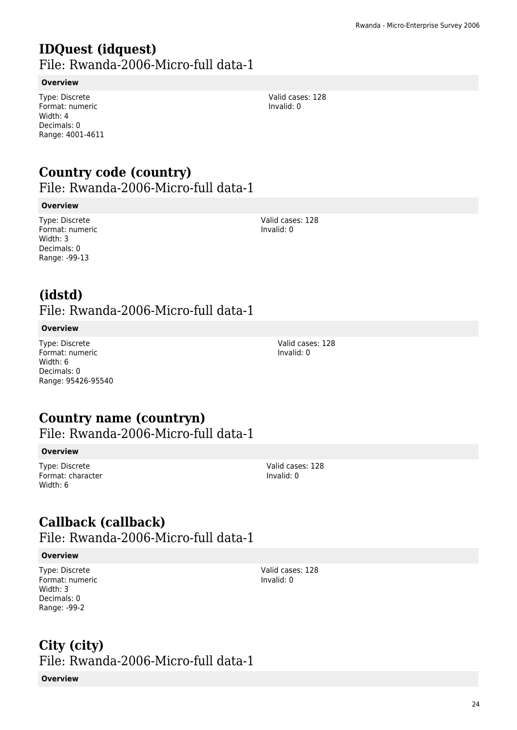# IDQuest (idquest)

File: Rwanda-2006-Micro-full data-1

**Overview**

Type: Discrete
Format: numeric
Width: 4
Decimals: 0
Range: 4001-4611

Valid cases: 128
Invalid: 0

# Country code (country)

File: Rwanda-2006-Micro-full data-1

**Overview**

Type: Discrete
Format: numeric
Width: 3
Decimals: 0
Range: -99-13

Valid cases: 128
Invalid: 0

# (idstd)

File: Rwanda-2006-Micro-full data-1

**Overview**

Type: Discrete
Format: numeric
Width: 6
Decimals: 0
Range: 95426-95540

Valid cases: 128
Invalid: 0

# Country name (countryn)

File: Rwanda-2006-Micro-full data-1

**Overview**

Type: Discrete
Format: character
Width: 6

Valid cases: 128
Invalid: 0

# Callback (callback)

File: Rwanda-2006-Micro-full data-1

**Overview**

Type: Discrete
Format: numeric
Width: 3
Decimals: 0
Range: -99-2

Valid cases: 128
Invalid: 0

# City (city)

File: Rwanda-2006-Micro-full data-1

**Overview**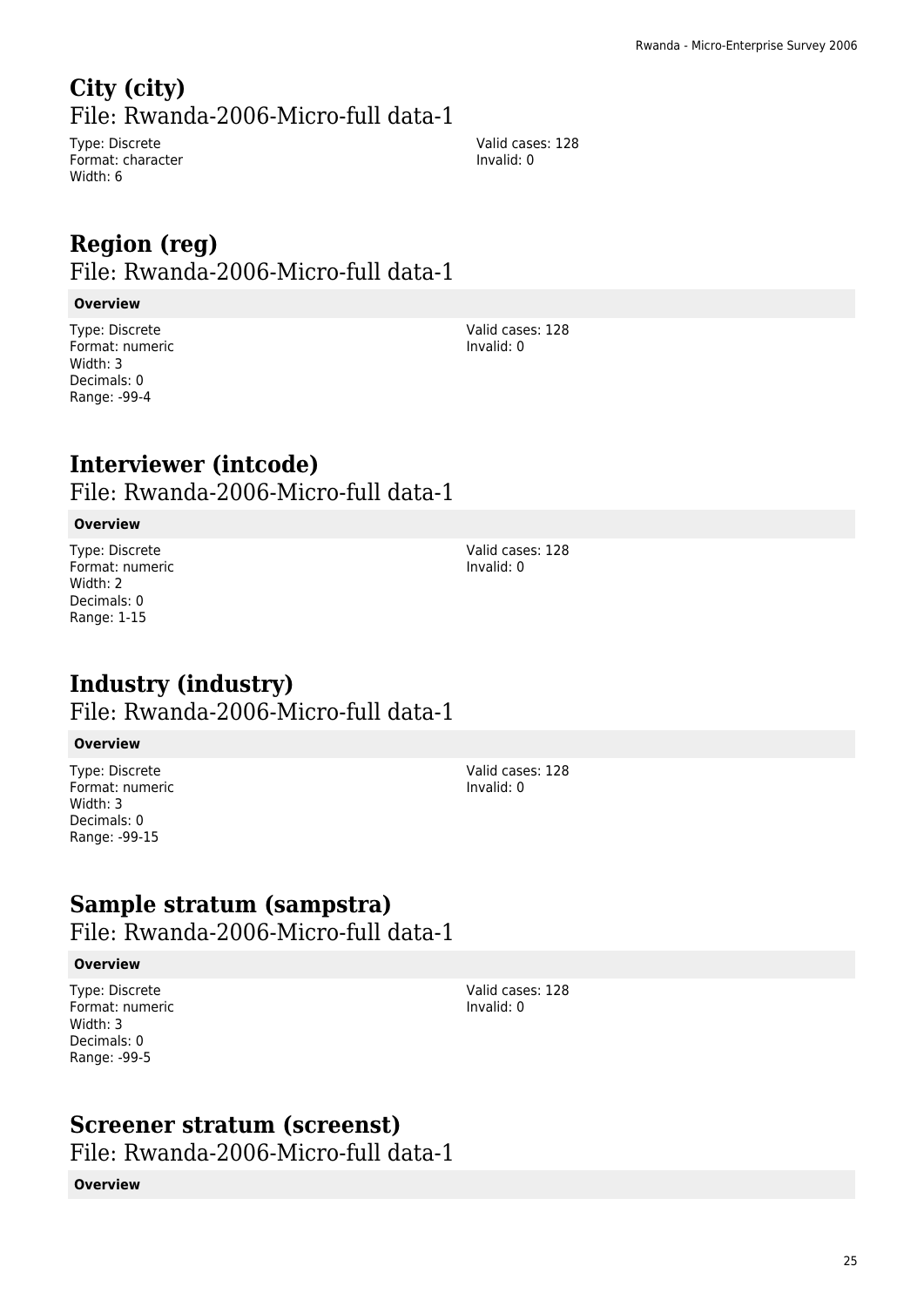## City (city)

File: Rwanda-2006-Micro-full data-1

Type: Discrete
Format: character
Width: 6

Valid cases: 128
Invalid: 0

## Region (reg)

File: Rwanda-2006-Micro-full data-1

**Overview**

Type: Discrete
Format: numeric
Width: 3
Decimals: 0
Range: -99-4

Valid cases: 128
Invalid: 0

## Interviewer (intcode)

File: Rwanda-2006-Micro-full data-1

**Overview**

Type: Discrete
Format: numeric
Width: 2
Decimals: 0
Range: 1-15

Valid cases: 128
Invalid: 0

## Industry (industry)

File: Rwanda-2006-Micro-full data-1

**Overview**

Type: Discrete
Format: numeric
Width: 3
Decimals: 0
Range: -99-15

Valid cases: 128
Invalid: 0

## Sample stratum (sampstra)

File: Rwanda-2006-Micro-full data-1

**Overview**

Type: Discrete
Format: numeric
Width: 3
Decimals: 0
Range: -99-5

Valid cases: 128
Invalid: 0

## Screener stratum (screenst)

File: Rwanda-2006-Micro-full data-1

**Overview**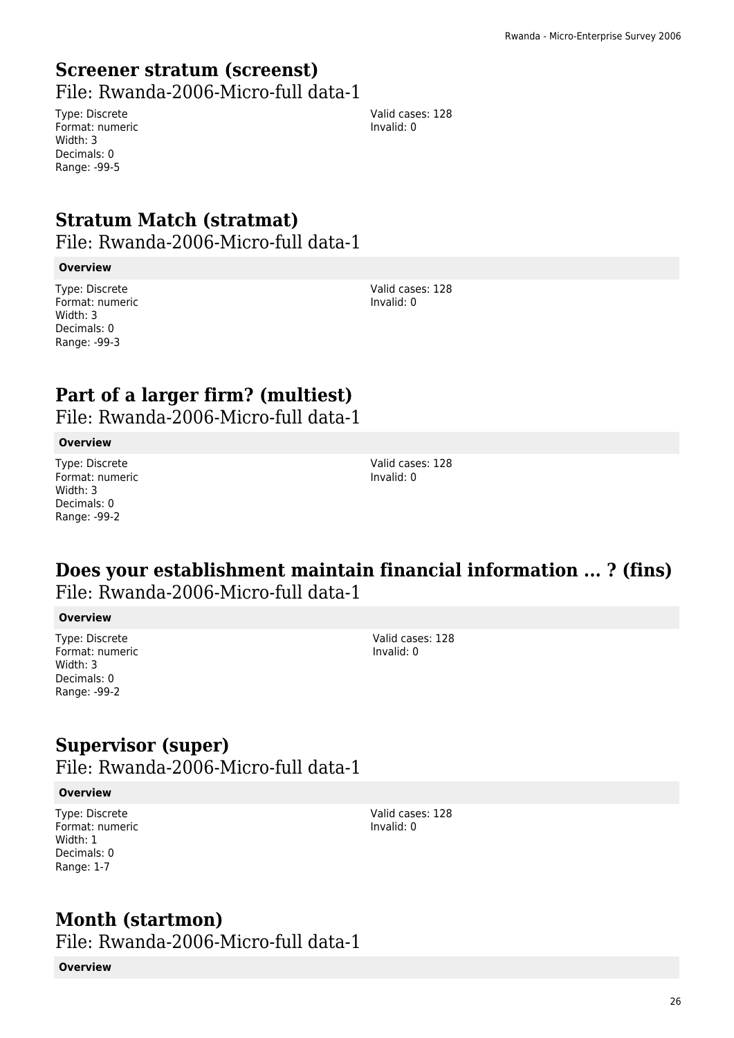## Screener stratum (screenst)

File: Rwanda-2006-Micro-full data-1

Type: Discrete
Format: numeric
Width: 3
Decimals: 0
Range: -99-5

Valid cases: 128
Invalid: 0

## Stratum Match (stratmat)

File: Rwanda-2006-Micro-full data-1

**Overview**

Type: Discrete
Format: numeric
Width: 3
Decimals: 0
Range: -99-3

Valid cases: 128
Invalid: 0

## Part of a larger firm? (multiest)

File: Rwanda-2006-Micro-full data-1

**Overview**

Type: Discrete
Format: numeric
Width: 3
Decimals: 0
Range: -99-2

Valid cases: 128
Invalid: 0

## Does your establishment maintain financial information ... ? (fins)

File: Rwanda-2006-Micro-full data-1

**Overview**

Type: Discrete
Format: numeric
Width: 3
Decimals: 0
Range: -99-2

Valid cases: 128
Invalid: 0

## Supervisor (super)

File: Rwanda-2006-Micro-full data-1

**Overview**

Type: Discrete
Format: numeric
Width: 1
Decimals: 0
Range: 1-7

Valid cases: 128
Invalid: 0

## Month (startmon)

File: Rwanda-2006-Micro-full data-1

**Overview**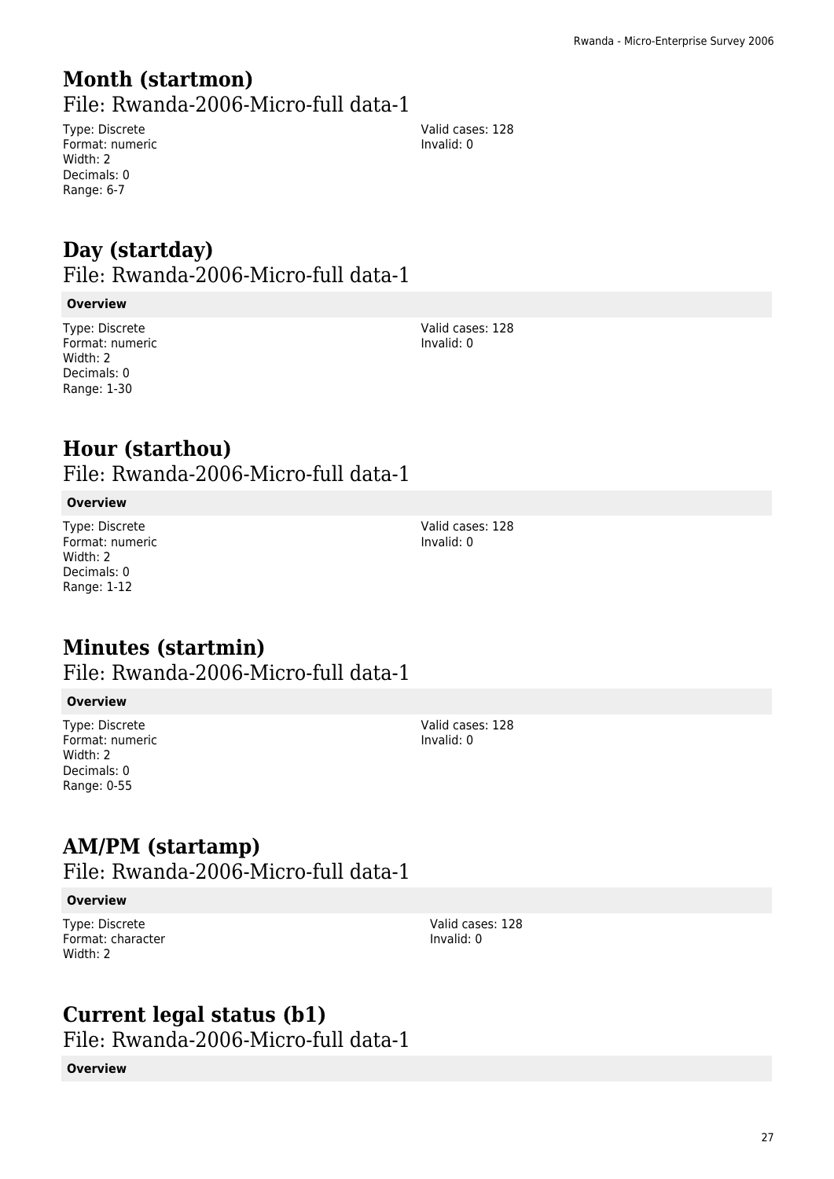## Month (startmon)

File: Rwanda-2006-Micro-full data-1

Type: Discrete
Format: numeric
Width: 2
Decimals: 0
Range: 6-7

Valid cases: 128
Invalid: 0

## Day (startday)

File: Rwanda-2006-Micro-full data-1

**Overview**

Type: Discrete
Format: numeric
Width: 2
Decimals: 0
Range: 1-30

Valid cases: 128
Invalid: 0

## Hour (starthou)

File: Rwanda-2006-Micro-full data-1

**Overview**

Type: Discrete
Format: numeric
Width: 2
Decimals: 0
Range: 1-12

Valid cases: 128
Invalid: 0

## Minutes (startmin)

File: Rwanda-2006-Micro-full data-1

**Overview**

Type: Discrete
Format: numeric
Width: 2
Decimals: 0
Range: 0-55

Valid cases: 128
Invalid: 0

## AM/PM (startamp)

File: Rwanda-2006-Micro-full data-1

**Overview**

Type: Discrete
Format: character
Width: 2

Valid cases: 128
Invalid: 0

## Current legal status (b1)

File: Rwanda-2006-Micro-full data-1

**Overview**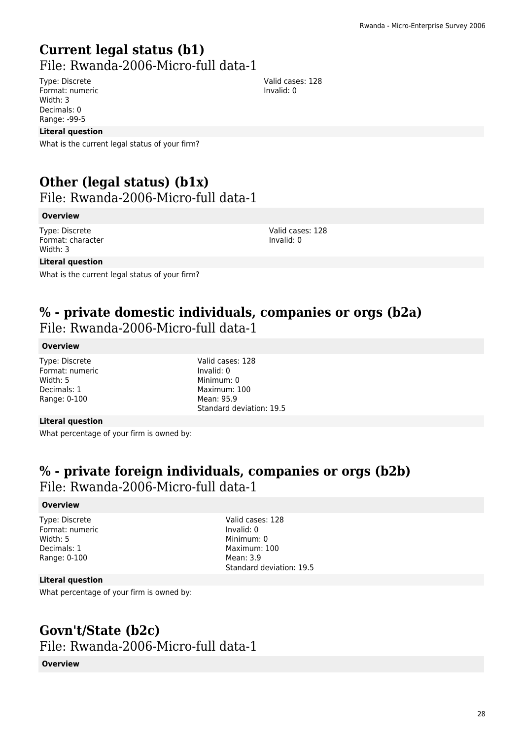# Current legal status (b1)

File: Rwanda-2006-Micro-full data-1

Type: Discrete
Format: numeric
Width: 3
Decimals: 0
Range: -99-5

Valid cases: 128
Invalid: 0

**Literal question**

What is the current legal status of your firm?

# Other (legal status) (b1x)

File: Rwanda-2006-Micro-full data-1

**Overview**

Type: Discrete
Format: character
Width: 3

Valid cases: 128
Invalid: 0

**Literal question**

What is the current legal status of your firm?

# % - private domestic individuals, companies or orgs (b2a)

File: Rwanda-2006-Micro-full data-1

**Overview**

Type: Discrete
Format: numeric
Width: 5
Decimals: 1
Range: 0-100

Valid cases: 128
Invalid: 0
Minimum: 0
Maximum: 100
Mean: 95.9
Standard deviation: 19.5

**Literal question**

What percentage of your firm is owned by:

# % - private foreign individuals, companies or orgs (b2b)

File: Rwanda-2006-Micro-full data-1

**Overview**

Type: Discrete
Format: numeric
Width: 5
Decimals: 1
Range: 0-100

Valid cases: 128
Invalid: 0
Minimum: 0
Maximum: 100
Mean: 3.9
Standard deviation: 19.5

**Literal question**

What percentage of your firm is owned by:

# Govn't/State (b2c)

File: Rwanda-2006-Micro-full data-1

**Overview**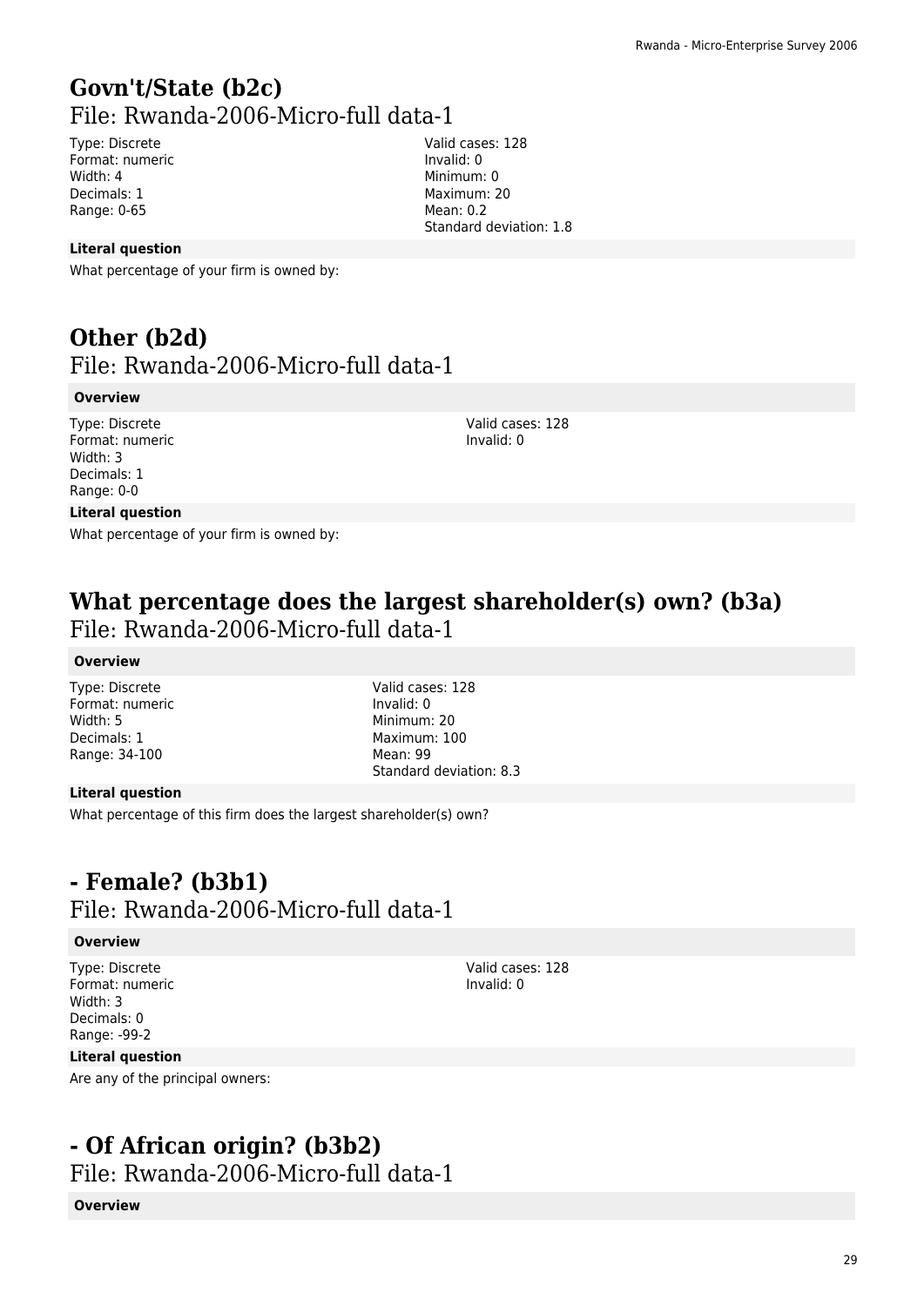# Govn't/State (b2c)

## File: Rwanda-2006-Micro-full data-1

Type: Discrete
Format: numeric
Width: 4
Decimals: 1
Range: 0-65

Valid cases: 128
Invalid: 0
Minimum: 0
Maximum: 20
Mean: 0.2
Standard deviation: 1.8

**Literal question**

What percentage of your firm is owned by:

# Other (b2d)

## File: Rwanda-2006-Micro-full data-1

**Overview**

Type: Discrete
Format: numeric
Width: 3
Decimals: 1
Range: 0-0

Valid cases: 128
Invalid: 0

**Literal question**

What percentage of your firm is owned by:

# What percentage does the largest shareholder(s) own? (b3a)

## File: Rwanda-2006-Micro-full data-1

**Overview**

Type: Discrete
Format: numeric
Width: 5
Decimals: 1
Range: 34-100

Valid cases: 128
Invalid: 0
Minimum: 20
Maximum: 100
Mean: 99
Standard deviation: 8.3

**Literal question**

What percentage of this firm does the largest shareholder(s) own?

# - Female? (b3b1)

## File: Rwanda-2006-Micro-full data-1

**Overview**

Type: Discrete
Format: numeric
Width: 3
Decimals: 0
Range: -99-2

Valid cases: 128
Invalid: 0

**Literal question**

Are any of the principal owners:

# - Of African origin? (b3b2)

## File: Rwanda-2006-Micro-full data-1

**Overview**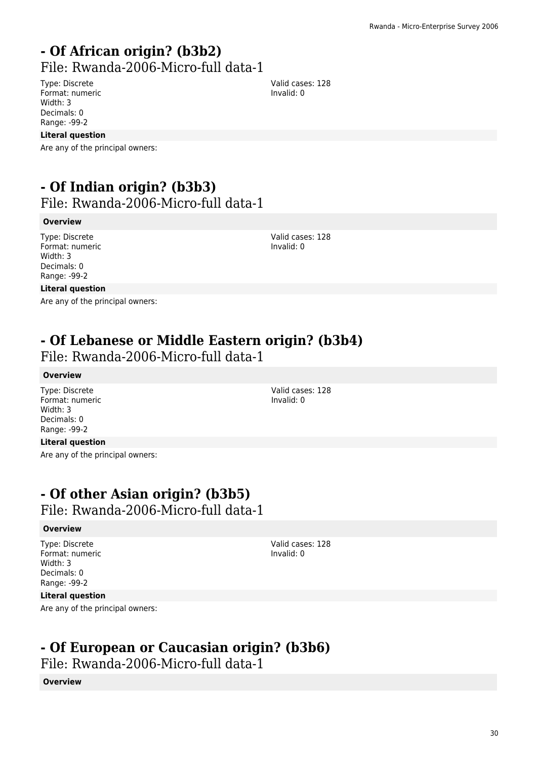# - Of African origin? (b3b2)

File: Rwanda-2006-Micro-full data-1

Type: Discrete
Format: numeric
Width: 3
Decimals: 0
Range: -99-2

Valid cases: 128
Invalid: 0

**Literal question**

Are any of the principal owners:

# - Of Indian origin? (b3b3)

File: Rwanda-2006-Micro-full data-1

**Overview**

Type: Discrete
Format: numeric
Width: 3
Decimals: 0
Range: -99-2

Valid cases: 128
Invalid: 0

**Literal question**

Are any of the principal owners:

# - Of Lebanese or Middle Eastern origin? (b3b4)

File: Rwanda-2006-Micro-full data-1

**Overview**

Type: Discrete
Format: numeric
Width: 3
Decimals: 0
Range: -99-2

Valid cases: 128
Invalid: 0

**Literal question**

Are any of the principal owners:

# - Of other Asian origin? (b3b5)

File: Rwanda-2006-Micro-full data-1

**Overview**

Type: Discrete
Format: numeric
Width: 3
Decimals: 0
Range: -99-2

Valid cases: 128
Invalid: 0

**Literal question**

Are any of the principal owners:

# - Of European or Caucasian origin? (b3b6)

File: Rwanda-2006-Micro-full data-1

**Overview**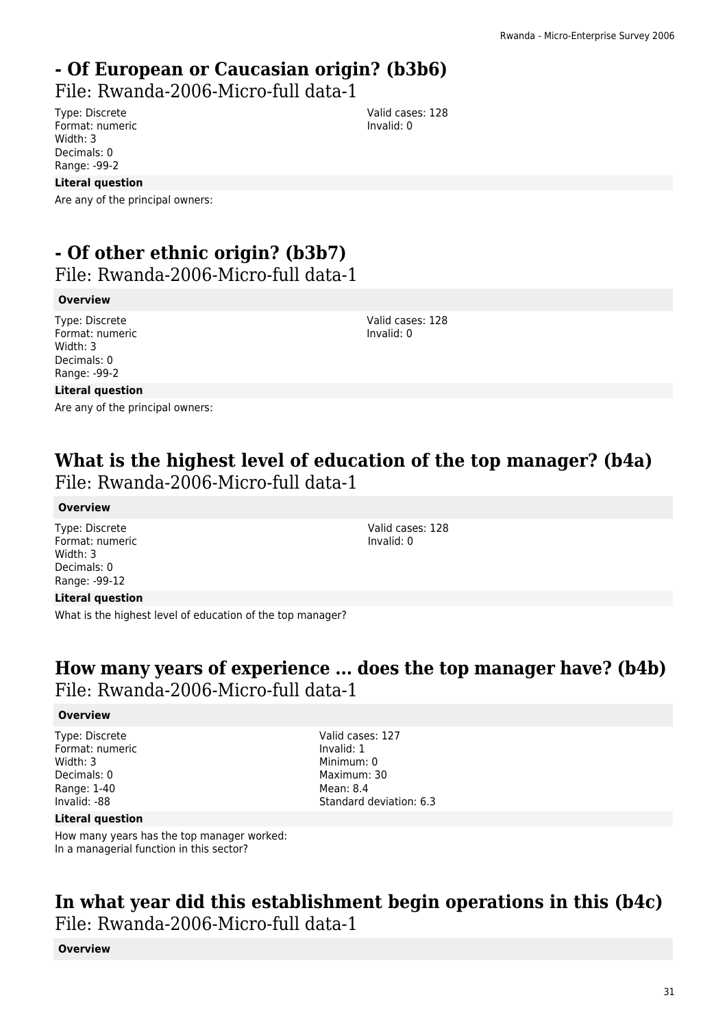# - Of European or Caucasian origin? (b3b6)

File: Rwanda-2006-Micro-full data-1

Type: Discrete
Format: numeric
Width: 3
Decimals: 0
Range: -99-2

Valid cases: 128
Invalid: 0

**Literal question**

Are any of the principal owners:

# - Of other ethnic origin? (b3b7)

File: Rwanda-2006-Micro-full data-1

**Overview**

Type: Discrete
Format: numeric
Width: 3
Decimals: 0
Range: -99-2

Valid cases: 128
Invalid: 0

**Literal question**

Are any of the principal owners:

# What is the highest level of education of the top manager? (b4a)

File: Rwanda-2006-Micro-full data-1

**Overview**

Type: Discrete
Format: numeric
Width: 3
Decimals: 0
Range: -99-12

Valid cases: 128
Invalid: 0

**Literal question**

What is the highest level of education of the top manager?

# How many years of experience ... does the top manager have? (b4b)

File: Rwanda-2006-Micro-full data-1

**Overview**

Type: Discrete
Format: numeric
Width: 3
Decimals: 0
Range: 1-40
Invalid: -88

Valid cases: 127
Invalid: 1
Minimum: 0
Maximum: 30
Mean: 8.4
Standard deviation: 6.3

**Literal question**

How many years has the top manager worked:
In a managerial function in this sector?

# In what year did this establishment begin operations in this (b4c)

File: Rwanda-2006-Micro-full data-1

**Overview**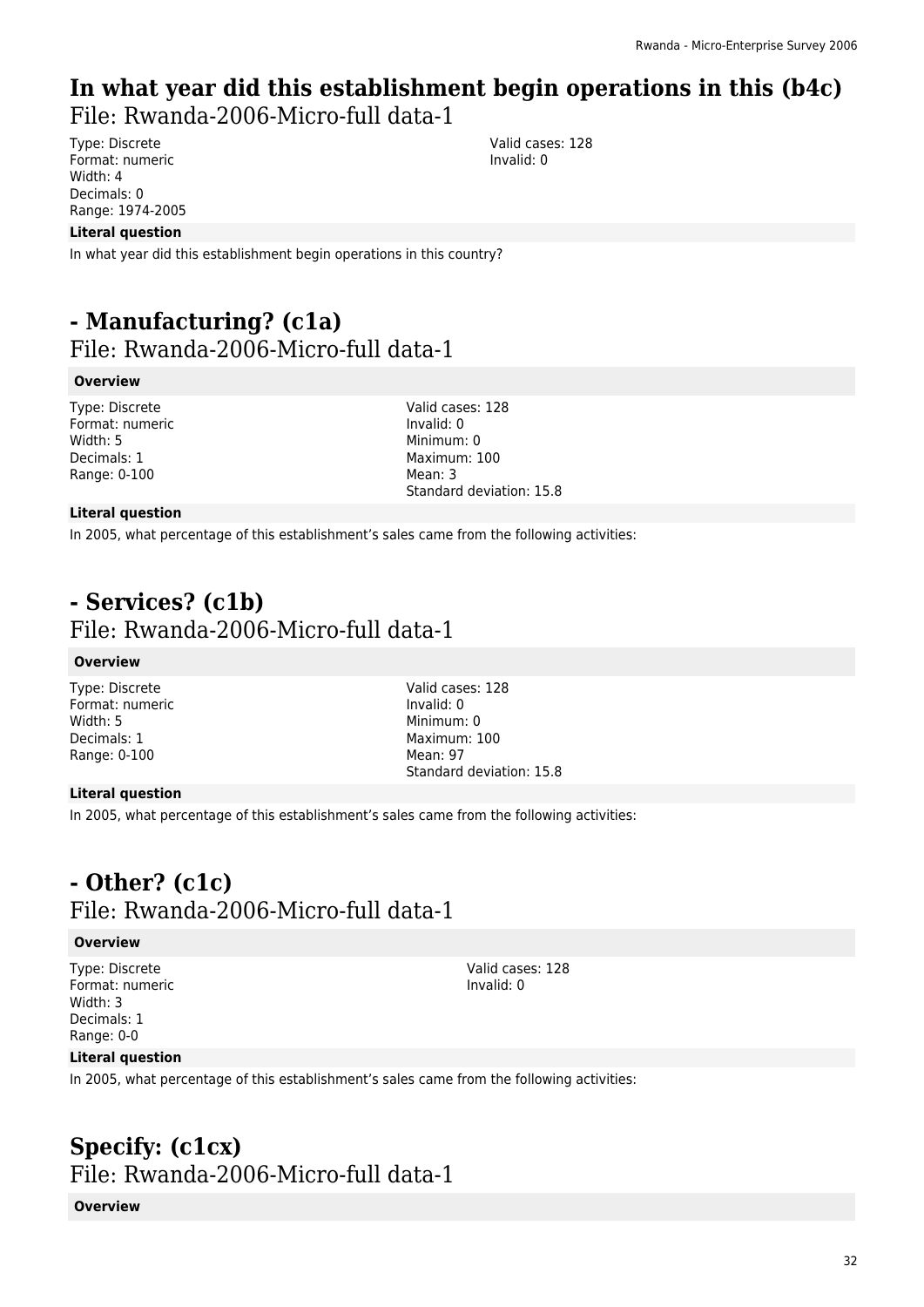## In what year did this establishment begin operations in this (b4c)

File: Rwanda-2006-Micro-full data-1

Type: Discrete
Format: numeric
Width: 4
Decimals: 0
Range: 1974-2005

Valid cases: 128
Invalid: 0

**Literal question**

In what year did this establishment begin operations in this country?

## - Manufacturing? (c1a)

File: Rwanda-2006-Micro-full data-1

**Overview**

Type: Discrete
Format: numeric
Width: 5
Decimals: 1
Range: 0-100

Valid cases: 128
Invalid: 0
Minimum: 0
Maximum: 100
Mean: 3
Standard deviation: 15.8

**Literal question**

In 2005, what percentage of this establishment's sales came from the following activities:

## - Services? (c1b)

File: Rwanda-2006-Micro-full data-1

**Overview**

Type: Discrete
Format: numeric
Width: 5
Decimals: 1
Range: 0-100

Valid cases: 128
Invalid: 0
Minimum: 0
Maximum: 100
Mean: 97
Standard deviation: 15.8

**Literal question**

In 2005, what percentage of this establishment's sales came from the following activities:

## - Other? (c1c)

File: Rwanda-2006-Micro-full data-1

**Overview**

Type: Discrete
Format: numeric
Width: 3
Decimals: 1
Range: 0-0

Valid cases: 128
Invalid: 0

**Literal question**

In 2005, what percentage of this establishment's sales came from the following activities:

## Specify: (c1cx)

File: Rwanda-2006-Micro-full data-1

**Overview**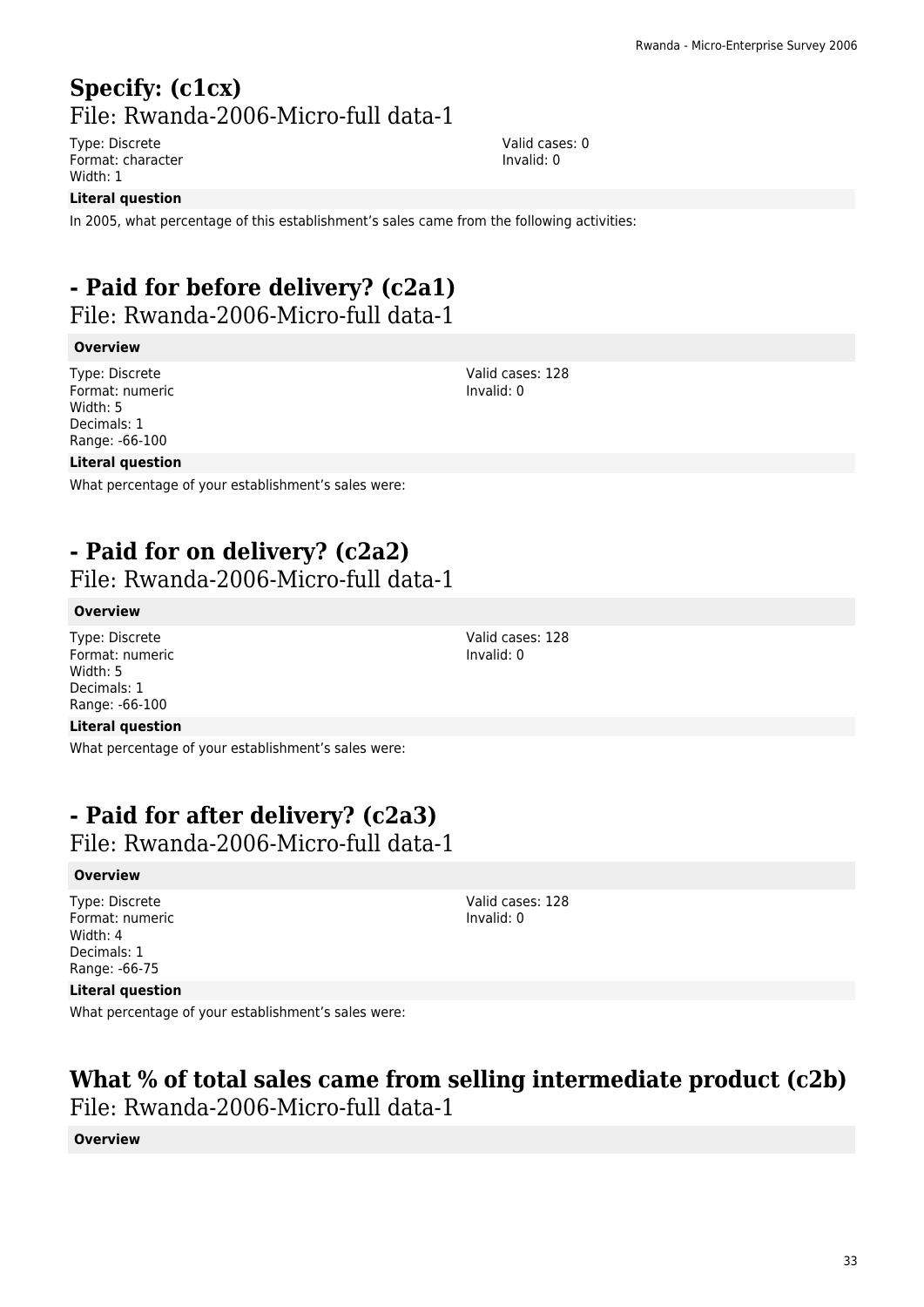# Specify: (c1cx)

File: Rwanda-2006-Micro-full data-1

Type: Discrete
Format: character
Width: 1

Valid cases: 0
Invalid: 0

**Literal question**

In 2005, what percentage of this establishment's sales came from the following activities:

# - Paid for before delivery? (c2a1)

File: Rwanda-2006-Micro-full data-1

**Overview**

Type: Discrete
Format: numeric
Width: 5
Decimals: 1
Range: -66-100

Valid cases: 128
Invalid: 0

**Literal question**

What percentage of your establishment's sales were:

# - Paid for on delivery? (c2a2)

File: Rwanda-2006-Micro-full data-1

**Overview**

Type: Discrete
Format: numeric
Width: 5
Decimals: 1
Range: -66-100

Valid cases: 128
Invalid: 0

**Literal question**

What percentage of your establishment's sales were:

# - Paid for after delivery? (c2a3)

File: Rwanda-2006-Micro-full data-1

**Overview**

Type: Discrete
Format: numeric
Width: 4
Decimals: 1
Range: -66-75

Valid cases: 128
Invalid: 0

**Literal question**

What percentage of your establishment's sales were:

# What % of total sales came from selling intermediate product (c2b)

File: Rwanda-2006-Micro-full data-1

**Overview**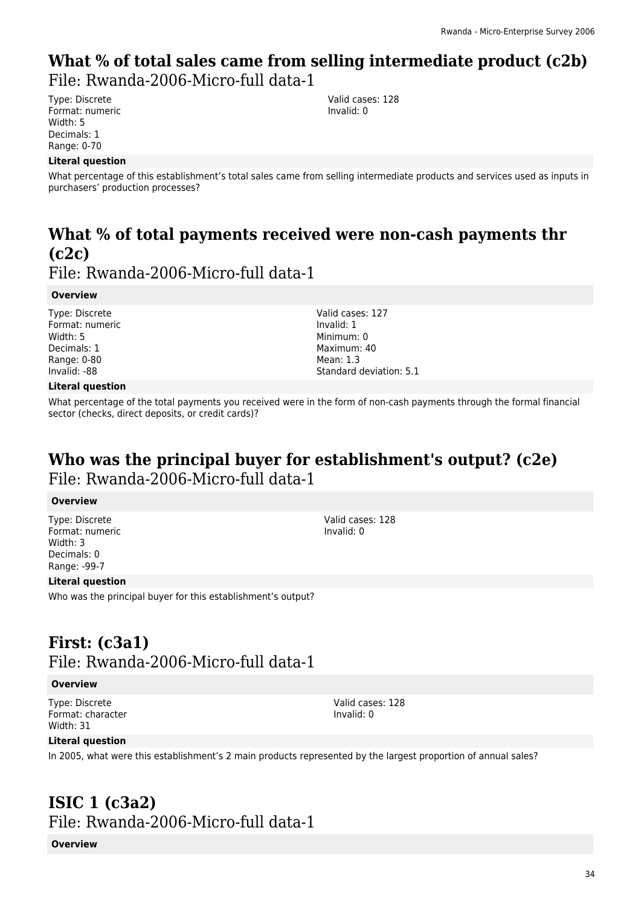## What % of total sales came from selling intermediate product (c2b)

File: Rwanda-2006-Micro-full data-1

Type: Discrete
Format: numeric
Width: 5
Decimals: 1
Range: 0-70

Valid cases: 128
Invalid: 0

**Literal question**

What percentage of this establishment’s total sales came from selling intermediate products and services used as inputs in purchasers’ production processes?

## What % of total payments received were non-cash payments thr (c2c)

File: Rwanda-2006-Micro-full data-1

**Overview**

Type: Discrete
Format: numeric
Width: 5
Decimals: 1
Range: 0-80
Invalid: -88

Valid cases: 127
Invalid: 1
Minimum: 0
Maximum: 40
Mean: 1.3
Standard deviation: 5.1

**Literal question**

What percentage of the total payments you received were in the form of non-cash payments through the formal financial sector (checks, direct deposits, or credit cards)?

## Who was the principal buyer for establishment's output? (c2e)

File: Rwanda-2006-Micro-full data-1

**Overview**

Type: Discrete
Format: numeric
Width: 3
Decimals: 0
Range: -99-7

Valid cases: 128
Invalid: 0

**Literal question**

Who was the principal buyer for this establishment’s output?

## First: (c3a1)

File: Rwanda-2006-Micro-full data-1

**Overview**

Type: Discrete
Format: character
Width: 31

Valid cases: 128
Invalid: 0

**Literal question**

In 2005, what were this establishment’s 2 main products represented by the largest proportion of annual sales?

## ISIC 1 (c3a2)

File: Rwanda-2006-Micro-full data-1

**Overview**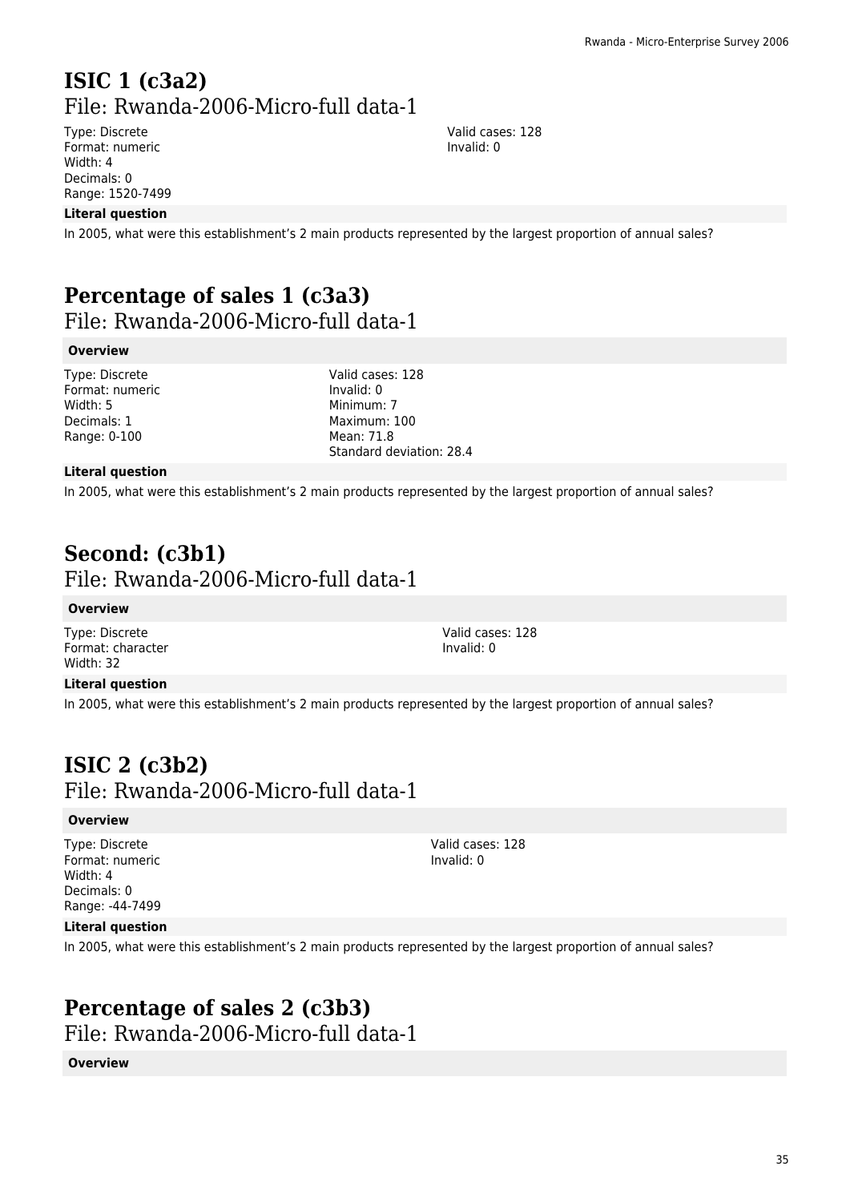## ISIC 1 (c3a2)

File: Rwanda-2006-Micro-full data-1

Type: Discrete
Format: numeric
Width: 4
Decimals: 0
Range: 1520-7499

Valid cases: 128
Invalid: 0

**Literal question**

In 2005, what were this establishment's 2 main products represented by the largest proportion of annual sales?

## Percentage of sales 1 (c3a3)

File: Rwanda-2006-Micro-full data-1

**Overview**

Type: Discrete
Format: numeric
Width: 5
Decimals: 1
Range: 0-100

Valid cases: 128
Invalid: 0
Minimum: 7
Maximum: 100
Mean: 71.8
Standard deviation: 28.4

**Literal question**

In 2005, what were this establishment's 2 main products represented by the largest proportion of annual sales?

## Second: (c3b1)

File: Rwanda-2006-Micro-full data-1

**Overview**

Type: Discrete
Format: character
Width: 32

Valid cases: 128
Invalid: 0

**Literal question**

In 2005, what were this establishment's 2 main products represented by the largest proportion of annual sales?

## ISIC 2 (c3b2)

File: Rwanda-2006-Micro-full data-1

**Overview**

Type: Discrete
Format: numeric
Width: 4
Decimals: 0
Range: -44-7499

Valid cases: 128
Invalid: 0

**Literal question**

In 2005, what were this establishment's 2 main products represented by the largest proportion of annual sales?

## Percentage of sales 2 (c3b3)

File: Rwanda-2006-Micro-full data-1

**Overview**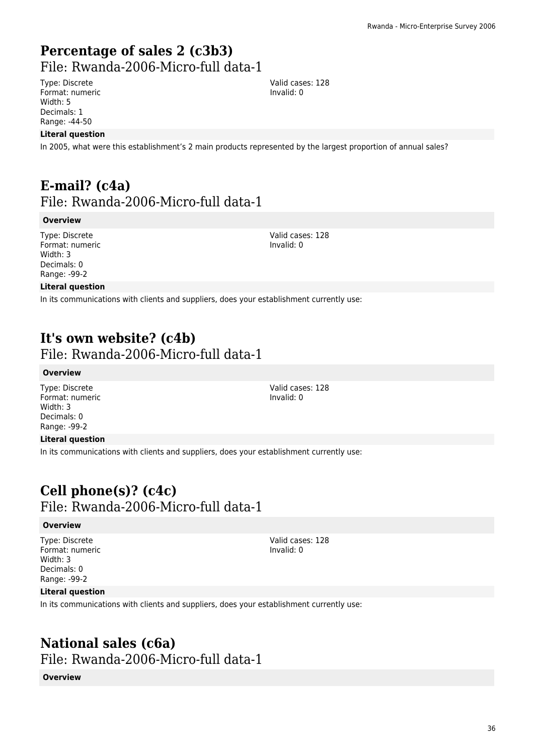## Percentage of sales 2 (c3b3)

File: Rwanda-2006-Micro-full data-1

Type: Discrete
Format: numeric
Width: 5
Decimals: 1
Range: -44-50

Valid cases: 128
Invalid: 0

**Literal question**

In 2005, what were this establishment's 2 main products represented by the largest proportion of annual sales?

## E-mail? (c4a)

File: Rwanda-2006-Micro-full data-1

**Overview**

Type: Discrete
Format: numeric
Width: 3
Decimals: 0
Range: -99-2

Valid cases: 128
Invalid: 0

**Literal question**

In its communications with clients and suppliers, does your establishment currently use:

## It's own website? (c4b)

File: Rwanda-2006-Micro-full data-1

**Overview**

Type: Discrete
Format: numeric
Width: 3
Decimals: 0
Range: -99-2

Valid cases: 128
Invalid: 0

**Literal question**

In its communications with clients and suppliers, does your establishment currently use:

## Cell phone(s)? (c4c)

File: Rwanda-2006-Micro-full data-1

**Overview**

Type: Discrete
Format: numeric
Width: 3
Decimals: 0
Range: -99-2

Valid cases: 128
Invalid: 0

**Literal question**

In its communications with clients and suppliers, does your establishment currently use:

## National sales (c6a)

File: Rwanda-2006-Micro-full data-1

**Overview**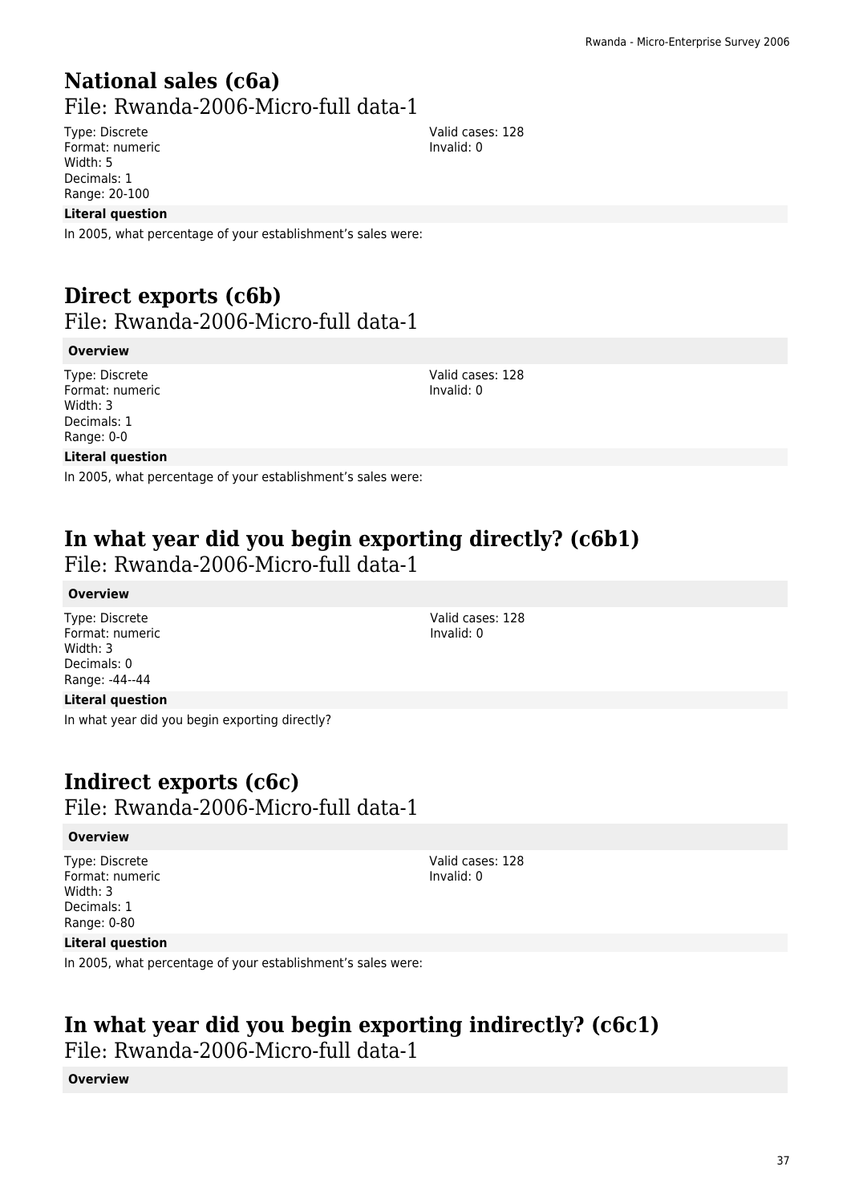# National sales (c6a)

File: Rwanda-2006-Micro-full data-1

Type: Discrete
Format: numeric
Width: 5
Decimals: 1
Range: 20-100

Valid cases: 128
Invalid: 0

**Literal question**

In 2005, what percentage of your establishment's sales were:

# Direct exports (c6b)

File: Rwanda-2006-Micro-full data-1

**Overview**

Type: Discrete
Format: numeric
Width: 3
Decimals: 1
Range: 0-0

Valid cases: 128
Invalid: 0

**Literal question**

In 2005, what percentage of your establishment's sales were:

# In what year did you begin exporting directly? (c6b1)

File: Rwanda-2006-Micro-full data-1

**Overview**

Type: Discrete
Format: numeric
Width: 3
Decimals: 0
Range: -44--44

Valid cases: 128
Invalid: 0

**Literal question**

In what year did you begin exporting directly?

# Indirect exports (c6c)

File: Rwanda-2006-Micro-full data-1

**Overview**

Type: Discrete
Format: numeric
Width: 3
Decimals: 1
Range: 0-80

Valid cases: 128
Invalid: 0

**Literal question**

In 2005, what percentage of your establishment's sales were:

# In what year did you begin exporting indirectly? (c6c1)

File: Rwanda-2006-Micro-full data-1

**Overview**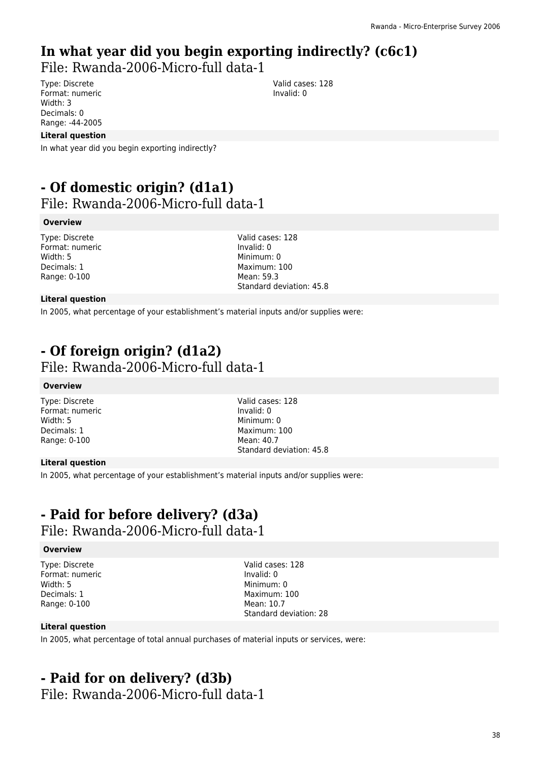## In what year did you begin exporting indirectly? (c6c1)

File: Rwanda-2006-Micro-full data-1

Type: Discrete
Format: numeric
Width: 3
Decimals: 0
Range: -44-2005

Valid cases: 128
Invalid: 0

**Literal question**

In what year did you begin exporting indirectly?

## - Of domestic origin? (d1a1)

File: Rwanda-2006-Micro-full data-1

**Overview**

Type: Discrete
Format: numeric
Width: 5
Decimals: 1
Range: 0-100

Valid cases: 128
Invalid: 0
Minimum: 0
Maximum: 100
Mean: 59.3
Standard deviation: 45.8

**Literal question**

In 2005, what percentage of your establishment's material inputs and/or supplies were:

## - Of foreign origin? (d1a2)

File: Rwanda-2006-Micro-full data-1

**Overview**

Type: Discrete
Format: numeric
Width: 5
Decimals: 1
Range: 0-100

Valid cases: 128
Invalid: 0
Minimum: 0
Maximum: 100
Mean: 40.7
Standard deviation: 45.8

**Literal question**

In 2005, what percentage of your establishment's material inputs and/or supplies were:

## - Paid for before delivery? (d3a)

File: Rwanda-2006-Micro-full data-1

**Overview**

Type: Discrete
Format: numeric
Width: 5
Decimals: 1
Range: 0-100

Valid cases: 128
Invalid: 0
Minimum: 0
Maximum: 100
Mean: 10.7
Standard deviation: 28

**Literal question**

In 2005, what percentage of total annual purchases of material inputs or services, were:

## - Paid for on delivery? (d3b)

File: Rwanda-2006-Micro-full data-1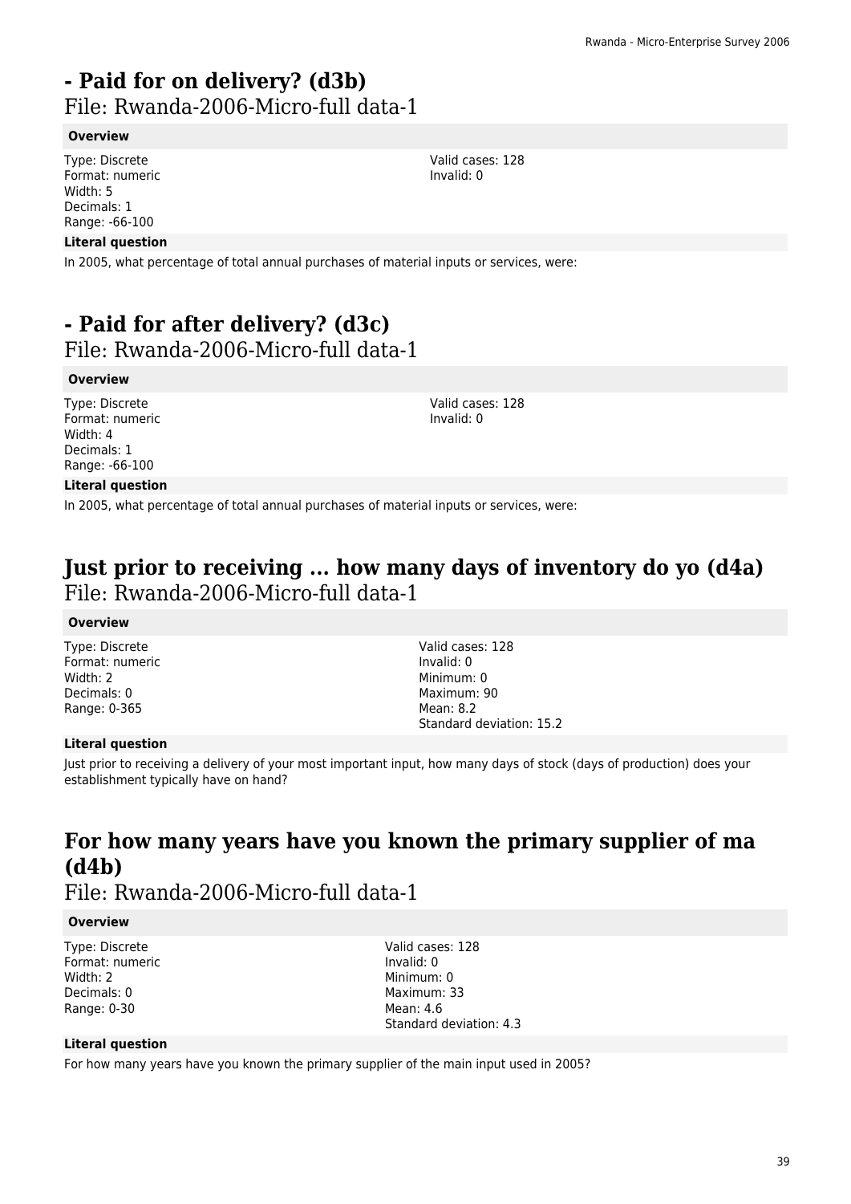## - Paid for on delivery? (d3b)

File: Rwanda-2006-Micro-full data-1

**Overview**

Type: Discrete
Format: numeric
Width: 5
Decimals: 1
Range: -66-100

Valid cases: 128
Invalid: 0

**Literal question**

In 2005, what percentage of total annual purchases of material inputs or services, were:

## - Paid for after delivery? (d3c)

File: Rwanda-2006-Micro-full data-1

**Overview**

Type: Discrete
Format: numeric
Width: 4
Decimals: 1
Range: -66-100

Valid cases: 128
Invalid: 0

**Literal question**

In 2005, what percentage of total annual purchases of material inputs or services, were:

## Just prior to receiving ... how many days of inventory do yo (d4a)

File: Rwanda-2006-Micro-full data-1

**Overview**

Type: Discrete
Format: numeric
Width: 2
Decimals: 0
Range: 0-365

Valid cases: 128
Invalid: 0
Minimum: 0
Maximum: 90
Mean: 8.2
Standard deviation: 15.2

**Literal question**

Just prior to receiving a delivery of your most important input, how many days of stock (days of production) does your establishment typically have on hand?

## For how many years have you known the primary supplier of ma (d4b)

File: Rwanda-2006-Micro-full data-1

**Overview**

Type: Discrete
Format: numeric
Width: 2
Decimals: 0
Range: 0-30

Valid cases: 128
Invalid: 0
Minimum: 0
Maximum: 33
Mean: 4.6
Standard deviation: 4.3

**Literal question**

For how many years have you known the primary supplier of the main input used in 2005?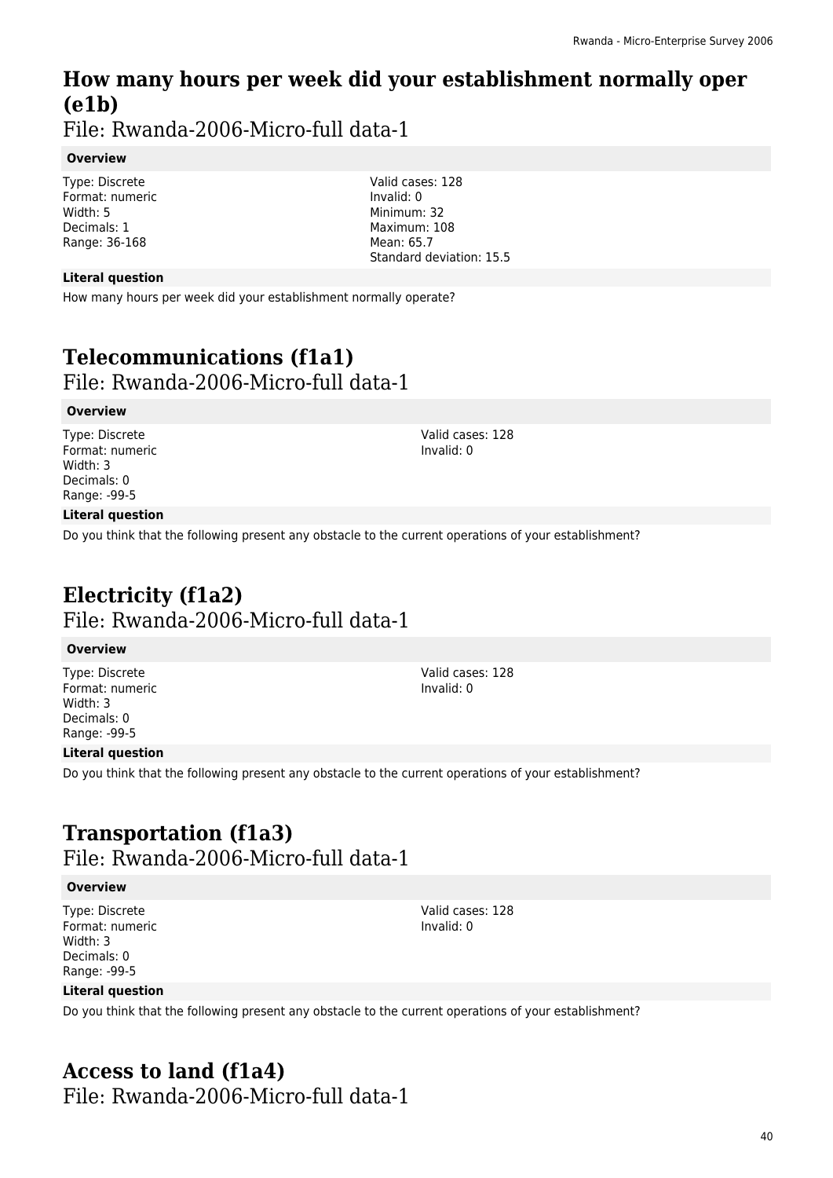## How many hours per week did your establishment normally oper (e1b)

File: Rwanda-2006-Micro-full data-1

**Overview**

Type: Discrete
Format: numeric
Width: 5
Decimals: 1
Range: 36-168

Valid cases: 128
Invalid: 0
Minimum: 32
Maximum: 108
Mean: 65.7
Standard deviation: 15.5

**Literal question**

How many hours per week did your establishment normally operate?

## Telecommunications (f1a1)

File: Rwanda-2006-Micro-full data-1

**Overview**

Type: Discrete
Format: numeric
Width: 3
Decimals: 0
Range: -99-5

Valid cases: 128
Invalid: 0

**Literal question**

Do you think that the following present any obstacle to the current operations of your establishment?

## Electricity (f1a2)

File: Rwanda-2006-Micro-full data-1

**Overview**

Type: Discrete
Format: numeric
Width: 3
Decimals: 0
Range: -99-5

Valid cases: 128
Invalid: 0

**Literal question**

Do you think that the following present any obstacle to the current operations of your establishment?

## Transportation (f1a3)

File: Rwanda-2006-Micro-full data-1

**Overview**

Type: Discrete
Format: numeric
Width: 3
Decimals: 0
Range: -99-5

Valid cases: 128
Invalid: 0

**Literal question**

Do you think that the following present any obstacle to the current operations of your establishment?

## Access to land (f1a4)

File: Rwanda-2006-Micro-full data-1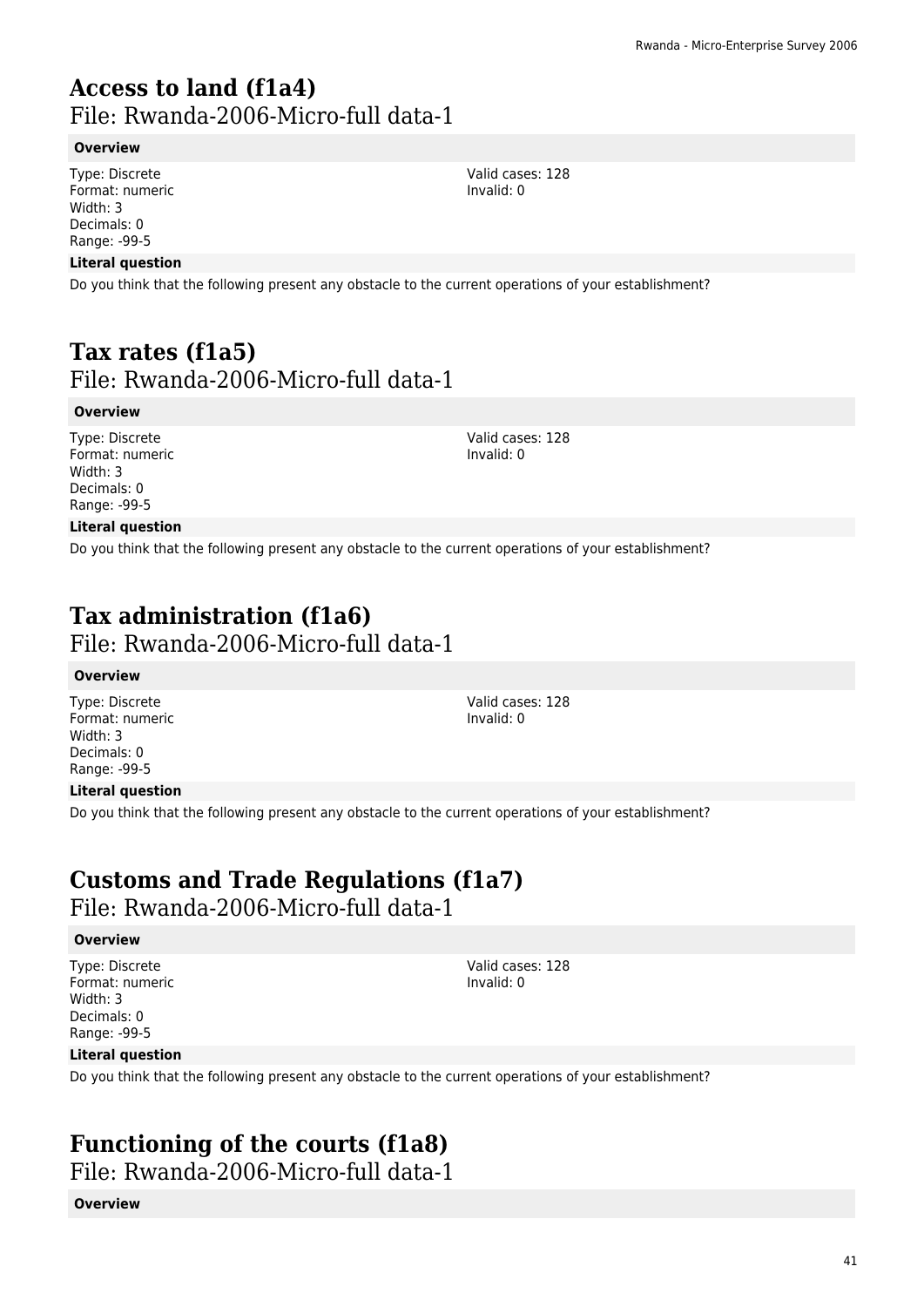# Access to land (f1a4)

File: Rwanda-2006-Micro-full data-1

**Overview**

Type: Discrete
Format: numeric
Width: 3
Decimals: 0
Range: -99-5

Valid cases: 128
Invalid: 0

**Literal question**

Do you think that the following present any obstacle to the current operations of your establishment?

# Tax rates (f1a5)

File: Rwanda-2006-Micro-full data-1

**Overview**

Type: Discrete
Format: numeric
Width: 3
Decimals: 0
Range: -99-5

Valid cases: 128
Invalid: 0

**Literal question**

Do you think that the following present any obstacle to the current operations of your establishment?

# Tax administration (f1a6)

File: Rwanda-2006-Micro-full data-1

**Overview**

Type: Discrete
Format: numeric
Width: 3
Decimals: 0
Range: -99-5

Valid cases: 128
Invalid: 0

**Literal question**

Do you think that the following present any obstacle to the current operations of your establishment?

# Customs and Trade Regulations (f1a7)

File: Rwanda-2006-Micro-full data-1

**Overview**

Type: Discrete
Format: numeric
Width: 3
Decimals: 0
Range: -99-5

Valid cases: 128
Invalid: 0

**Literal question**

Do you think that the following present any obstacle to the current operations of your establishment?

# Functioning of the courts (f1a8)

File: Rwanda-2006-Micro-full data-1

**Overview**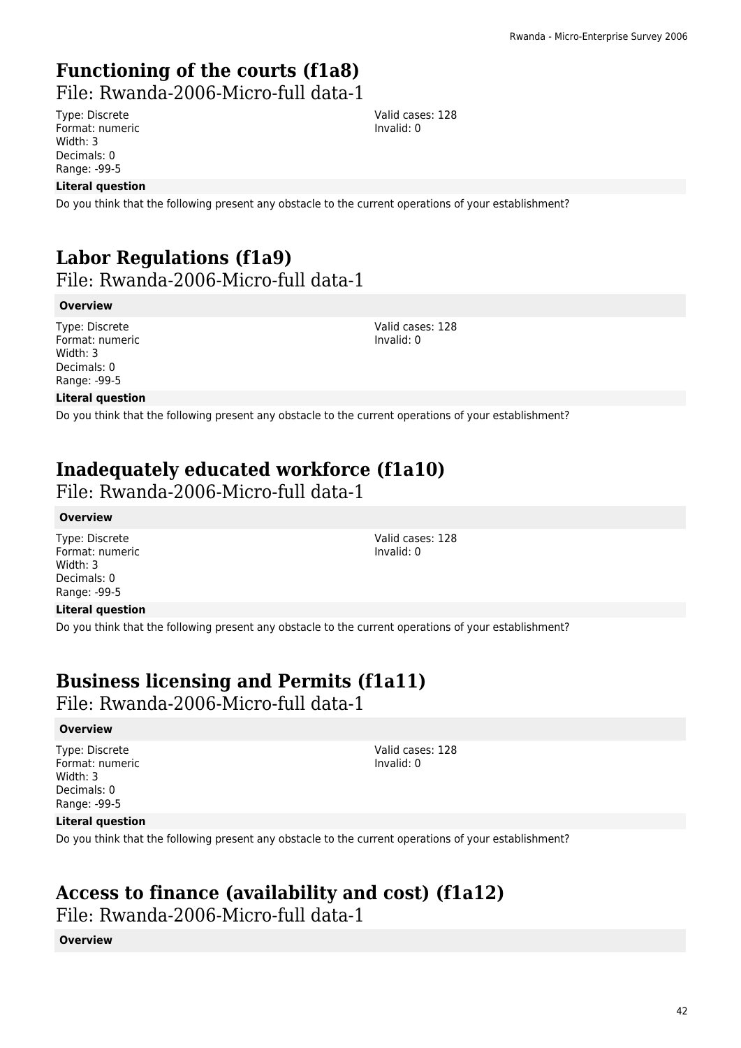# Functioning of the courts (f1a8)

File: Rwanda-2006-Micro-full data-1

Type: Discrete
Format: numeric
Width: 3
Decimals: 0
Range: -99-5

Valid cases: 128
Invalid: 0

**Literal question**

Do you think that the following present any obstacle to the current operations of your establishment?

# Labor Regulations (f1a9)

File: Rwanda-2006-Micro-full data-1

**Overview**

Type: Discrete
Format: numeric
Width: 3
Decimals: 0
Range: -99-5

Valid cases: 128
Invalid: 0

**Literal question**

Do you think that the following present any obstacle to the current operations of your establishment?

# Inadequately educated workforce (f1a10)

File: Rwanda-2006-Micro-full data-1

**Overview**

Type: Discrete
Format: numeric
Width: 3
Decimals: 0
Range: -99-5

Valid cases: 128
Invalid: 0

**Literal question**

Do you think that the following present any obstacle to the current operations of your establishment?

# Business licensing and Permits (f1a11)

File: Rwanda-2006-Micro-full data-1

**Overview**

Type: Discrete
Format: numeric
Width: 3
Decimals: 0
Range: -99-5

Valid cases: 128
Invalid: 0

**Literal question**

Do you think that the following present any obstacle to the current operations of your establishment?

# Access to finance (availability and cost) (f1a12)

File: Rwanda-2006-Micro-full data-1

**Overview**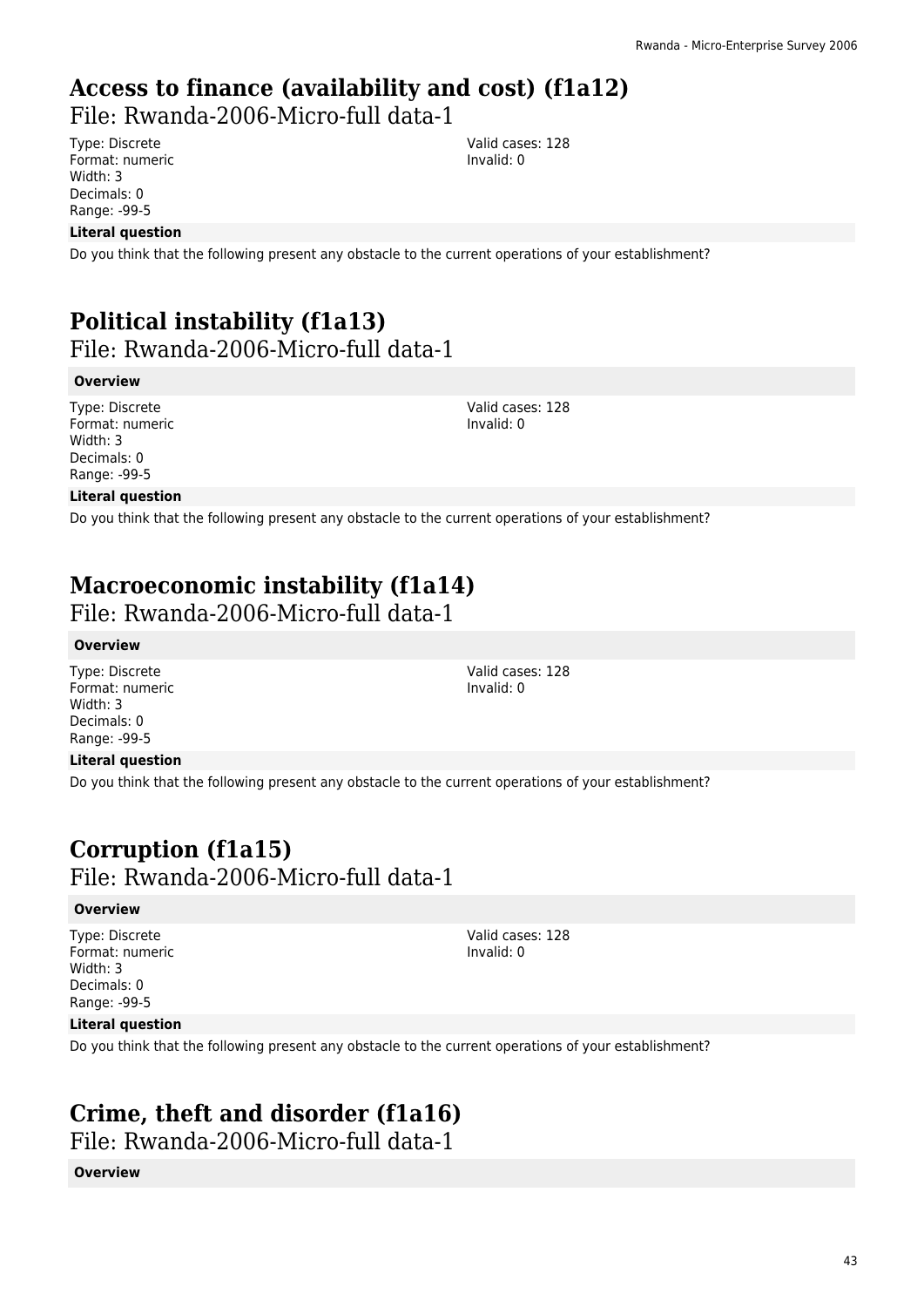# Access to finance (availability and cost) (f1a12)

File: Rwanda-2006-Micro-full data-1

Type: Discrete
Format: numeric
Width: 3
Decimals: 0
Range: -99-5

Valid cases: 128
Invalid: 0

**Literal question**

Do you think that the following present any obstacle to the current operations of your establishment?

# Political instability (f1a13)

File: Rwanda-2006-Micro-full data-1

**Overview**

Type: Discrete
Format: numeric
Width: 3
Decimals: 0
Range: -99-5

Valid cases: 128
Invalid: 0

**Literal question**

Do you think that the following present any obstacle to the current operations of your establishment?

# Macroeconomic instability (f1a14)

File: Rwanda-2006-Micro-full data-1

**Overview**

Type: Discrete
Format: numeric
Width: 3
Decimals: 0
Range: -99-5

Valid cases: 128
Invalid: 0

**Literal question**

Do you think that the following present any obstacle to the current operations of your establishment?

# Corruption (f1a15)

File: Rwanda-2006-Micro-full data-1

**Overview**

Type: Discrete
Format: numeric
Width: 3
Decimals: 0
Range: -99-5

Valid cases: 128
Invalid: 0

**Literal question**

Do you think that the following present any obstacle to the current operations of your establishment?

# Crime, theft and disorder (f1a16)

File: Rwanda-2006-Micro-full data-1

**Overview**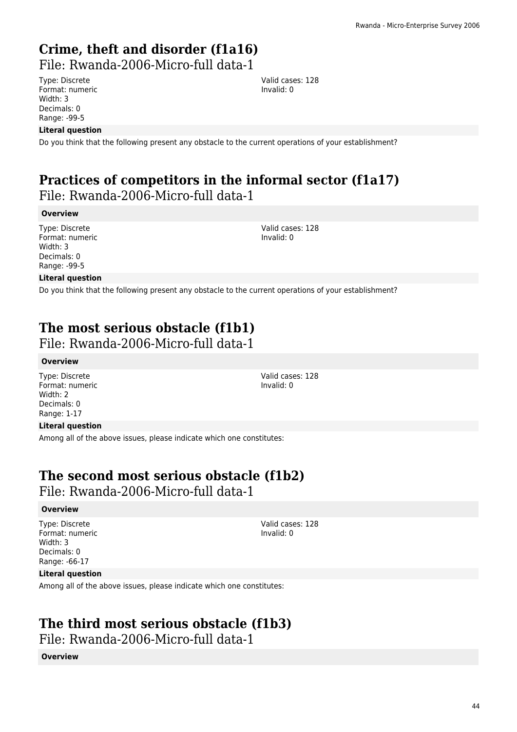# Crime, theft and disorder (f1a16)

File: Rwanda-2006-Micro-full data-1

Type: Discrete
Format: numeric
Width: 3
Decimals: 0
Range: -99-5

Valid cases: 128
Invalid: 0

**Literal question**

Do you think that the following present any obstacle to the current operations of your establishment?

# Practices of competitors in the informal sector (f1a17)

File: Rwanda-2006-Micro-full data-1

**Overview**

Type: Discrete
Format: numeric
Width: 3
Decimals: 0
Range: -99-5

Valid cases: 128
Invalid: 0

**Literal question**

Do you think that the following present any obstacle to the current operations of your establishment?

# The most serious obstacle (f1b1)

File: Rwanda-2006-Micro-full data-1

**Overview**

Type: Discrete
Format: numeric
Width: 2
Decimals: 0
Range: 1-17

Valid cases: 128
Invalid: 0

**Literal question**

Among all of the above issues, please indicate which one constitutes:

# The second most serious obstacle (f1b2)

File: Rwanda-2006-Micro-full data-1

**Overview**

Type: Discrete
Format: numeric
Width: 3
Decimals: 0
Range: -66-17

Valid cases: 128
Invalid: 0

**Literal question**

Among all of the above issues, please indicate which one constitutes:

# The third most serious obstacle (f1b3)

File: Rwanda-2006-Micro-full data-1

**Overview**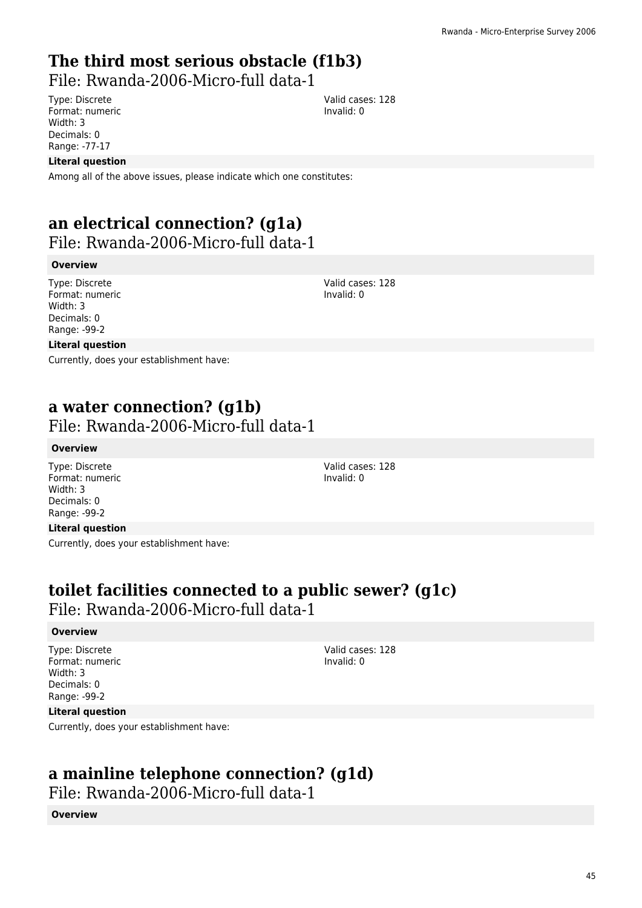# The third most serious obstacle (f1b3)

File: Rwanda-2006-Micro-full data-1

Type: Discrete
Format: numeric
Width: 3
Decimals: 0
Range: -77-17

Valid cases: 128
Invalid: 0

**Literal question**

Among all of the above issues, please indicate which one constitutes:

# an electrical connection? (g1a)

File: Rwanda-2006-Micro-full data-1

**Overview**

Type: Discrete
Format: numeric
Width: 3
Decimals: 0
Range: -99-2

Valid cases: 128
Invalid: 0

**Literal question**

Currently, does your establishment have:

# a water connection? (g1b)

File: Rwanda-2006-Micro-full data-1

**Overview**

Type: Discrete
Format: numeric
Width: 3
Decimals: 0
Range: -99-2

Valid cases: 128
Invalid: 0

**Literal question**

Currently, does your establishment have:

# toilet facilities connected to a public sewer? (g1c)

File: Rwanda-2006-Micro-full data-1

**Overview**

Type: Discrete
Format: numeric
Width: 3
Decimals: 0
Range: -99-2

Valid cases: 128
Invalid: 0

**Literal question**

Currently, does your establishment have:

# a mainline telephone connection? (g1d)

File: Rwanda-2006-Micro-full data-1

**Overview**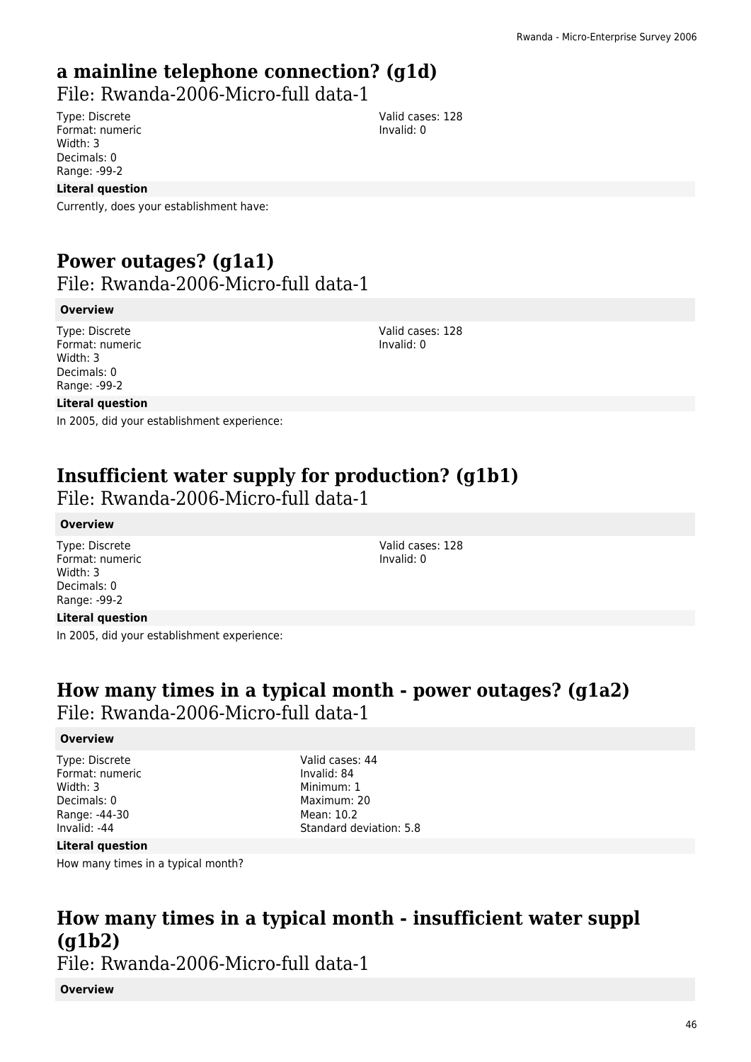# a mainline telephone connection? (g1d)

File: Rwanda-2006-Micro-full data-1

Type: Discrete
Format: numeric
Width: 3
Decimals: 0
Range: -99-2

Valid cases: 128
Invalid: 0

**Literal question**

Currently, does your establishment have:

# Power outages? (g1a1)

File: Rwanda-2006-Micro-full data-1

**Overview**

Type: Discrete
Format: numeric
Width: 3
Decimals: 0
Range: -99-2

Valid cases: 128
Invalid: 0

**Literal question**

In 2005, did your establishment experience:

# Insufficient water supply for production? (g1b1)

File: Rwanda-2006-Micro-full data-1

**Overview**

Type: Discrete
Format: numeric
Width: 3
Decimals: 0
Range: -99-2

Valid cases: 128
Invalid: 0

**Literal question**

In 2005, did your establishment experience:

# How many times in a typical month - power outages? (g1a2)

File: Rwanda-2006-Micro-full data-1

**Overview**

Type: Discrete
Format: numeric
Width: 3
Decimals: 0
Range: -44-30
Invalid: -44

Valid cases: 44
Invalid: 84
Minimum: 1
Maximum: 20
Mean: 10.2
Standard deviation: 5.8

**Literal question**

How many times in a typical month?

# How many times in a typical month - insufficient water suppl (g1b2)

File: Rwanda-2006-Micro-full data-1

**Overview**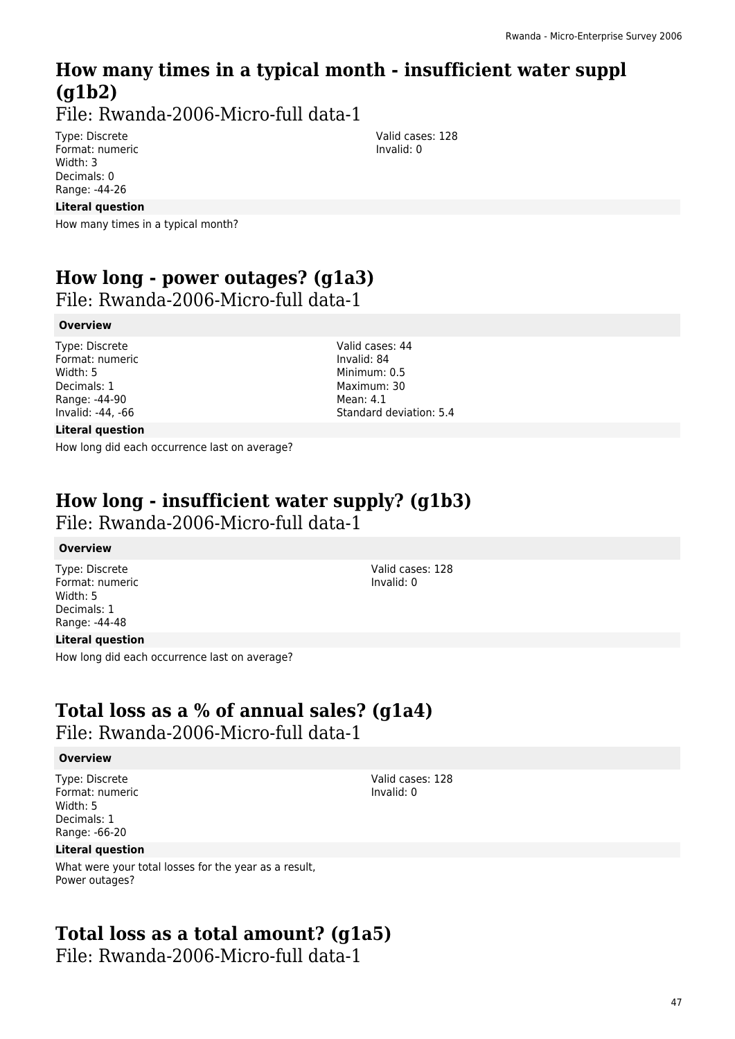## How many times in a typical month - insufficient water suppl (g1b2)

File: Rwanda-2006-Micro-full data-1

Type: Discrete
Format: numeric
Width: 3
Decimals: 0
Range: -44-26

Valid cases: 128
Invalid: 0

**Literal question**

How many times in a typical month?

## How long - power outages? (g1a3)

File: Rwanda-2006-Micro-full data-1

**Overview**

Type: Discrete
Format: numeric
Width: 5
Decimals: 1
Range: -44-90
Invalid: -44, -66

Valid cases: 44
Invalid: 84
Minimum: 0.5
Maximum: 30
Mean: 4.1
Standard deviation: 5.4

**Literal question**

How long did each occurrence last on average?

## How long - insufficient water supply? (g1b3)

File: Rwanda-2006-Micro-full data-1

**Overview**

Type: Discrete
Format: numeric
Width: 5
Decimals: 1
Range: -44-48

Valid cases: 128
Invalid: 0

**Literal question**

How long did each occurrence last on average?

## Total loss as a % of annual sales? (g1a4)

File: Rwanda-2006-Micro-full data-1

**Overview**

Type: Discrete
Format: numeric
Width: 5
Decimals: 1
Range: -66-20

Valid cases: 128
Invalid: 0

**Literal question**

What were your total losses for the year as a result,
Power outages?

## Total loss as a total amount? (g1a5)

File: Rwanda-2006-Micro-full data-1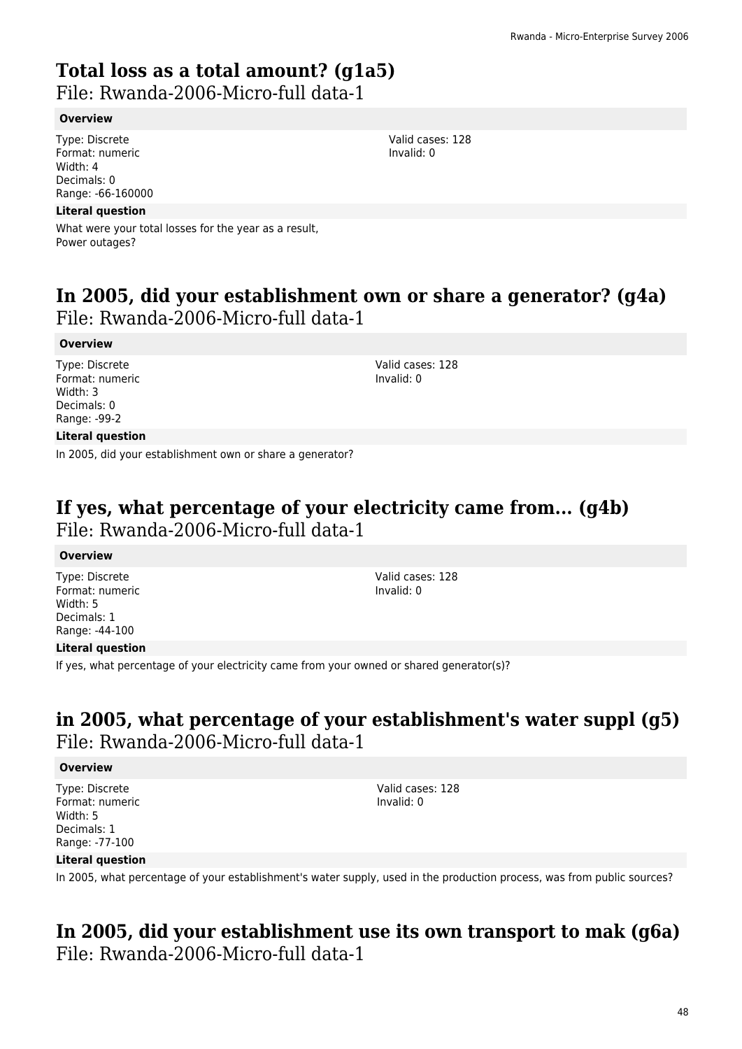## Total loss as a total amount? (g1a5)

File: Rwanda-2006-Micro-full data-1

**Overview**

Type: Discrete
Format: numeric
Width: 4
Decimals: 0
Range: -66-160000

Valid cases: 128
Invalid: 0

**Literal question**

What were your total losses for the year as a result,
Power outages?

## In 2005, did your establishment own or share a generator? (g4a)

File: Rwanda-2006-Micro-full data-1

**Overview**

Type: Discrete
Format: numeric
Width: 3
Decimals: 0
Range: -99-2

Valid cases: 128
Invalid: 0

**Literal question**

In 2005, did your establishment own or share a generator?

## If yes, what percentage of your electricity came from... (g4b)

File: Rwanda-2006-Micro-full data-1

**Overview**

Type: Discrete
Format: numeric
Width: 5
Decimals: 1
Range: -44-100

Valid cases: 128
Invalid: 0

**Literal question**

If yes, what percentage of your electricity came from your owned or shared generator(s)?

## in 2005, what percentage of your establishment's water suppl (g5)

File: Rwanda-2006-Micro-full data-1

**Overview**

Type: Discrete
Format: numeric
Width: 5
Decimals: 1
Range: -77-100

Valid cases: 128
Invalid: 0

**Literal question**

In 2005, what percentage of your establishment's water supply, used in the production process, was from public sources?

## In 2005, did your establishment use its own transport to mak (g6a)

File: Rwanda-2006-Micro-full data-1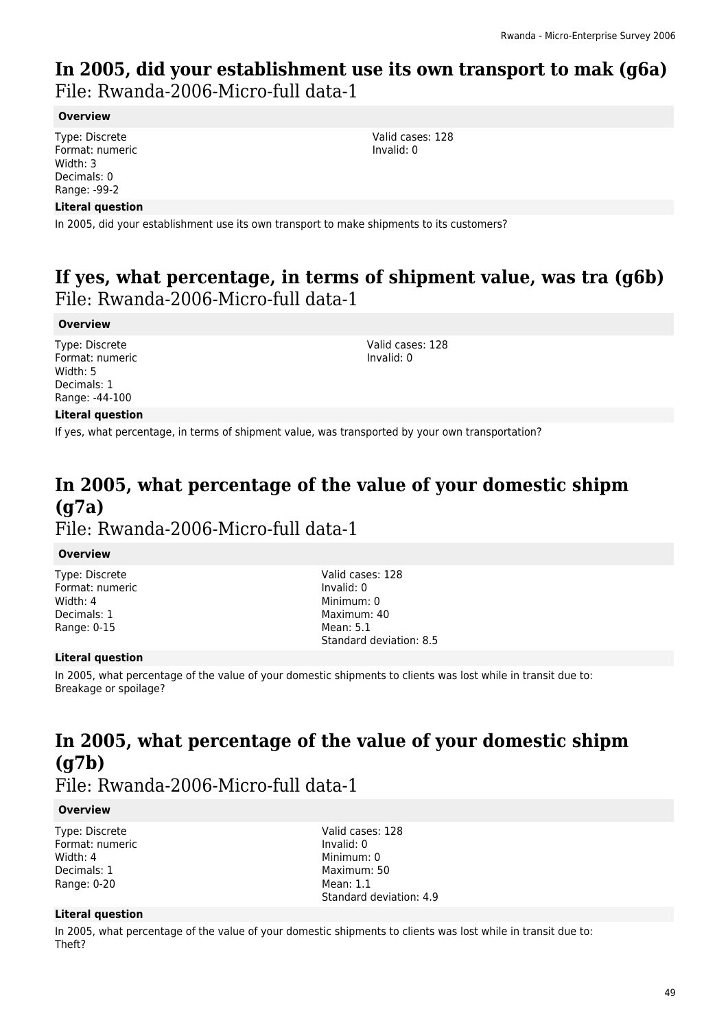## In 2005, did your establishment use its own transport to mak (g6a)

File: Rwanda-2006-Micro-full data-1

**Overview**

Type: Discrete
Format: numeric
Width: 3
Decimals: 0
Range: -99-2

Valid cases: 128
Invalid: 0

**Literal question**

In 2005, did your establishment use its own transport to make shipments to its customers?

## If yes, what percentage, in terms of shipment value, was tra (g6b)

File: Rwanda-2006-Micro-full data-1

**Overview**

Type: Discrete
Format: numeric
Width: 5
Decimals: 1
Range: -44-100

Valid cases: 128
Invalid: 0

**Literal question**

If yes, what percentage, in terms of shipment value, was transported by your own transportation?

## In 2005, what percentage of the value of your domestic shipm (g7a)

File: Rwanda-2006-Micro-full data-1

**Overview**

Type: Discrete
Format: numeric
Width: 4
Decimals: 1
Range: 0-15

Valid cases: 128
Invalid: 0
Minimum: 0
Maximum: 40
Mean: 5.1
Standard deviation: 8.5

**Literal question**

In 2005, what percentage of the value of your domestic shipments to clients was lost while in transit due to:
Breakage or spoilage?

## In 2005, what percentage of the value of your domestic shipm (g7b)

File: Rwanda-2006-Micro-full data-1

**Overview**

Type: Discrete
Format: numeric
Width: 4
Decimals: 1
Range: 0-20

Valid cases: 128
Invalid: 0
Minimum: 0
Maximum: 50
Mean: 1.1
Standard deviation: 4.9

**Literal question**

In 2005, what percentage of the value of your domestic shipments to clients was lost while in transit due to:
Theft?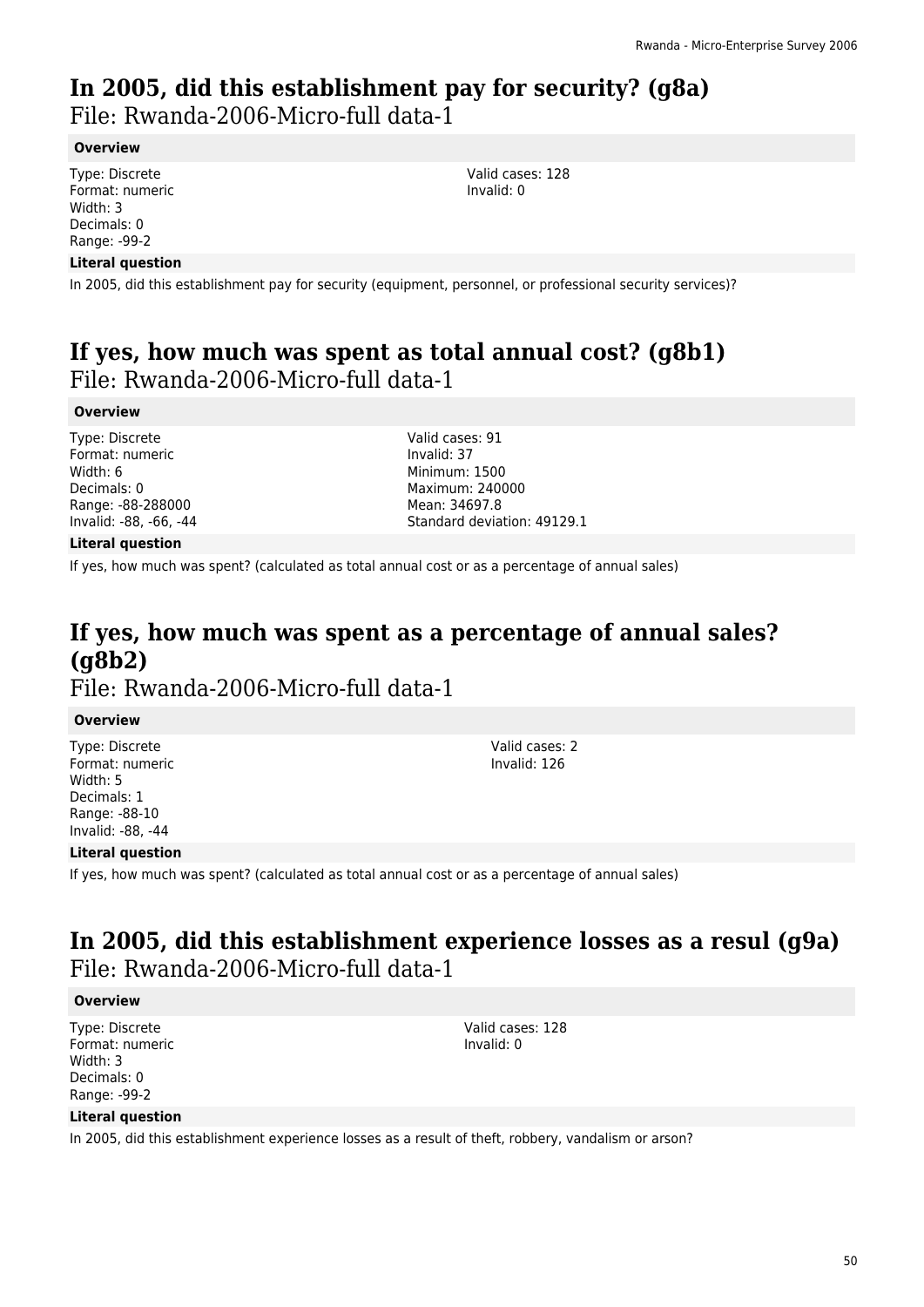# In 2005, did this establishment pay for security? (g8a)

File: Rwanda-2006-Micro-full data-1

**Overview**

Type: Discrete
Format: numeric
Width: 3
Decimals: 0
Range: -99-2

Valid cases: 128
Invalid: 0

**Literal question**

In 2005, did this establishment pay for security (equipment, personnel, or professional security services)?

# If yes, how much was spent as total annual cost? (g8b1)

File: Rwanda-2006-Micro-full data-1

**Overview**

Type: Discrete
Format: numeric
Width: 6
Decimals: 0
Range: -88-288000
Invalid: -88, -66, -44

Valid cases: 91
Invalid: 37
Minimum: 1500
Maximum: 240000
Mean: 34697.8
Standard deviation: 49129.1

**Literal question**

If yes, how much was spent? (calculated as total annual cost or as a percentage of annual sales)

# If yes, how much was spent as a percentage of annual sales? (g8b2)

File: Rwanda-2006-Micro-full data-1

**Overview**

Type: Discrete
Format: numeric
Width: 5
Decimals: 1
Range: -88-10
Invalid: -88, -44

Valid cases: 2
Invalid: 126

**Literal question**

If yes, how much was spent? (calculated as total annual cost or as a percentage of annual sales)

# In 2005, did this establishment experience losses as a resul (g9a)

File: Rwanda-2006-Micro-full data-1

**Overview**

Type: Discrete
Format: numeric
Width: 3
Decimals: 0
Range: -99-2

Valid cases: 128
Invalid: 0

**Literal question**

In 2005, did this establishment experience losses as a result of theft, robbery, vandalism or arson?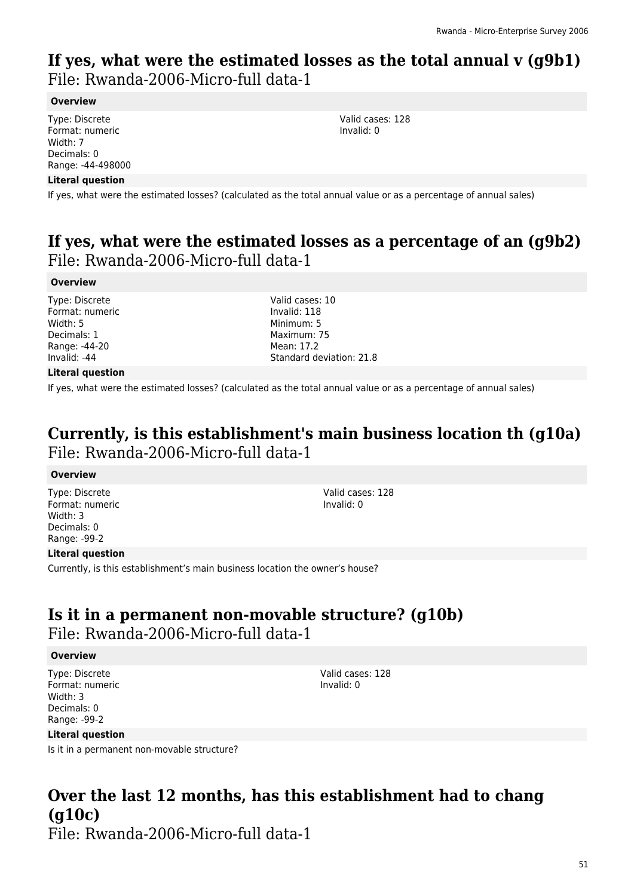## If yes, what were the estimated losses as the total annual v (g9b1)

File: Rwanda-2006-Micro-full data-1

**Overview**

Type: Discrete
Format: numeric
Width: 7
Decimals: 0
Range: -44-498000

Valid cases: 128
Invalid: 0

**Literal question**

If yes, what were the estimated losses? (calculated as the total annual value or as a percentage of annual sales)

## If yes, what were the estimated losses as a percentage of an (g9b2)

File: Rwanda-2006-Micro-full data-1

**Overview**

Type: Discrete
Format: numeric
Width: 5
Decimals: 1
Range: -44-20
Invalid: -44

Valid cases: 10
Invalid: 118
Minimum: 5
Maximum: 75
Mean: 17.2
Standard deviation: 21.8

**Literal question**

If yes, what were the estimated losses? (calculated as the total annual value or as a percentage of annual sales)

## Currently, is this establishment's main business location th (g10a)

File: Rwanda-2006-Micro-full data-1

**Overview**

Type: Discrete
Format: numeric
Width: 3
Decimals: 0
Range: -99-2

Valid cases: 128
Invalid: 0

**Literal question**

Currently, is this establishment's main business location the owner's house?

## Is it in a permanent non-movable structure? (g10b)

File: Rwanda-2006-Micro-full data-1

**Overview**

Type: Discrete
Format: numeric
Width: 3
Decimals: 0
Range: -99-2

Valid cases: 128
Invalid: 0

**Literal question**

Is it in a permanent non-movable structure?

## Over the last 12 months, has this establishment had to chang (g10c)

File: Rwanda-2006-Micro-full data-1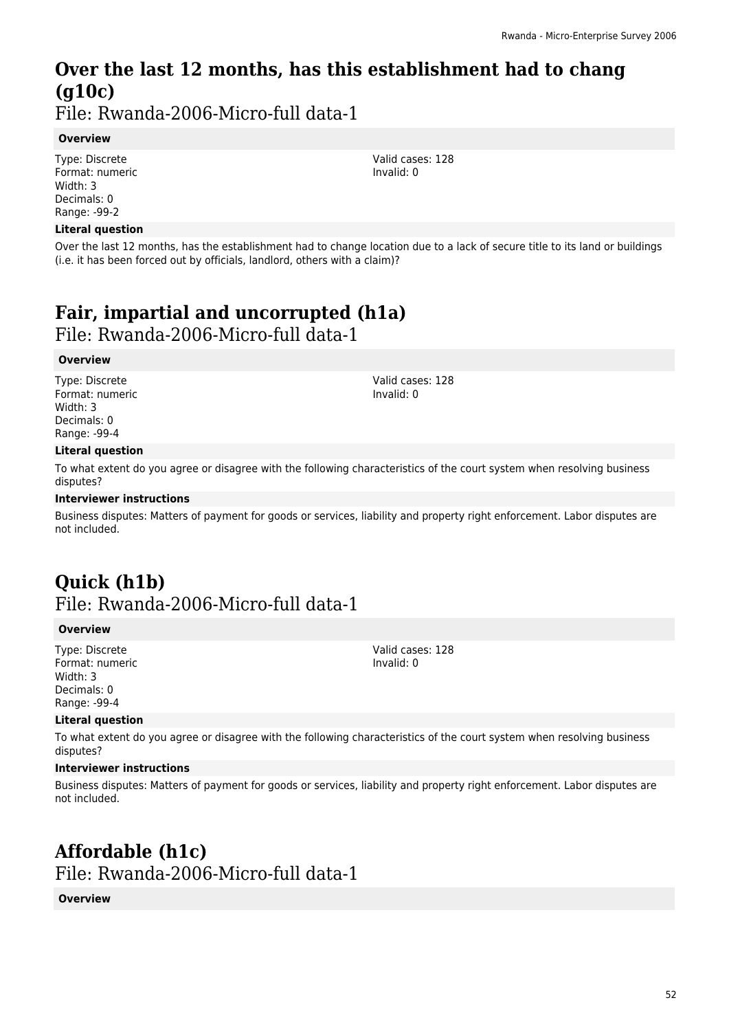# Over the last 12 months, has this establishment had to chang (g10c)

File: Rwanda-2006-Micro-full data-1

**Overview**

Type: Discrete
Format: numeric
Width: 3
Decimals: 0
Range: -99-2

Valid cases: 128
Invalid: 0

**Literal question**

Over the last 12 months, has the establishment had to change location due to a lack of secure title to its land or buildings (i.e. it has been forced out by officials, landlord, others with a claim)?

# Fair, impartial and uncorrupted (h1a)

File: Rwanda-2006-Micro-full data-1

**Overview**

Type: Discrete
Format: numeric
Width: 3
Decimals: 0
Range: -99-4

Valid cases: 128
Invalid: 0

**Literal question**

To what extent do you agree or disagree with the following characteristics of the court system when resolving business disputes?

**Interviewer instructions**

Business disputes: Matters of payment for goods or services, liability and property right enforcement. Labor disputes are not included.

# Quick (h1b)

File: Rwanda-2006-Micro-full data-1

**Overview**

Type: Discrete
Format: numeric
Width: 3
Decimals: 0
Range: -99-4

Valid cases: 128
Invalid: 0

**Literal question**

To what extent do you agree or disagree with the following characteristics of the court system when resolving business disputes?

**Interviewer instructions**

Business disputes: Matters of payment for goods or services, liability and property right enforcement. Labor disputes are not included.

# Affordable (h1c)

File: Rwanda-2006-Micro-full data-1

**Overview**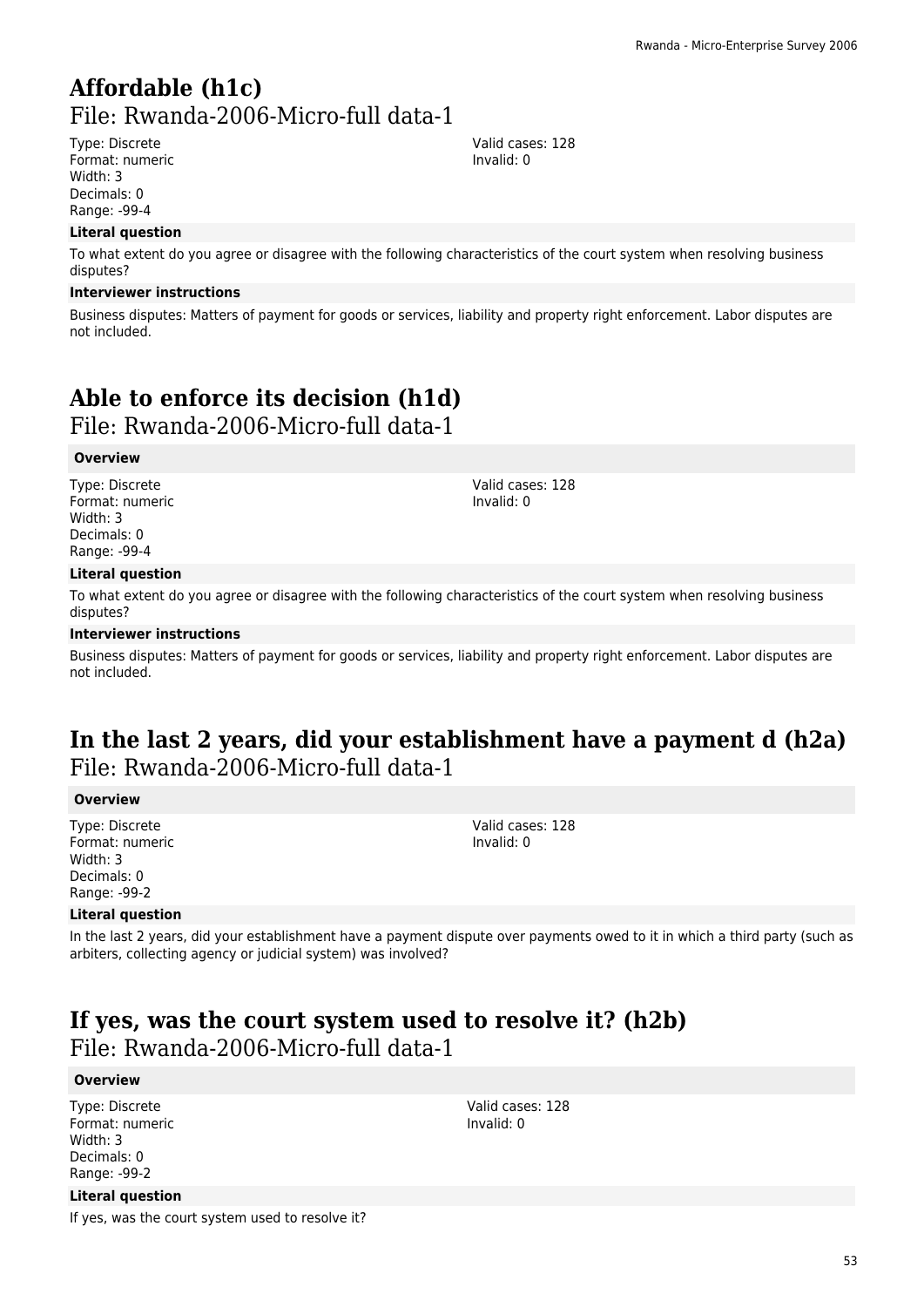# Affordable (h1c)

File: Rwanda-2006-Micro-full data-1

Type: Discrete
Format: numeric
Width: 3
Decimals: 0
Range: -99-4

Valid cases: 128
Invalid: 0

**Literal question**

To what extent do you agree or disagree with the following characteristics of the court system when resolving business disputes?

**Interviewer instructions**

Business disputes: Matters of payment for goods or services, liability and property right enforcement. Labor disputes are not included.

# Able to enforce its decision (h1d)

File: Rwanda-2006-Micro-full data-1

**Overview**

Type: Discrete
Format: numeric
Width: 3
Decimals: 0
Range: -99-4

Valid cases: 128
Invalid: 0

**Literal question**

To what extent do you agree or disagree with the following characteristics of the court system when resolving business disputes?

**Interviewer instructions**

Business disputes: Matters of payment for goods or services, liability and property right enforcement. Labor disputes are not included.

# In the last 2 years, did your establishment have a payment d (h2a)

File: Rwanda-2006-Micro-full data-1

**Overview**

Type: Discrete
Format: numeric
Width: 3
Decimals: 0
Range: -99-2

Valid cases: 128
Invalid: 0

**Literal question**

In the last 2 years, did your establishment have a payment dispute over payments owed to it in which a third party (such as arbiters, collecting agency or judicial system) was involved?

# If yes, was the court system used to resolve it? (h2b)

File: Rwanda-2006-Micro-full data-1

**Overview**

Type: Discrete
Format: numeric
Width: 3
Decimals: 0
Range: -99-2

Valid cases: 128
Invalid: 0

**Literal question**

If yes, was the court system used to resolve it?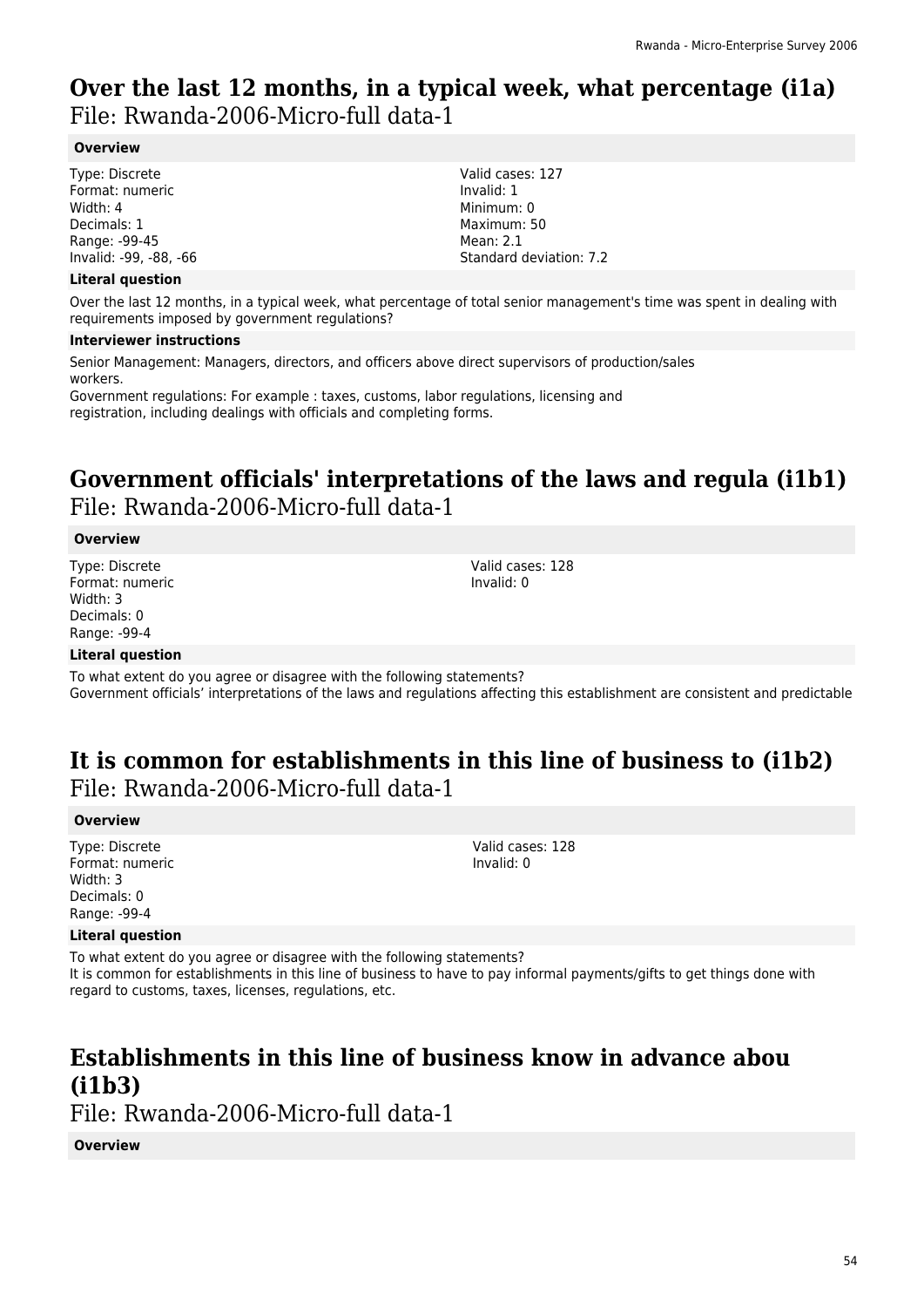# Over the last 12 months, in a typical week, what percentage (i1a)

File: Rwanda-2006-Micro-full data-1

**Overview**

Type: Discrete
Format: numeric
Width: 4
Decimals: 1
Range: -99-45
Invalid: -99, -88, -66

Valid cases: 127
Invalid: 1
Minimum: 0
Maximum: 50
Mean: 2.1
Standard deviation: 7.2

**Literal question**

Over the last 12 months, in a typical week, what percentage of total senior management's time was spent in dealing with requirements imposed by government regulations?

**Interviewer instructions**

Senior Management: Managers, directors, and officers above direct supervisors of production/sales workers.
Government regulations: For example : taxes, customs, labor regulations, licensing and registration, including dealings with officials and completing forms.

# Government officials' interpretations of the laws and regula (i1b1)

File: Rwanda-2006-Micro-full data-1

**Overview**

Type: Discrete
Format: numeric
Width: 3
Decimals: 0
Range: -99-4

Valid cases: 128
Invalid: 0

**Literal question**

To what extent do you agree or disagree with the following statements?
Government officials' interpretations of the laws and regulations affecting this establishment are consistent and predictable

# It is common for establishments in this line of business to (i1b2)

File: Rwanda-2006-Micro-full data-1

**Overview**

Type: Discrete
Format: numeric
Width: 3
Decimals: 0
Range: -99-4

Valid cases: 128
Invalid: 0

**Literal question**

To what extent do you agree or disagree with the following statements?
It is common for establishments in this line of business to have to pay informal payments/gifts to get things done with regard to customs, taxes, licenses, regulations, etc.

# Establishments in this line of business know in advance abou (i1b3)

File: Rwanda-2006-Micro-full data-1

**Overview**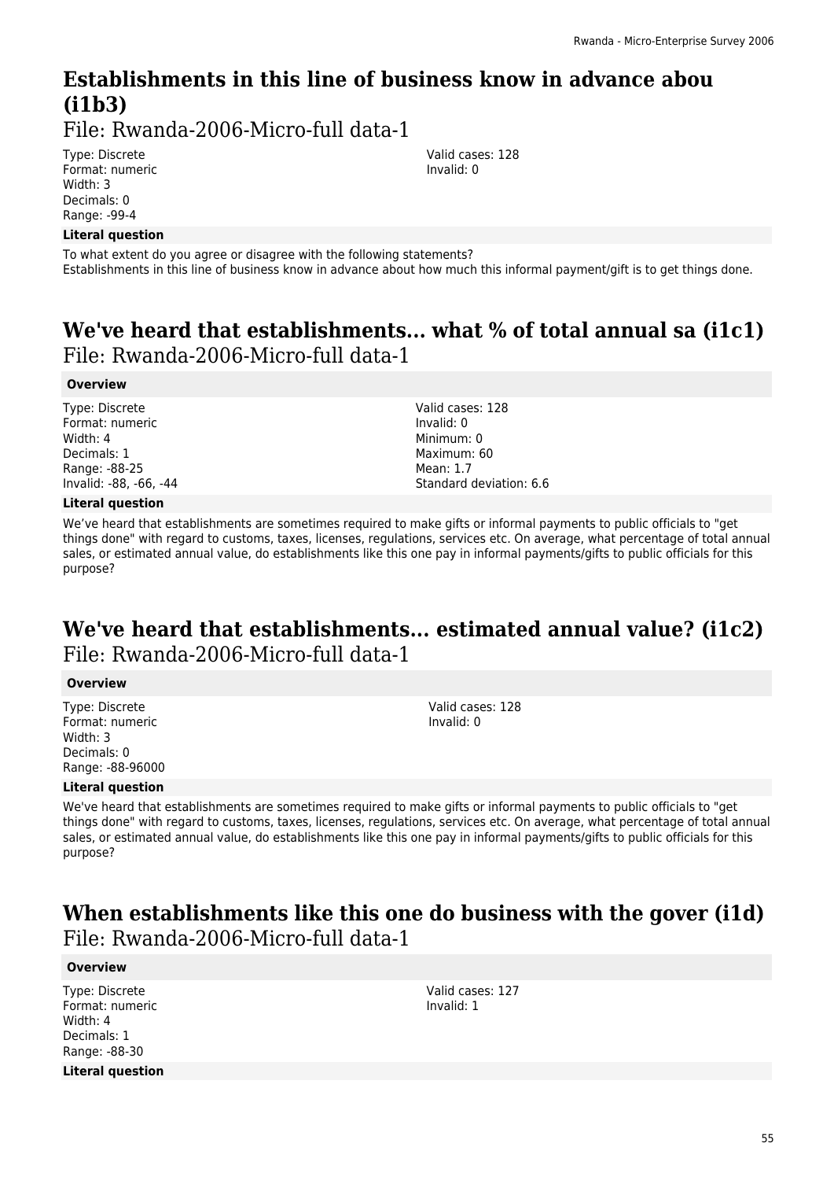## Establishments in this line of business know in advance abou (i1b3)

File: Rwanda-2006-Micro-full data-1

Type: Discrete
Format: numeric
Width: 3
Decimals: 0
Range: -99-4

Valid cases: 128
Invalid: 0

**Literal question**

To what extent do you agree or disagree with the following statements?
Establishments in this line of business know in advance about how much this informal payment/gift is to get things done.

## We've heard that establishments... what % of total annual sa (i1c1)

File: Rwanda-2006-Micro-full data-1

**Overview**

Type: Discrete
Format: numeric
Width: 4
Decimals: 1
Range: -88-25
Invalid: -88, -66, -44

Valid cases: 128
Invalid: 0
Minimum: 0
Maximum: 60
Mean: 1.7
Standard deviation: 6.6

**Literal question**

We've heard that establishments are sometimes required to make gifts or informal payments to public officials to "get things done" with regard to customs, taxes, licenses, regulations, services etc. On average, what percentage of total annual sales, or estimated annual value, do establishments like this one pay in informal payments/gifts to public officials for this purpose?

## We've heard that establishments... estimated annual value? (i1c2)

File: Rwanda-2006-Micro-full data-1

**Overview**

Type: Discrete
Format: numeric
Width: 3
Decimals: 0
Range: -88-96000

Valid cases: 128
Invalid: 0

**Literal question**

We've heard that establishments are sometimes required to make gifts or informal payments to public officials to "get things done" with regard to customs, taxes, licenses, regulations, services etc. On average, what percentage of total annual sales, or estimated annual value, do establishments like this one pay in informal payments/gifts to public officials for this purpose?

## When establishments like this one do business with the gover (i1d)

File: Rwanda-2006-Micro-full data-1

**Overview**

Type: Discrete
Format: numeric
Width: 4
Decimals: 1
Range: -88-30

Valid cases: 127
Invalid: 1

**Literal question**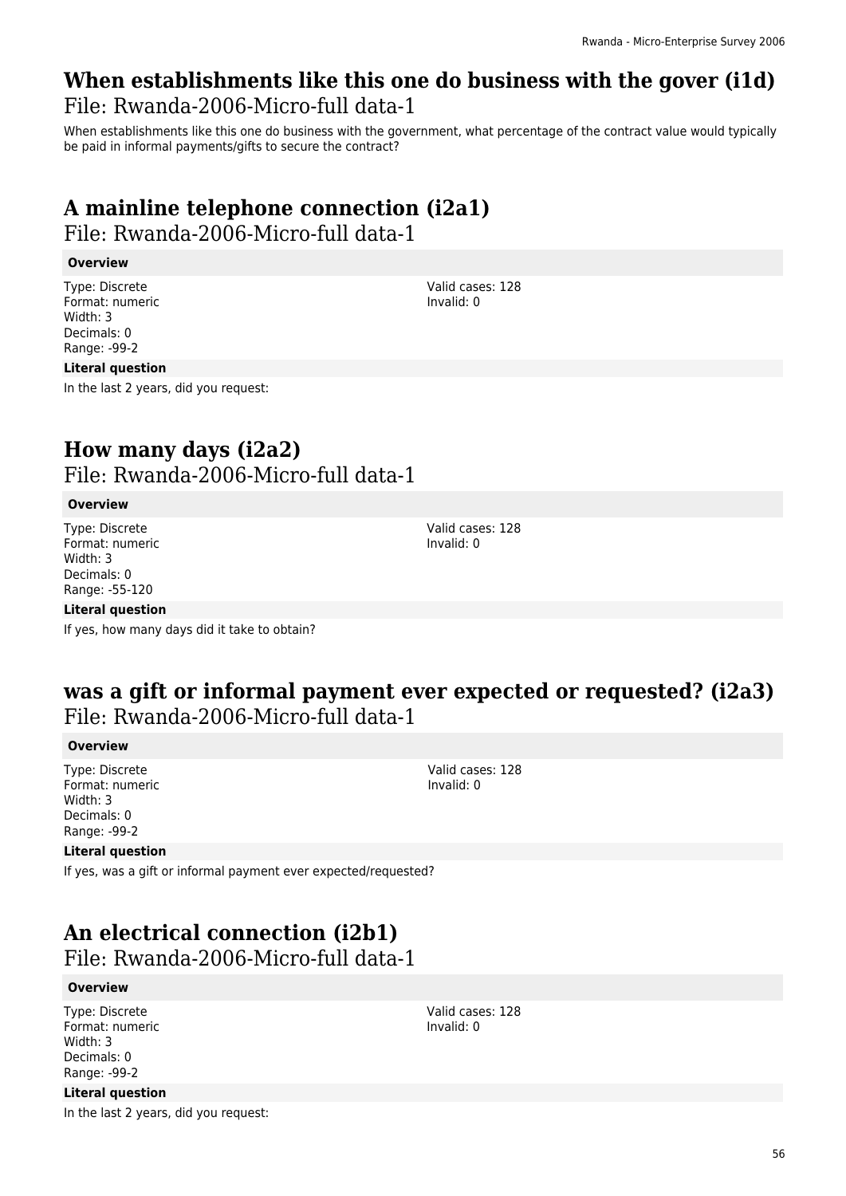## When establishments like this one do business with the gover (i1d)

File: Rwanda-2006-Micro-full data-1

When establishments like this one do business with the government, what percentage of the contract value would typically be paid in informal payments/gifts to secure the contract?

## A mainline telephone connection (i2a1)

File: Rwanda-2006-Micro-full data-1

**Overview**

Type: Discrete
Format: numeric
Width: 3
Decimals: 0
Range: -99-2

Valid cases: 128
Invalid: 0

**Literal question**

In the last 2 years, did you request:

## How many days (i2a2)

File: Rwanda-2006-Micro-full data-1

**Overview**

Type: Discrete
Format: numeric
Width: 3
Decimals: 0
Range: -55-120

Valid cases: 128
Invalid: 0

**Literal question**

If yes, how many days did it take to obtain?

## was a gift or informal payment ever expected or requested? (i2a3)

File: Rwanda-2006-Micro-full data-1

**Overview**

Type: Discrete
Format: numeric
Width: 3
Decimals: 0
Range: -99-2

Valid cases: 128
Invalid: 0

**Literal question**

If yes, was a gift or informal payment ever expected/requested?

## An electrical connection (i2b1)

File: Rwanda-2006-Micro-full data-1

**Overview**

Type: Discrete
Format: numeric
Width: 3
Decimals: 0
Range: -99-2

Valid cases: 128
Invalid: 0

**Literal question**

In the last 2 years, did you request: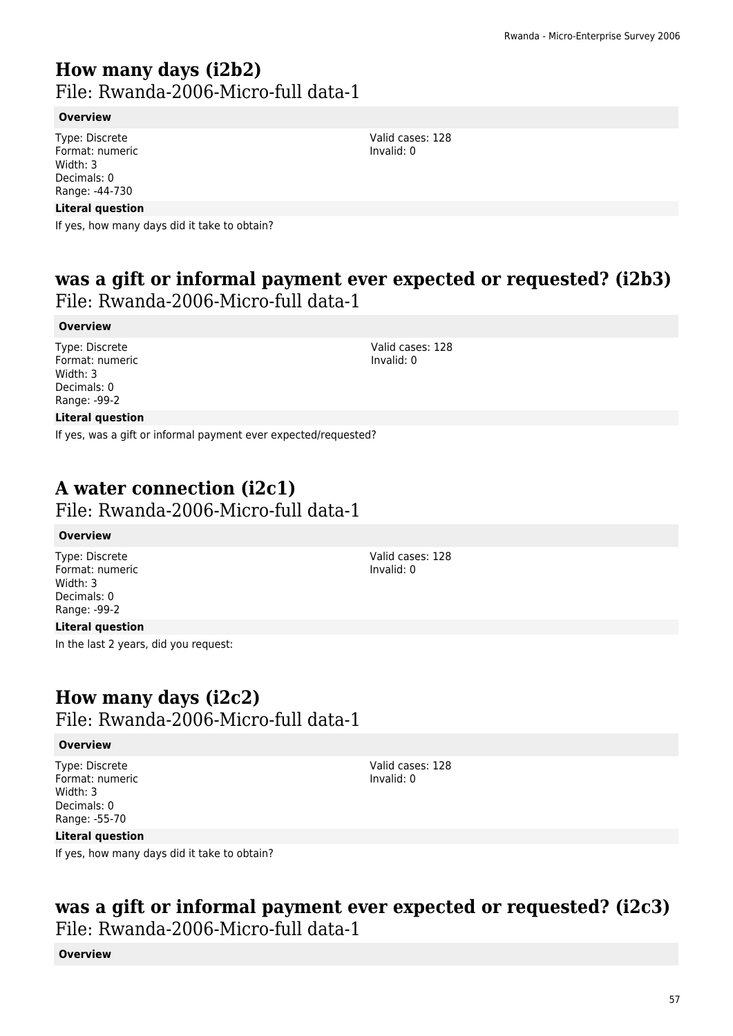# How many days (i2b2)

File: Rwanda-2006-Micro-full data-1

**Overview**

Type: Discrete
Format: numeric
Width: 3
Decimals: 0
Range: -44-730

Valid cases: 128
Invalid: 0

**Literal question**

If yes, how many days did it take to obtain?

# was a gift or informal payment ever expected or requested? (i2b3)

File: Rwanda-2006-Micro-full data-1

**Overview**

Type: Discrete
Format: numeric
Width: 3
Decimals: 0
Range: -99-2

Valid cases: 128
Invalid: 0

**Literal question**

If yes, was a gift or informal payment ever expected/requested?

# A water connection (i2c1)

File: Rwanda-2006-Micro-full data-1

**Overview**

Type: Discrete
Format: numeric
Width: 3
Decimals: 0
Range: -99-2

Valid cases: 128
Invalid: 0

**Literal question**

In the last 2 years, did you request:

# How many days (i2c2)

File: Rwanda-2006-Micro-full data-1

**Overview**

Type: Discrete
Format: numeric
Width: 3
Decimals: 0
Range: -55-70

Valid cases: 128
Invalid: 0

**Literal question**

If yes, how many days did it take to obtain?

# was a gift or informal payment ever expected or requested? (i2c3)

File: Rwanda-2006-Micro-full data-1

**Overview**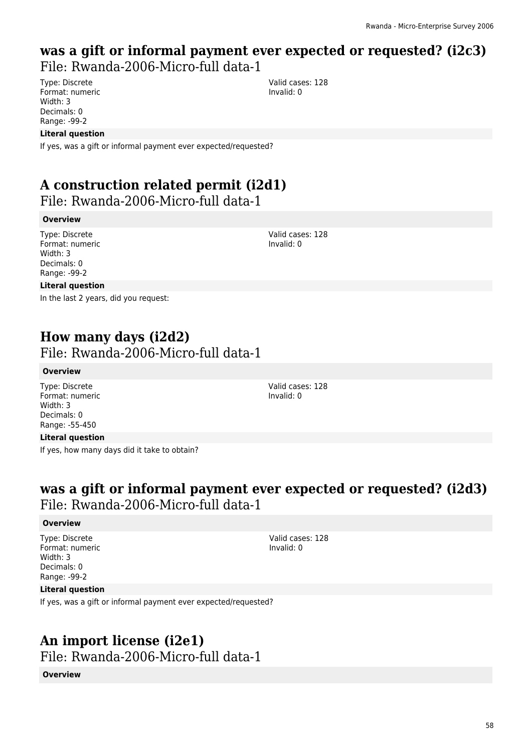# was a gift or informal payment ever expected or requested? (i2c3)

File: Rwanda-2006-Micro-full data-1

Type: Discrete
Format: numeric
Width: 3
Decimals: 0
Range: -99-2

Valid cases: 128
Invalid: 0

**Literal question**

If yes, was a gift or informal payment ever expected/requested?

# A construction related permit (i2d1)

File: Rwanda-2006-Micro-full data-1

**Overview**

Type: Discrete
Format: numeric
Width: 3
Decimals: 0
Range: -99-2

Valid cases: 128
Invalid: 0

**Literal question**

In the last 2 years, did you request:

# How many days (i2d2)

File: Rwanda-2006-Micro-full data-1

**Overview**

Type: Discrete
Format: numeric
Width: 3
Decimals: 0
Range: -55-450

Valid cases: 128
Invalid: 0

**Literal question**

If yes, how many days did it take to obtain?

# was a gift or informal payment ever expected or requested? (i2d3)

File: Rwanda-2006-Micro-full data-1

**Overview**

Type: Discrete
Format: numeric
Width: 3
Decimals: 0
Range: -99-2

Valid cases: 128
Invalid: 0

**Literal question**

If yes, was a gift or informal payment ever expected/requested?

# An import license (i2e1)

File: Rwanda-2006-Micro-full data-1

**Overview**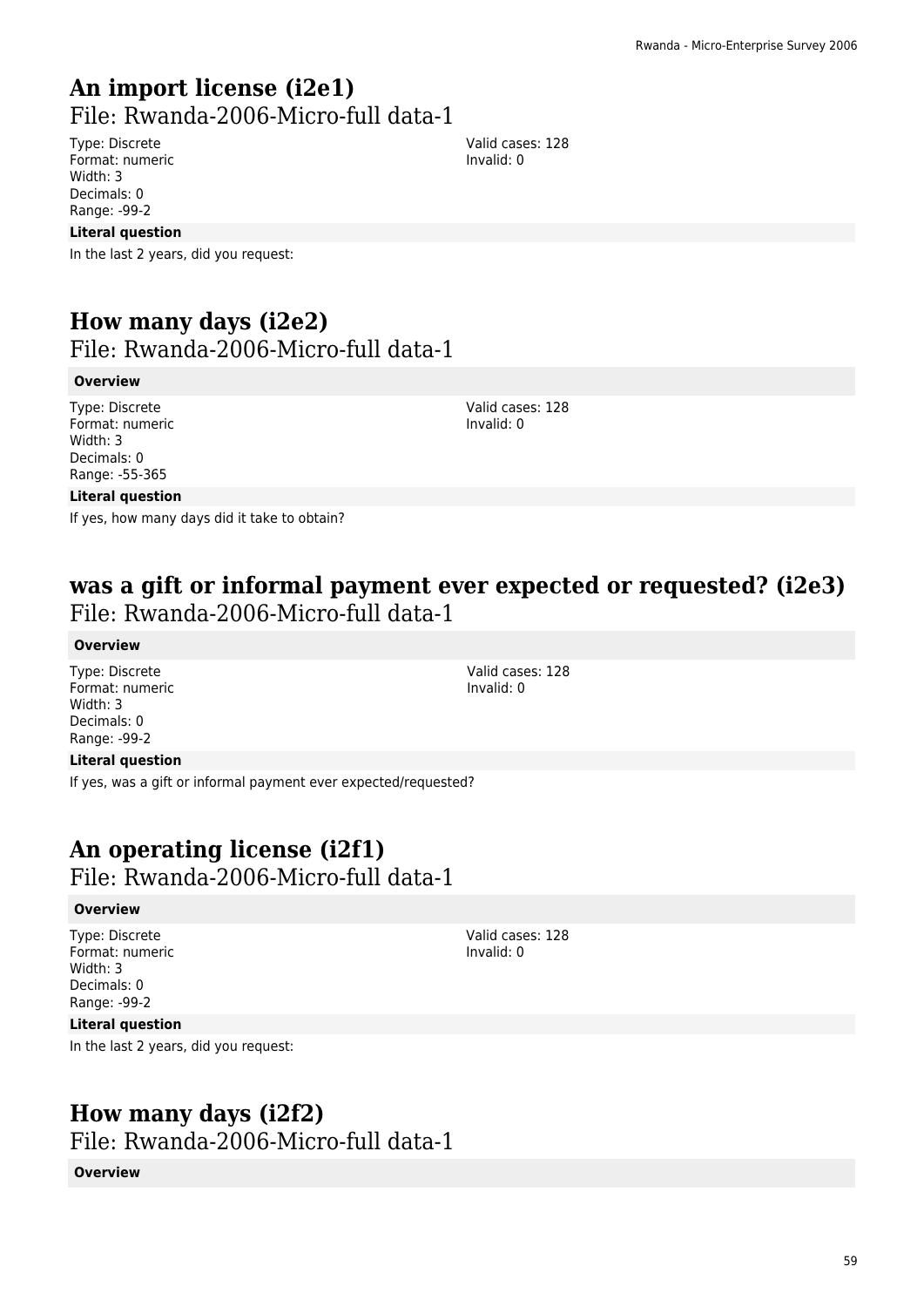## An import license (i2e1)

File: Rwanda-2006-Micro-full data-1

Type: Discrete
Format: numeric
Width: 3
Decimals: 0
Range: -99-2

Valid cases: 128
Invalid: 0

**Literal question**

In the last 2 years, did you request:

## How many days (i2e2)

File: Rwanda-2006-Micro-full data-1

**Overview**

Type: Discrete
Format: numeric
Width: 3
Decimals: 0
Range: -55-365

Valid cases: 128
Invalid: 0

**Literal question**

If yes, how many days did it take to obtain?

## was a gift or informal payment ever expected or requested? (i2e3)

File: Rwanda-2006-Micro-full data-1

**Overview**

Type: Discrete
Format: numeric
Width: 3
Decimals: 0
Range: -99-2

Valid cases: 128
Invalid: 0

**Literal question**

If yes, was a gift or informal payment ever expected/requested?

## An operating license (i2f1)

File: Rwanda-2006-Micro-full data-1

**Overview**

Type: Discrete
Format: numeric
Width: 3
Decimals: 0
Range: -99-2

Valid cases: 128
Invalid: 0

**Literal question**

In the last 2 years, did you request:

## How many days (i2f2)

File: Rwanda-2006-Micro-full data-1

**Overview**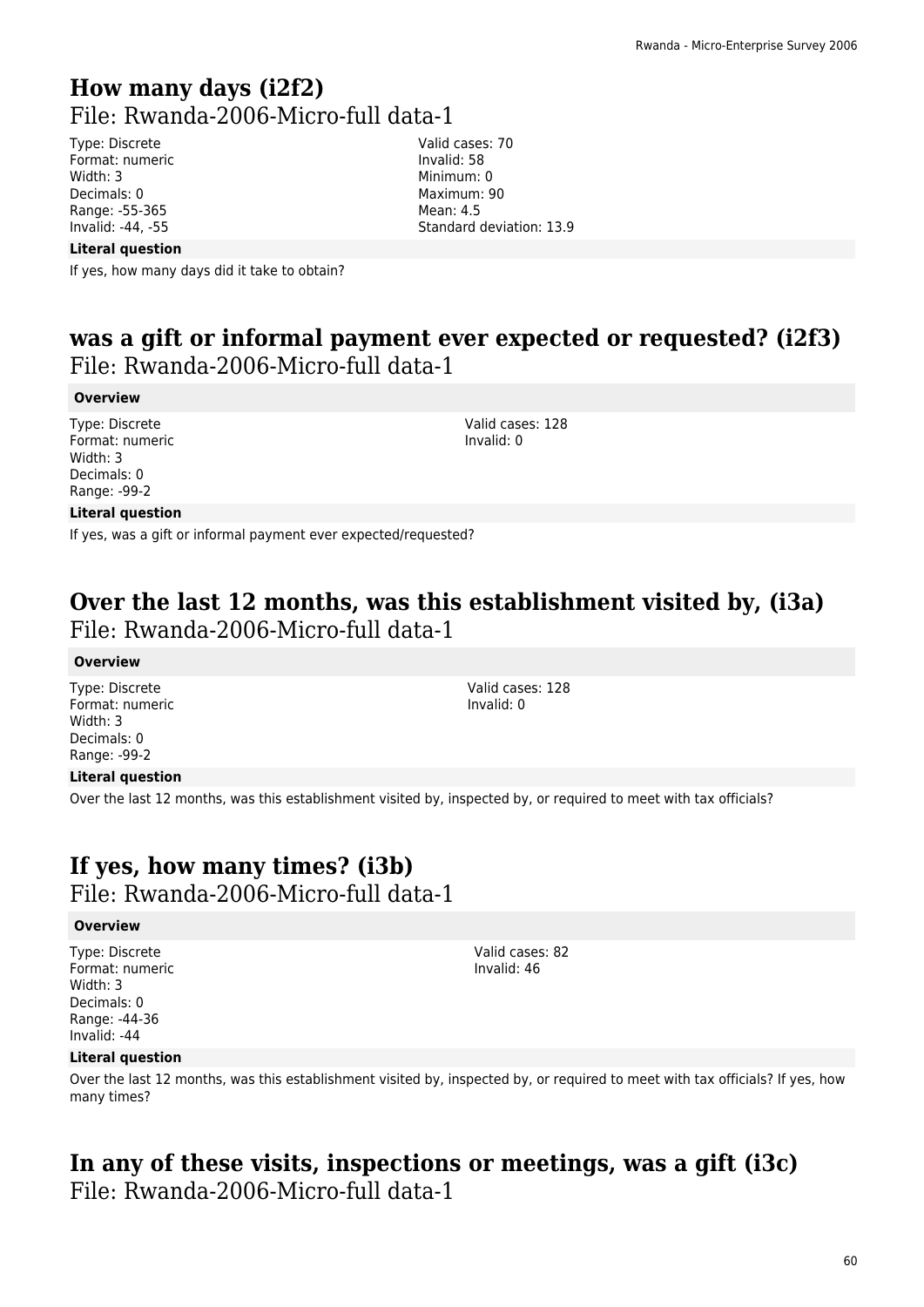## How many days (i2f2)

File: Rwanda-2006-Micro-full data-1

Type: Discrete
Format: numeric
Width: 3
Decimals: 0
Range: -55-365
Invalid: -44, -55

Valid cases: 70
Invalid: 58
Minimum: 0
Maximum: 90
Mean: 4.5
Standard deviation: 13.9

**Literal question**

If yes, how many days did it take to obtain?

## was a gift or informal payment ever expected or requested? (i2f3)

File: Rwanda-2006-Micro-full data-1

**Overview**

Type: Discrete
Format: numeric
Width: 3
Decimals: 0
Range: -99-2

Valid cases: 128
Invalid: 0

**Literal question**

If yes, was a gift or informal payment ever expected/requested?

## Over the last 12 months, was this establishment visited by, (i3a)

File: Rwanda-2006-Micro-full data-1

**Overview**

Type: Discrete
Format: numeric
Width: 3
Decimals: 0
Range: -99-2

Valid cases: 128
Invalid: 0

**Literal question**

Over the last 12 months, was this establishment visited by, inspected by, or required to meet with tax officials?

## If yes, how many times? (i3b)

File: Rwanda-2006-Micro-full data-1

**Overview**

Type: Discrete
Format: numeric
Width: 3
Decimals: 0
Range: -44-36
Invalid: -44

Valid cases: 82
Invalid: 46

**Literal question**

Over the last 12 months, was this establishment visited by, inspected by, or required to meet with tax officials? If yes, how many times?

## In any of these visits, inspections or meetings, was a gift (i3c)

File: Rwanda-2006-Micro-full data-1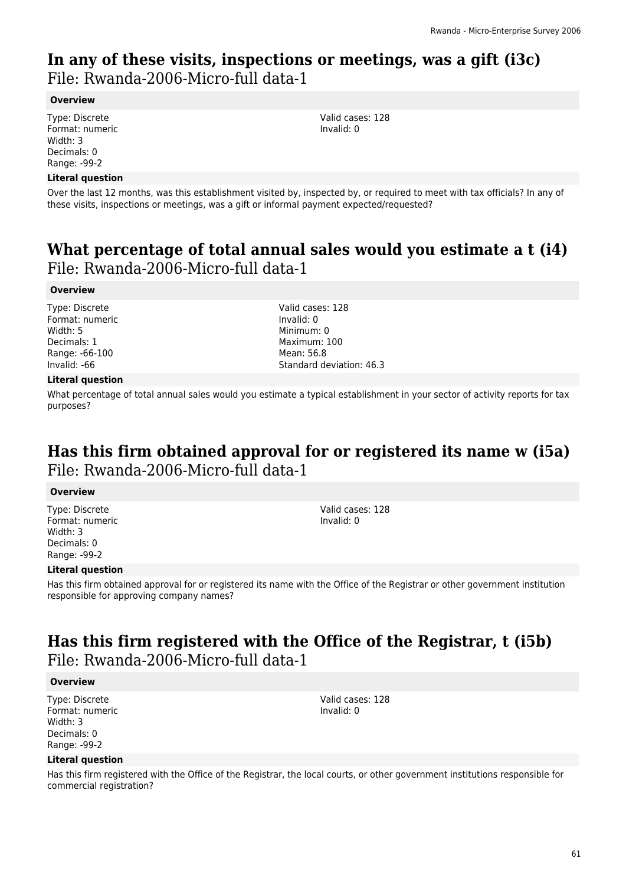# In any of these visits, inspections or meetings, was a gift (i3c)

File: Rwanda-2006-Micro-full data-1

**Overview**

Type: Discrete
Format: numeric
Width: 3
Decimals: 0
Range: -99-2

Valid cases: 128
Invalid: 0

**Literal question**

Over the last 12 months, was this establishment visited by, inspected by, or required to meet with tax officials? In any of these visits, inspections or meetings, was a gift or informal payment expected/requested?

# What percentage of total annual sales would you estimate a t (i4)

File: Rwanda-2006-Micro-full data-1

**Overview**

Type: Discrete
Format: numeric
Width: 5
Decimals: 1
Range: -66-100
Invalid: -66

Valid cases: 128
Invalid: 0
Minimum: 0
Maximum: 100
Mean: 56.8
Standard deviation: 46.3

**Literal question**

What percentage of total annual sales would you estimate a typical establishment in your sector of activity reports for tax purposes?

# Has this firm obtained approval for or registered its name w (i5a)

File: Rwanda-2006-Micro-full data-1

**Overview**

Type: Discrete
Format: numeric
Width: 3
Decimals: 0
Range: -99-2

Valid cases: 128
Invalid: 0

**Literal question**

Has this firm obtained approval for or registered its name with the Office of the Registrar or other government institution responsible for approving company names?

# Has this firm registered with the Office of the Registrar, t (i5b)

File: Rwanda-2006-Micro-full data-1

**Overview**

Type: Discrete
Format: numeric
Width: 3
Decimals: 0
Range: -99-2

Valid cases: 128
Invalid: 0

**Literal question**

Has this firm registered with the Office of the Registrar, the local courts, or other government institutions responsible for commercial registration?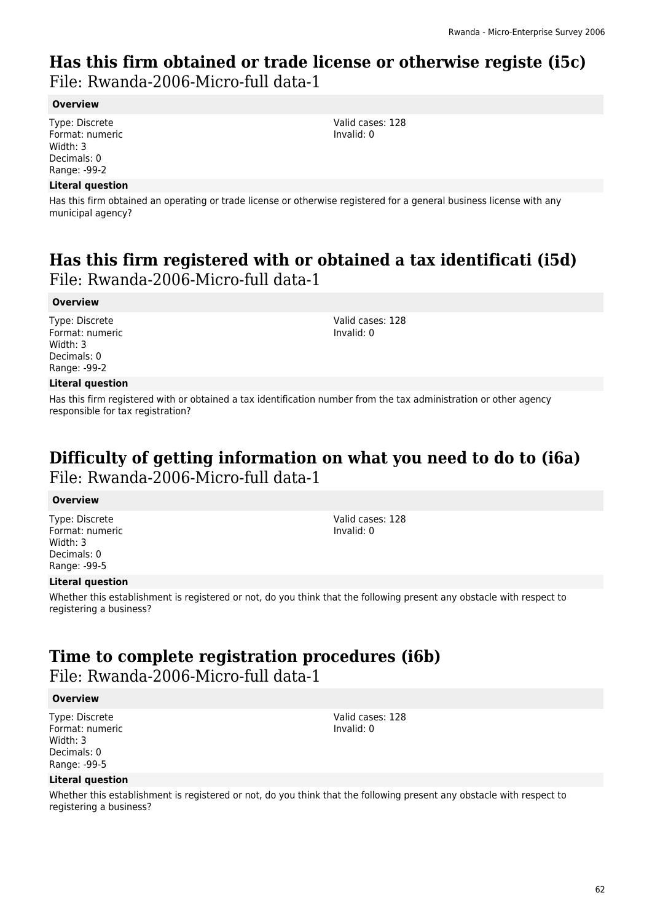## Has this firm obtained or trade license or otherwise registe (i5c)

File: Rwanda-2006-Micro-full data-1

### Overview

Type: Discrete
Format: numeric
Width: 3
Decimals: 0
Range: -99-2

Valid cases: 128
Invalid: 0

### Literal question

Has this firm obtained an operating or trade license or otherwise registered for a general business license with any municipal agency?

## Has this firm registered with or obtained a tax identificati (i5d)

File: Rwanda-2006-Micro-full data-1

### Overview

Type: Discrete
Format: numeric
Width: 3
Decimals: 0
Range: -99-2

Valid cases: 128
Invalid: 0

### Literal question

Has this firm registered with or obtained a tax identification number from the tax administration or other agency responsible for tax registration?

## Difficulty of getting information on what you need to do to (i6a)

File: Rwanda-2006-Micro-full data-1

### Overview

Type: Discrete
Format: numeric
Width: 3
Decimals: 0
Range: -99-5

Valid cases: 128
Invalid: 0

### Literal question

Whether this establishment is registered or not, do you think that the following present any obstacle with respect to registering a business?

## Time to complete registration procedures (i6b)

File: Rwanda-2006-Micro-full data-1

### Overview

Type: Discrete
Format: numeric
Width: 3
Decimals: 0
Range: -99-5

Valid cases: 128
Invalid: 0

### Literal question

Whether this establishment is registered or not, do you think that the following present any obstacle with respect to registering a business?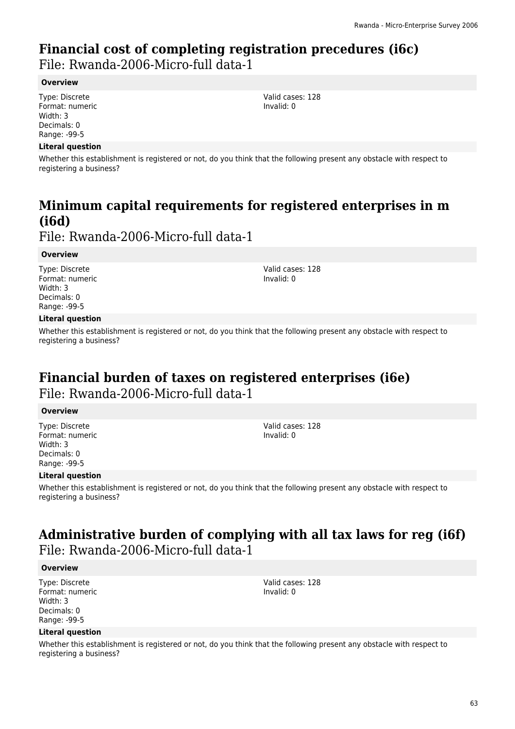# Financial cost of completing registration precedures (i6c)

File: Rwanda-2006-Micro-full data-1

### Overview

Type: Discrete
Format: numeric
Width: 3
Decimals: 0
Range: -99-5

Valid cases: 128
Invalid: 0

### Literal question

Whether this establishment is registered or not, do you think that the following present any obstacle with respect to registering a business?

# Minimum capital requirements for registered enterprises in m (i6d)

File: Rwanda-2006-Micro-full data-1

### Overview

Type: Discrete
Format: numeric
Width: 3
Decimals: 0
Range: -99-5

Valid cases: 128
Invalid: 0

### Literal question

Whether this establishment is registered or not, do you think that the following present any obstacle with respect to registering a business?

# Financial burden of taxes on registered enterprises (i6e)

File: Rwanda-2006-Micro-full data-1

### Overview

Type: Discrete
Format: numeric
Width: 3
Decimals: 0
Range: -99-5

Valid cases: 128
Invalid: 0

### Literal question

Whether this establishment is registered or not, do you think that the following present any obstacle with respect to registering a business?

# Administrative burden of complying with all tax laws for reg (i6f)

File: Rwanda-2006-Micro-full data-1

### Overview

Type: Discrete
Format: numeric
Width: 3
Decimals: 0
Range: -99-5

Valid cases: 128
Invalid: 0

### Literal question

Whether this establishment is registered or not, do you think that the following present any obstacle with respect to registering a business?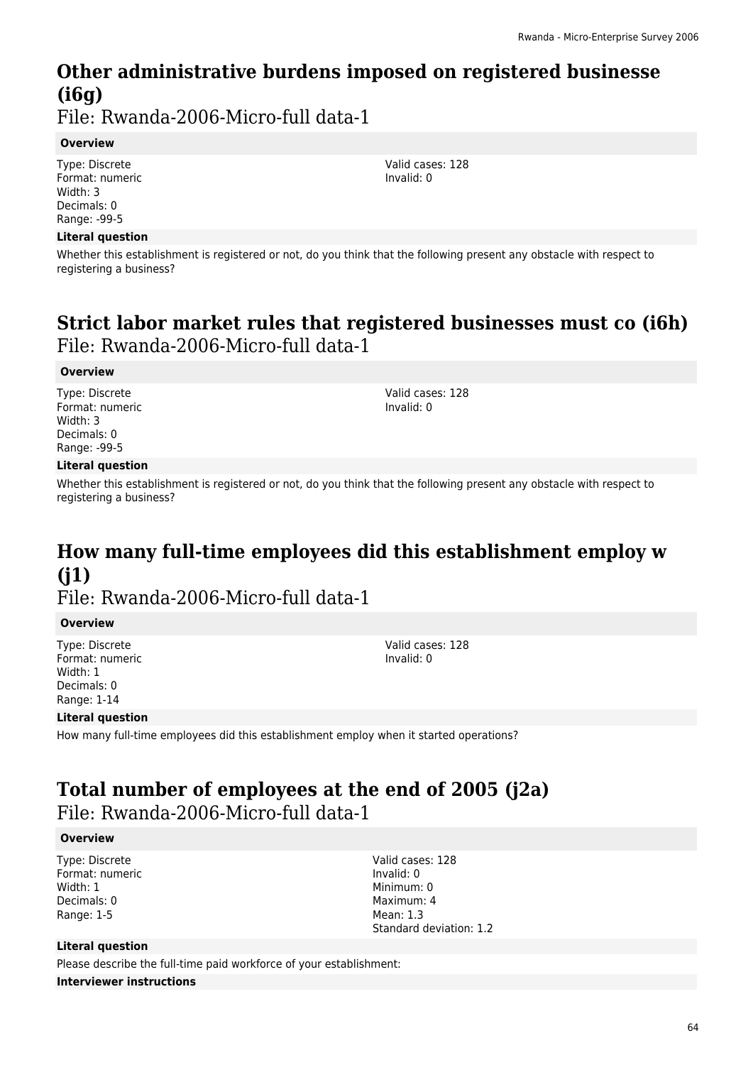## Other administrative burdens imposed on registered businesse (i6g)

File: Rwanda-2006-Micro-full data-1

**Overview**

Type: Discrete
Format: numeric
Width: 3
Decimals: 0
Range: -99-5

Valid cases: 128
Invalid: 0

**Literal question**

Whether this establishment is registered or not, do you think that the following present any obstacle with respect to registering a business?

## Strict labor market rules that registered businesses must co (i6h)

File: Rwanda-2006-Micro-full data-1

**Overview**

Type: Discrete
Format: numeric
Width: 3
Decimals: 0
Range: -99-5

Valid cases: 128
Invalid: 0

**Literal question**

Whether this establishment is registered or not, do you think that the following present any obstacle with respect to registering a business?

## How many full-time employees did this establishment employ w (j1)

File: Rwanda-2006-Micro-full data-1

**Overview**

Type: Discrete
Format: numeric
Width: 1
Decimals: 0
Range: 1-14

Valid cases: 128
Invalid: 0

**Literal question**

How many full-time employees did this establishment employ when it started operations?

## Total number of employees at the end of 2005 (j2a)

File: Rwanda-2006-Micro-full data-1

**Overview**

Type: Discrete
Format: numeric
Width: 1
Decimals: 0
Range: 1-5

Valid cases: 128
Invalid: 0
Minimum: 0
Maximum: 4
Mean: 1.3
Standard deviation: 1.2

**Literal question**

Please describe the full-time paid workforce of your establishment:

**Interviewer instructions**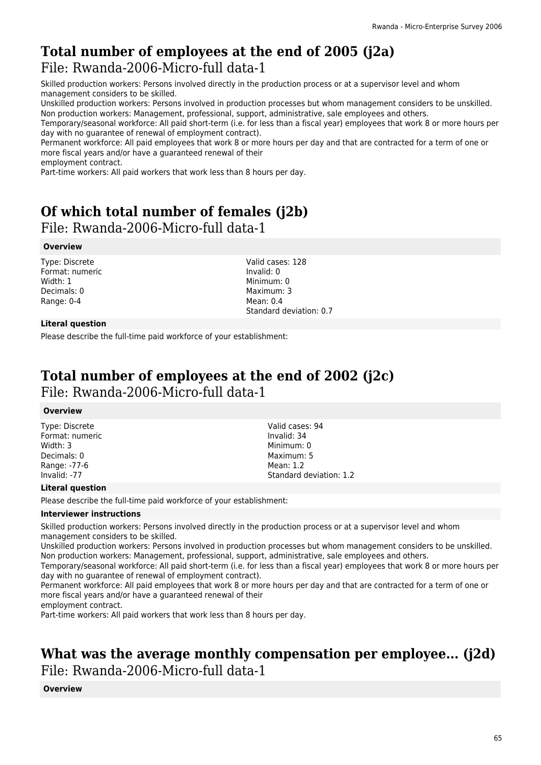# Total number of employees at the end of 2005 (j2a)

File: Rwanda-2006-Micro-full data-1

Skilled production workers: Persons involved directly in the production process or at a supervisor level and whom management considers to be skilled.
Unskilled production workers: Persons involved in production processes but whom management considers to be unskilled.
Non production workers: Management, professional, support, administrative, sale employees and others.
Temporary/seasonal workforce: All paid short-term (i.e. for less than a fiscal year) employees that work 8 or more hours per day with no guarantee of renewal of employment contract).
Permanent workforce: All paid employees that work 8 or more hours per day and that are contracted for a term of one or more fiscal years and/or have a guaranteed renewal of their
employment contract.
Part-time workers: All paid workers that work less than 8 hours per day.

# Of which total number of females (j2b)

File: Rwanda-2006-Micro-full data-1

**Overview**

Type: Discrete
Format: numeric
Width: 1
Decimals: 0
Range: 0-4

Valid cases: 128
Invalid: 0
Minimum: 0
Maximum: 3
Mean: 0.4
Standard deviation: 0.7

**Literal question**

Please describe the full-time paid workforce of your establishment:

# Total number of employees at the end of 2002 (j2c)

File: Rwanda-2006-Micro-full data-1

**Overview**

Type: Discrete
Format: numeric
Width: 3
Decimals: 0
Range: -77-6
Invalid: -77

Valid cases: 94
Invalid: 34
Minimum: 0
Maximum: 5
Mean: 1.2
Standard deviation: 1.2

**Literal question**

Please describe the full-time paid workforce of your establishment:

**Interviewer instructions**

Skilled production workers: Persons involved directly in the production process or at a supervisor level and whom management considers to be skilled.
Unskilled production workers: Persons involved in production processes but whom management considers to be unskilled.
Non production workers: Management, professional, support, administrative, sale employees and others.
Temporary/seasonal workforce: All paid short-term (i.e. for less than a fiscal year) employees that work 8 or more hours per day with no guarantee of renewal of employment contract).
Permanent workforce: All paid employees that work 8 or more hours per day and that are contracted for a term of one or more fiscal years and/or have a guaranteed renewal of their
employment contract.
Part-time workers: All paid workers that work less than 8 hours per day.

# What was the average monthly compensation per employee... (j2d)

File: Rwanda-2006-Micro-full data-1

**Overview**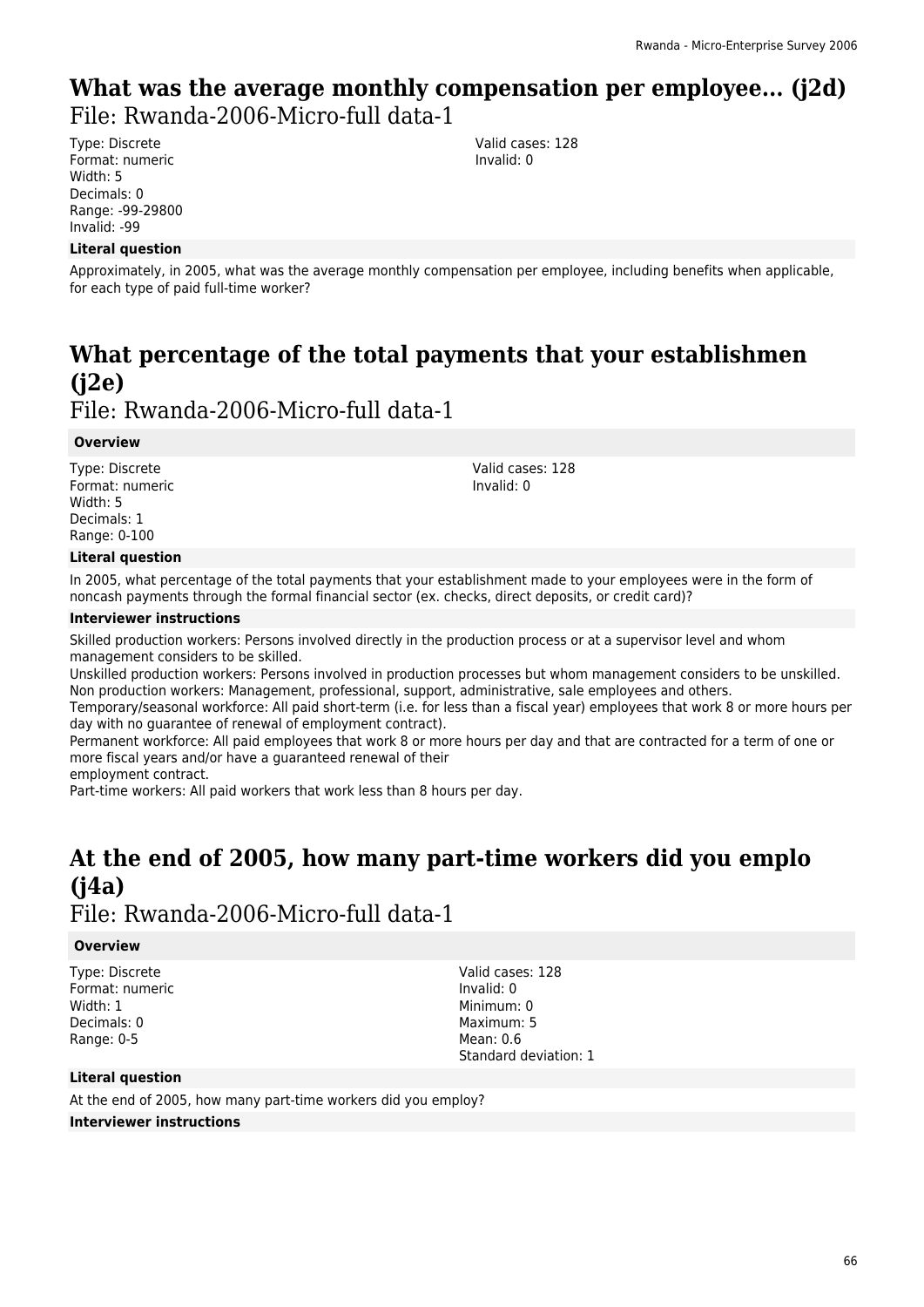# What was the average monthly compensation per employee... (j2d)

File: Rwanda-2006-Micro-full data-1

Type: Discrete
Format: numeric
Width: 5
Decimals: 0
Range: -99-29800
Invalid: -99

Valid cases: 128
Invalid: 0

**Literal question**

Approximately, in 2005, what was the average monthly compensation per employee, including benefits when applicable, for each type of paid full-time worker?

# What percentage of the total payments that your establishmen (j2e)

File: Rwanda-2006-Micro-full data-1

**Overview**

Type: Discrete
Format: numeric
Width: 5
Decimals: 1
Range: 0-100

Valid cases: 128
Invalid: 0

**Literal question**

In 2005, what percentage of the total payments that your establishment made to your employees were in the form of noncash payments through the formal financial sector (ex. checks, direct deposits, or credit card)?

**Interviewer instructions**

Skilled production workers: Persons involved directly in the production process or at a supervisor level and whom management considers to be skilled.
Unskilled production workers: Persons involved in production processes but whom management considers to be unskilled.
Non production workers: Management, professional, support, administrative, sale employees and others.
Temporary/seasonal workforce: All paid short-term (i.e. for less than a fiscal year) employees that work 8 or more hours per day with no guarantee of renewal of employment contract).
Permanent workforce: All paid employees that work 8 or more hours per day and that are contracted for a term of one or more fiscal years and/or have a guaranteed renewal of their
employment contract.
Part-time workers: All paid workers that work less than 8 hours per day.

# At the end of 2005, how many part-time workers did you emplo (j4a)

File: Rwanda-2006-Micro-full data-1

**Overview**

Type: Discrete
Format: numeric
Width: 1
Decimals: 0
Range: 0-5

Valid cases: 128
Invalid: 0
Minimum: 0
Maximum: 5
Mean: 0.6
Standard deviation: 1

**Literal question**

At the end of 2005, how many part-time workers did you employ?

**Interviewer instructions**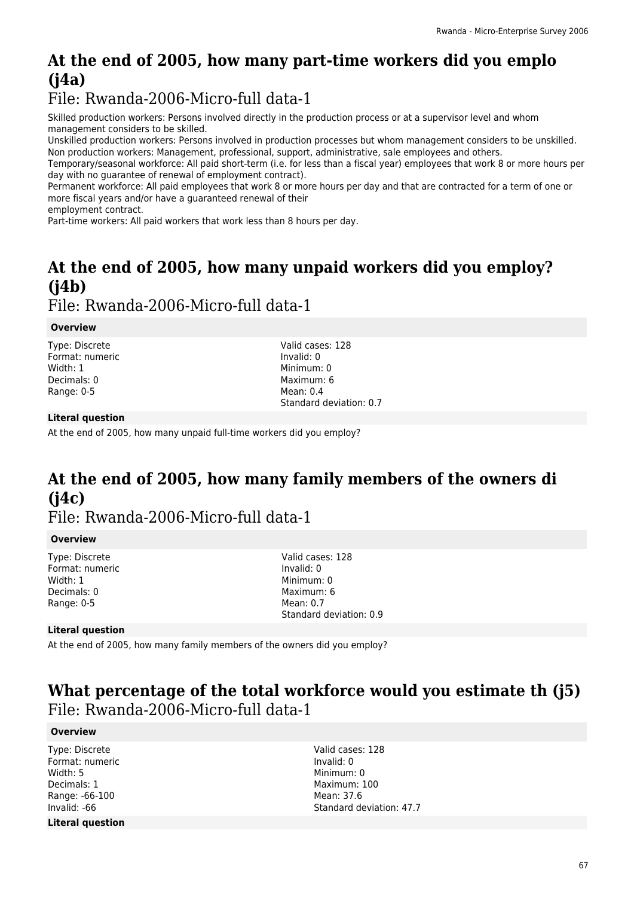# At the end of 2005, how many part-time workers did you emplo (j4a)

File: Rwanda-2006-Micro-full data-1

Skilled production workers: Persons involved directly in the production process or at a supervisor level and whom management considers to be skilled.
Unskilled production workers: Persons involved in production processes but whom management considers to be unskilled.
Non production workers: Management, professional, support, administrative, sale employees and others.
Temporary/seasonal workforce: All paid short-term (i.e. for less than a fiscal year) employees that work 8 or more hours per day with no guarantee of renewal of employment contract).
Permanent workforce: All paid employees that work 8 or more hours per day and that are contracted for a term of one or more fiscal years and/or have a guaranteed renewal of their
employment contract.
Part-time workers: All paid workers that work less than 8 hours per day.

# At the end of 2005, how many unpaid workers did you employ? (j4b)

File: Rwanda-2006-Micro-full data-1

**Overview**

Type: Discrete
Format: numeric
Width: 1
Decimals: 0
Range: 0-5

Valid cases: 128
Invalid: 0
Minimum: 0
Maximum: 6
Mean: 0.4
Standard deviation: 0.7

**Literal question**

At the end of 2005, how many unpaid full-time workers did you employ?

# At the end of 2005, how many family members of the owners di (j4c)

File: Rwanda-2006-Micro-full data-1

**Overview**

Type: Discrete
Format: numeric
Width: 1
Decimals: 0
Range: 0-5

Valid cases: 128
Invalid: 0
Minimum: 0
Maximum: 6
Mean: 0.7
Standard deviation: 0.9

**Literal question**

At the end of 2005, how many family members of the owners did you employ?

# What percentage of the total workforce would you estimate th (j5)

File: Rwanda-2006-Micro-full data-1

**Overview**

Type: Discrete
Format: numeric
Width: 5
Decimals: 1
Range: -66-100
Invalid: -66

Valid cases: 128
Invalid: 0
Minimum: 0
Maximum: 100
Mean: 37.6
Standard deviation: 47.7

**Literal question**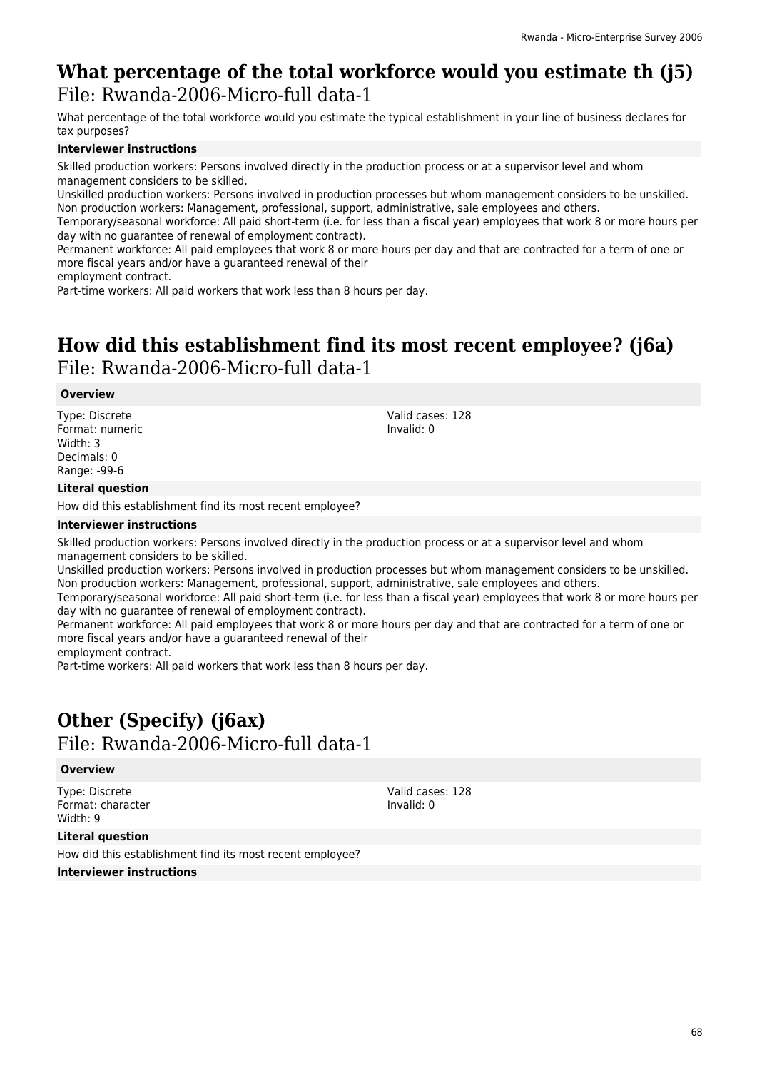## What percentage of the total workforce would you estimate th (j5)

File: Rwanda-2006-Micro-full data-1

What percentage of the total workforce would you estimate the typical establishment in your line of business declares for tax purposes?

**Interviewer instructions**

Skilled production workers: Persons involved directly in the production process or at a supervisor level and whom management considers to be skilled.
Unskilled production workers: Persons involved in production processes but whom management considers to be unskilled.
Non production workers: Management, professional, support, administrative, sale employees and others.
Temporary/seasonal workforce: All paid short-term (i.e. for less than a fiscal year) employees that work 8 or more hours per day with no guarantee of renewal of employment contract).
Permanent workforce: All paid employees that work 8 or more hours per day and that are contracted for a term of one or more fiscal years and/or have a guaranteed renewal of their
employment contract.
Part-time workers: All paid workers that work less than 8 hours per day.

## How did this establishment find its most recent employee? (j6a)

File: Rwanda-2006-Micro-full data-1

**Overview**

Type: Discrete
Format: numeric
Width: 3
Decimals: 0
Range: -99-6

Valid cases: 128
Invalid: 0

**Literal question**

How did this establishment find its most recent employee?

**Interviewer instructions**

Skilled production workers: Persons involved directly in the production process or at a supervisor level and whom management considers to be skilled.
Unskilled production workers: Persons involved in production processes but whom management considers to be unskilled.
Non production workers: Management, professional, support, administrative, sale employees and others.
Temporary/seasonal workforce: All paid short-term (i.e. for less than a fiscal year) employees that work 8 or more hours per day with no guarantee of renewal of employment contract).
Permanent workforce: All paid employees that work 8 or more hours per day and that are contracted for a term of one or more fiscal years and/or have a guaranteed renewal of their
employment contract.
Part-time workers: All paid workers that work less than 8 hours per day.

## Other (Specify) (j6ax)

File: Rwanda-2006-Micro-full data-1

**Overview**

Type: Discrete
Format: character
Width: 9

Valid cases: 128
Invalid: 0

**Literal question**

How did this establishment find its most recent employee?

**Interviewer instructions**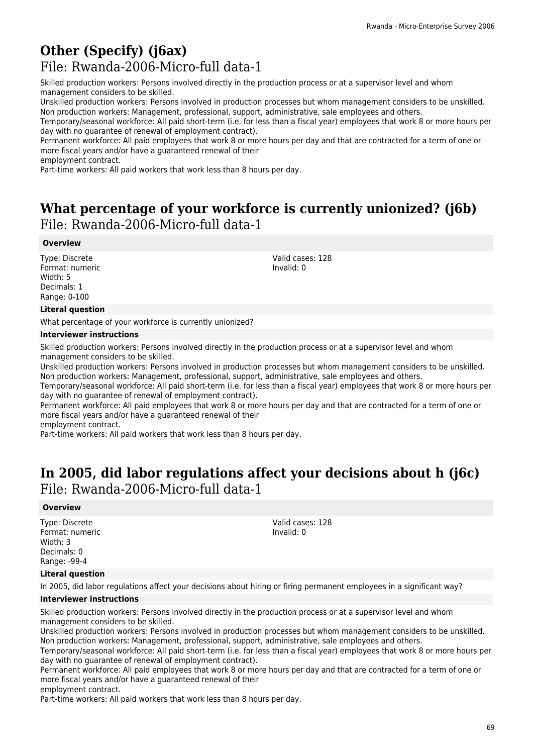# Other (Specify) (j6ax)

File: Rwanda-2006-Micro-full data-1

Skilled production workers: Persons involved directly in the production process or at a supervisor level and whom management considers to be skilled.
Unskilled production workers: Persons involved in production processes but whom management considers to be unskilled.
Non production workers: Management, professional, support, administrative, sale employees and others.
Temporary/seasonal workforce: All paid short-term (i.e. for less than a fiscal year) employees that work 8 or more hours per day with no guarantee of renewal of employment contract).
Permanent workforce: All paid employees that work 8 or more hours per day and that are contracted for a term of one or more fiscal years and/or have a guaranteed renewal of their
employment contract.
Part-time workers: All paid workers that work less than 8 hours per day.

# What percentage of your workforce is currently unionized? (j6b)

File: Rwanda-2006-Micro-full data-1

### Overview

Type: Discrete
Format: numeric
Width: 5
Decimals: 1
Range: 0-100

Valid cases: 128
Invalid: 0

### Literal question

What percentage of your workforce is currently unionized?

### Interviewer instructions

Skilled production workers: Persons involved directly in the production process or at a supervisor level and whom management considers to be skilled.
Unskilled production workers: Persons involved in production processes but whom management considers to be unskilled.
Non production workers: Management, professional, support, administrative, sale employees and others.
Temporary/seasonal workforce: All paid short-term (i.e. for less than a fiscal year) employees that work 8 or more hours per day with no guarantee of renewal of employment contract).
Permanent workforce: All paid employees that work 8 or more hours per day and that are contracted for a term of one or more fiscal years and/or have a guaranteed renewal of their
employment contract.
Part-time workers: All paid workers that work less than 8 hours per day.

# In 2005, did labor regulations affect your decisions about h (j6c)

File: Rwanda-2006-Micro-full data-1

### Overview

Type: Discrete
Format: numeric
Width: 3
Decimals: 0
Range: -99-4

Valid cases: 128
Invalid: 0

### Literal question

In 2005, did labor regulations affect your decisions about hiring or firing permanent employees in a significant way?

### Interviewer instructions

Skilled production workers: Persons involved directly in the production process or at a supervisor level and whom management considers to be skilled.
Unskilled production workers: Persons involved in production processes but whom management considers to be unskilled.
Non production workers: Management, professional, support, administrative, sale employees and others.
Temporary/seasonal workforce: All paid short-term (i.e. for less than a fiscal year) employees that work 8 or more hours per day with no guarantee of renewal of employment contract).
Permanent workforce: All paid employees that work 8 or more hours per day and that are contracted for a term of one or more fiscal years and/or have a guaranteed renewal of their
employment contract.
Part-time workers: All paid workers that work less than 8 hours per day.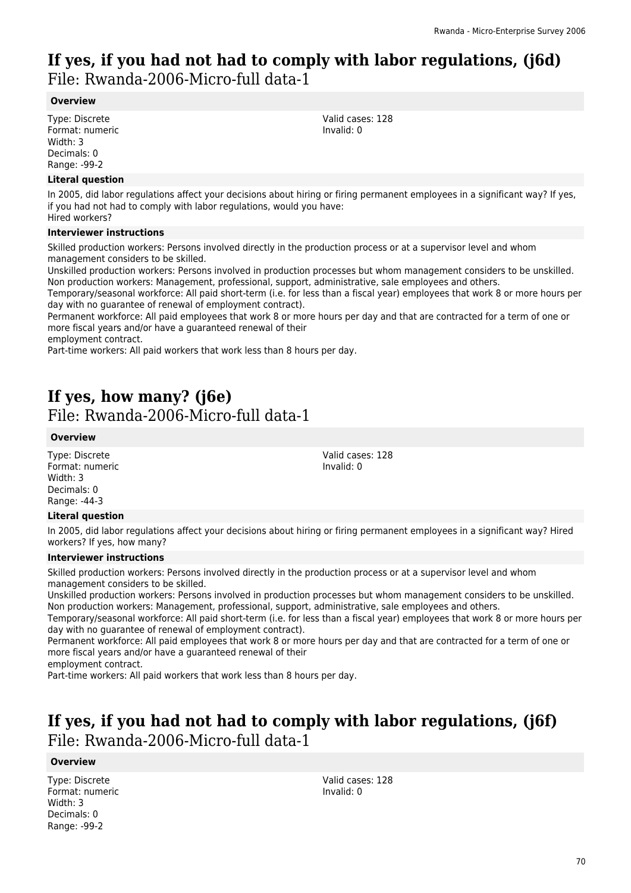# If yes, if you had not had to comply with labor regulations, (j6d)

File: Rwanda-2006-Micro-full data-1

### Overview

Type: Discrete
Format: numeric
Width: 3
Decimals: 0
Range: -99-2

Valid cases: 128
Invalid: 0

### Literal question

In 2005, did labor regulations affect your decisions about hiring or firing permanent employees in a significant way? If yes, if you had not had to comply with labor regulations, would you have:
Hired workers?

### Interviewer instructions

Skilled production workers: Persons involved directly in the production process or at a supervisor level and whom management considers to be skilled.
Unskilled production workers: Persons involved in production processes but whom management considers to be unskilled.
Non production workers: Management, professional, support, administrative, sale employees and others.
Temporary/seasonal workforce: All paid short-term (i.e. for less than a fiscal year) employees that work 8 or more hours per day with no guarantee of renewal of employment contract).
Permanent workforce: All paid employees that work 8 or more hours per day and that are contracted for a term of one or more fiscal years and/or have a guaranteed renewal of their
employment contract.
Part-time workers: All paid workers that work less than 8 hours per day.

# If yes, how many? (j6e)

File: Rwanda-2006-Micro-full data-1

### Overview

Type: Discrete
Format: numeric
Width: 3
Decimals: 0
Range: -44-3

Valid cases: 128
Invalid: 0

### Literal question

In 2005, did labor regulations affect your decisions about hiring or firing permanent employees in a significant way? Hired workers? If yes, how many?

### Interviewer instructions

Skilled production workers: Persons involved directly in the production process or at a supervisor level and whom management considers to be skilled.
Unskilled production workers: Persons involved in production processes but whom management considers to be unskilled.
Non production workers: Management, professional, support, administrative, sale employees and others.
Temporary/seasonal workforce: All paid short-term (i.e. for less than a fiscal year) employees that work 8 or more hours per day with no guarantee of renewal of employment contract).
Permanent workforce: All paid employees that work 8 or more hours per day and that are contracted for a term of one or more fiscal years and/or have a guaranteed renewal of their
employment contract.
Part-time workers: All paid workers that work less than 8 hours per day.

# If yes, if you had not had to comply with labor regulations, (j6f)

File: Rwanda-2006-Micro-full data-1

### Overview

Type: Discrete
Format: numeric
Width: 3
Decimals: 0
Range: -99-2

Valid cases: 128
Invalid: 0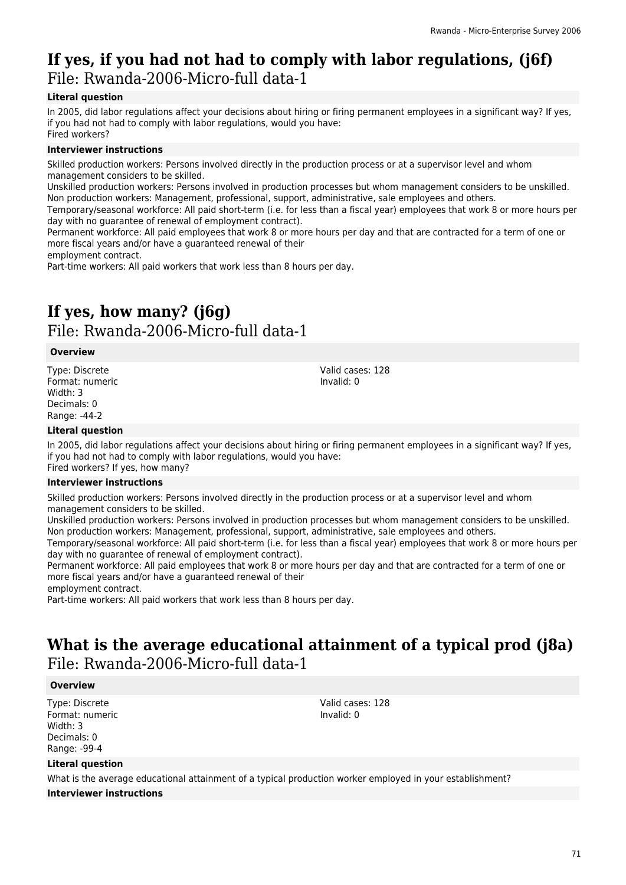# If yes, if you had not had to comply with labor regulations, (j6f)

File: Rwanda-2006-Micro-full data-1

**Literal question**

In 2005, did labor regulations affect your decisions about hiring or firing permanent employees in a significant way? If yes, if you had not had to comply with labor regulations, would you have:
Fired workers?

**Interviewer instructions**

Skilled production workers: Persons involved directly in the production process or at a supervisor level and whom management considers to be skilled.
Unskilled production workers: Persons involved in production processes but whom management considers to be unskilled.
Non production workers: Management, professional, support, administrative, sale employees and others.
Temporary/seasonal workforce: All paid short-term (i.e. for less than a fiscal year) employees that work 8 or more hours per day with no guarantee of renewal of employment contract).
Permanent workforce: All paid employees that work 8 or more hours per day and that are contracted for a term of one or more fiscal years and/or have a guaranteed renewal of their
employment contract.
Part-time workers: All paid workers that work less than 8 hours per day.

# If yes, how many? (j6g)

File: Rwanda-2006-Micro-full data-1

**Overview**

Type: Discrete
Format: numeric
Width: 3
Decimals: 0
Range: -44-2

Valid cases: 128
Invalid: 0

**Literal question**

In 2005, did labor regulations affect your decisions about hiring or firing permanent employees in a significant way? If yes, if you had not had to comply with labor regulations, would you have:
Fired workers? If yes, how many?

**Interviewer instructions**

Skilled production workers: Persons involved directly in the production process or at a supervisor level and whom management considers to be skilled.
Unskilled production workers: Persons involved in production processes but whom management considers to be unskilled.
Non production workers: Management, professional, support, administrative, sale employees and others.
Temporary/seasonal workforce: All paid short-term (i.e. for less than a fiscal year) employees that work 8 or more hours per day with no guarantee of renewal of employment contract).
Permanent workforce: All paid employees that work 8 or more hours per day and that are contracted for a term of one or more fiscal years and/or have a guaranteed renewal of their
employment contract.
Part-time workers: All paid workers that work less than 8 hours per day.

# What is the average educational attainment of a typical prod (j8a)

File: Rwanda-2006-Micro-full data-1

**Overview**

Type: Discrete
Format: numeric
Width: 3
Decimals: 0
Range: -99-4

Valid cases: 128
Invalid: 0

**Literal question**

What is the average educational attainment of a typical production worker employed in your establishment?

**Interviewer instructions**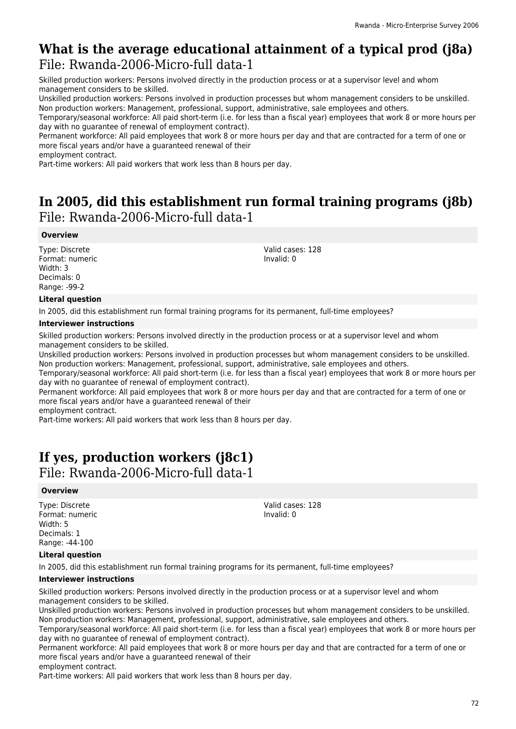# What is the average educational attainment of a typical prod (j8a)

File: Rwanda-2006-Micro-full data-1

Skilled production workers: Persons involved directly in the production process or at a supervisor level and whom management considers to be skilled.
Unskilled production workers: Persons involved in production processes but whom management considers to be unskilled.
Non production workers: Management, professional, support, administrative, sale employees and others.
Temporary/seasonal workforce: All paid short-term (i.e. for less than a fiscal year) employees that work 8 or more hours per day with no guarantee of renewal of employment contract).
Permanent workforce: All paid employees that work 8 or more hours per day and that are contracted for a term of one or more fiscal years and/or have a guaranteed renewal of their
employment contract.
Part-time workers: All paid workers that work less than 8 hours per day.

# In 2005, did this establishment run formal training programs (j8b)

File: Rwanda-2006-Micro-full data-1

**Overview**

Type: Discrete
Format: numeric
Width: 3
Decimals: 0
Range: -99-2

Valid cases: 128
Invalid: 0

**Literal question**

In 2005, did this establishment run formal training programs for its permanent, full-time employees?

**Interviewer instructions**

Skilled production workers: Persons involved directly in the production process or at a supervisor level and whom management considers to be skilled.
Unskilled production workers: Persons involved in production processes but whom management considers to be unskilled.
Non production workers: Management, professional, support, administrative, sale employees and others.
Temporary/seasonal workforce: All paid short-term (i.e. for less than a fiscal year) employees that work 8 or more hours per day with no guarantee of renewal of employment contract).
Permanent workforce: All paid employees that work 8 or more hours per day and that are contracted for a term of one or more fiscal years and/or have a guaranteed renewal of their
employment contract.
Part-time workers: All paid workers that work less than 8 hours per day.

# If yes, production workers (j8c1)

File: Rwanda-2006-Micro-full data-1

**Overview**

Type: Discrete
Format: numeric
Width: 5
Decimals: 1
Range: -44-100

Valid cases: 128
Invalid: 0

**Literal question**

In 2005, did this establishment run formal training programs for its permanent, full-time employees?

**Interviewer instructions**

Skilled production workers: Persons involved directly in the production process or at a supervisor level and whom management considers to be skilled.
Unskilled production workers: Persons involved in production processes but whom management considers to be unskilled.
Non production workers: Management, professional, support, administrative, sale employees and others.
Temporary/seasonal workforce: All paid short-term (i.e. for less than a fiscal year) employees that work 8 or more hours per day with no guarantee of renewal of employment contract).
Permanent workforce: All paid employees that work 8 or more hours per day and that are contracted for a term of one or more fiscal years and/or have a guaranteed renewal of their
employment contract.
Part-time workers: All paid workers that work less than 8 hours per day.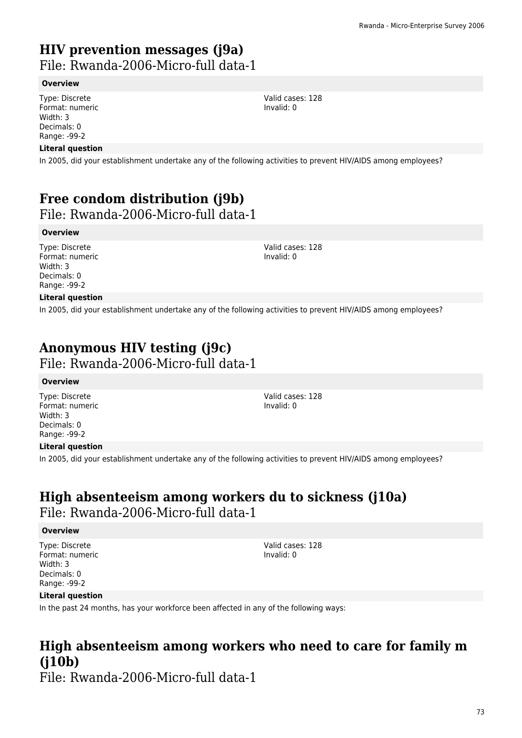# HIV prevention messages (j9a)

File: Rwanda-2006-Micro-full data-1

**Overview**

Type: Discrete
Format: numeric
Width: 3
Decimals: 0
Range: -99-2

Valid cases: 128
Invalid: 0

**Literal question**

In 2005, did your establishment undertake any of the following activities to prevent HIV/AIDS among employees?

# Free condom distribution (j9b)

File: Rwanda-2006-Micro-full data-1

**Overview**

Type: Discrete
Format: numeric
Width: 3
Decimals: 0
Range: -99-2

Valid cases: 128
Invalid: 0

**Literal question**

In 2005, did your establishment undertake any of the following activities to prevent HIV/AIDS among employees?

# Anonymous HIV testing (j9c)

File: Rwanda-2006-Micro-full data-1

**Overview**

Type: Discrete
Format: numeric
Width: 3
Decimals: 0
Range: -99-2

Valid cases: 128
Invalid: 0

**Literal question**

In 2005, did your establishment undertake any of the following activities to prevent HIV/AIDS among employees?

# High absenteeism among workers du to sickness (j10a)

File: Rwanda-2006-Micro-full data-1

**Overview**

Type: Discrete
Format: numeric
Width: 3
Decimals: 0
Range: -99-2

Valid cases: 128
Invalid: 0

**Literal question**

In the past 24 months, has your workforce been affected in any of the following ways:

# High absenteeism among workers who need to care for family m (j10b)

File: Rwanda-2006-Micro-full data-1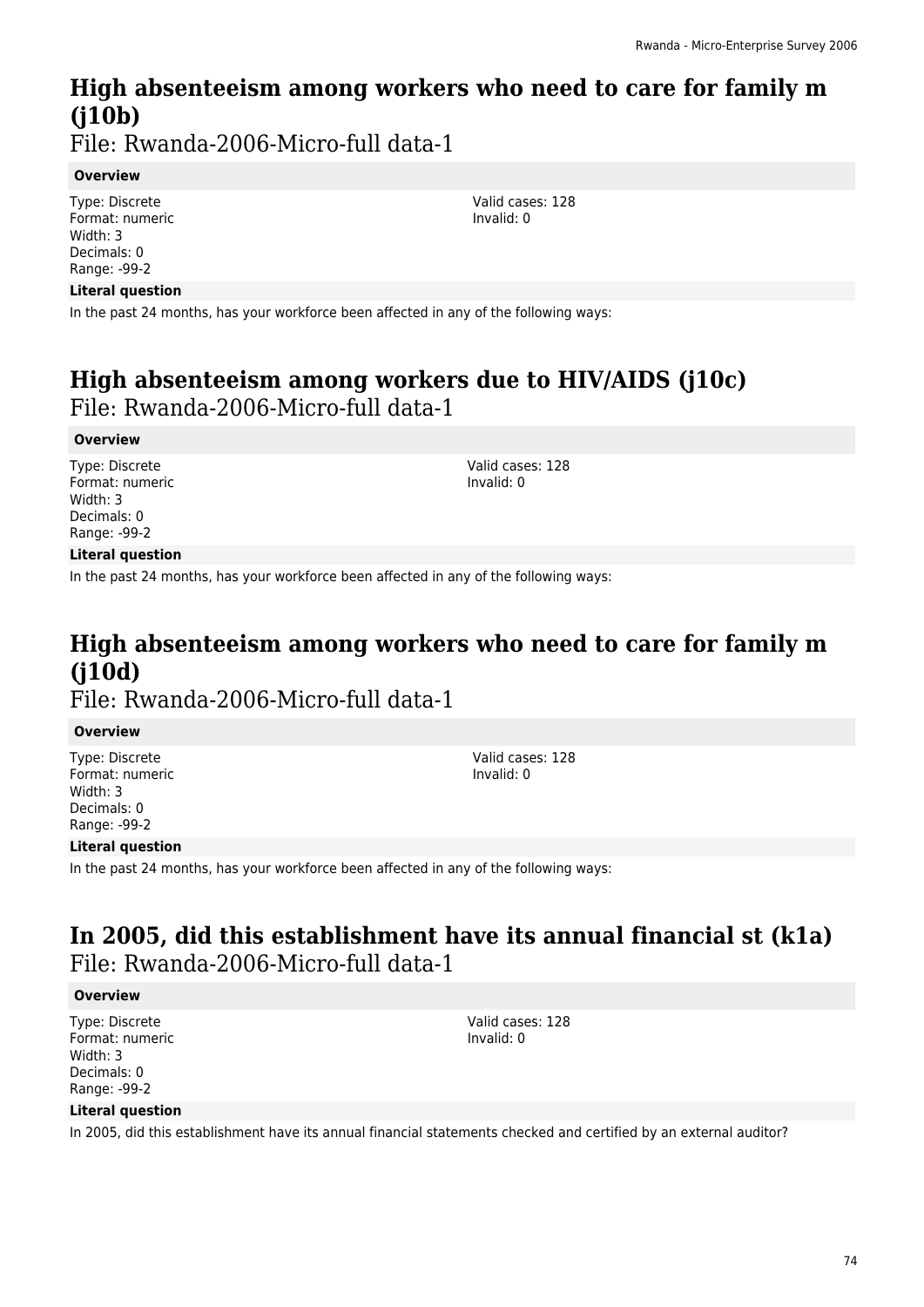## High absenteeism among workers who need to care for family m (j10b)

File: Rwanda-2006-Micro-full data-1

**Overview**

Type: Discrete
Format: numeric
Width: 3
Decimals: 0
Range: -99-2

Valid cases: 128
Invalid: 0

**Literal question**

In the past 24 months, has your workforce been affected in any of the following ways:

## High absenteeism among workers due to HIV/AIDS (j10c)

File: Rwanda-2006-Micro-full data-1

**Overview**

Type: Discrete
Format: numeric
Width: 3
Decimals: 0
Range: -99-2

Valid cases: 128
Invalid: 0

**Literal question**

In the past 24 months, has your workforce been affected in any of the following ways:

## High absenteeism among workers who need to care for family m (j10d)

File: Rwanda-2006-Micro-full data-1

**Overview**

Type: Discrete
Format: numeric
Width: 3
Decimals: 0
Range: -99-2

Valid cases: 128
Invalid: 0

**Literal question**

In the past 24 months, has your workforce been affected in any of the following ways:

## In 2005, did this establishment have its annual financial st (k1a)

File: Rwanda-2006-Micro-full data-1

**Overview**

Type: Discrete
Format: numeric
Width: 3
Decimals: 0
Range: -99-2

Valid cases: 128
Invalid: 0

**Literal question**

In 2005, did this establishment have its annual financial statements checked and certified by an external auditor?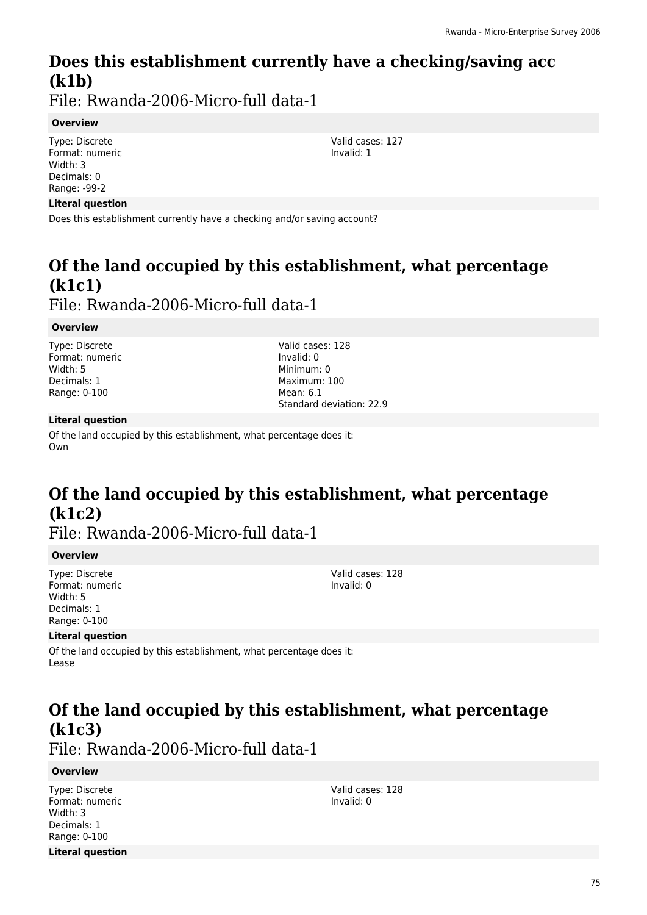# Does this establishment currently have a checking/saving acc (k1b)

File: Rwanda-2006-Micro-full data-1

**Overview**

Type: Discrete
Format: numeric
Width: 3
Decimals: 0
Range: -99-2

Valid cases: 127
Invalid: 1

**Literal question**

Does this establishment currently have a checking and/or saving account?

# Of the land occupied by this establishment, what percentage (k1c1)

File: Rwanda-2006-Micro-full data-1

**Overview**

Type: Discrete
Format: numeric
Width: 5
Decimals: 1
Range: 0-100

Valid cases: 128
Invalid: 0
Minimum: 0
Maximum: 100
Mean: 6.1
Standard deviation: 22.9

**Literal question**

Of the land occupied by this establishment, what percentage does it:
Own

# Of the land occupied by this establishment, what percentage (k1c2)

File: Rwanda-2006-Micro-full data-1

**Overview**

Type: Discrete
Format: numeric
Width: 5
Decimals: 1
Range: 0-100

Valid cases: 128
Invalid: 0

**Literal question**

Of the land occupied by this establishment, what percentage does it:
Lease

# Of the land occupied by this establishment, what percentage (k1c3)

File: Rwanda-2006-Micro-full data-1

**Overview**

Type: Discrete
Format: numeric
Width: 3
Decimals: 1
Range: 0-100

Valid cases: 128
Invalid: 0

**Literal question**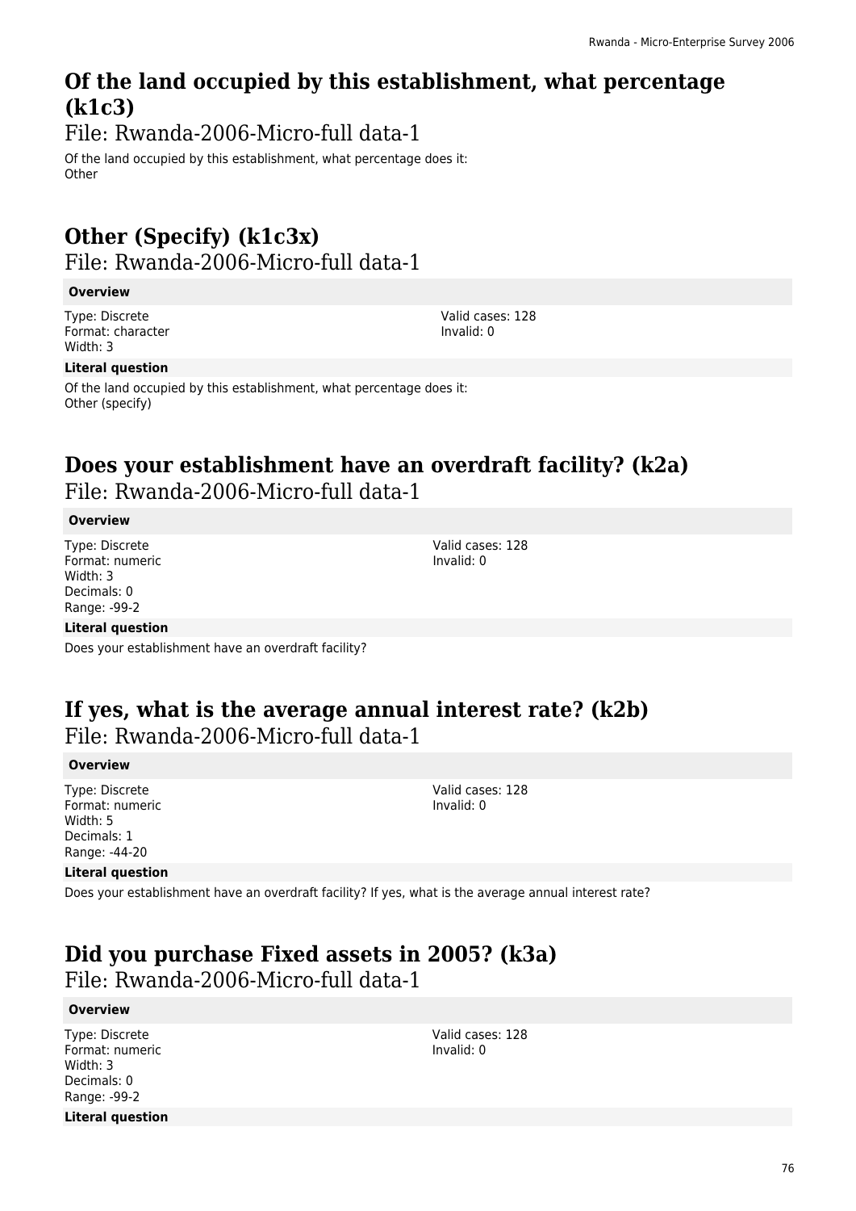## Of the land occupied by this establishment, what percentage (k1c3)

File: Rwanda-2006-Micro-full data-1

Of the land occupied by this establishment, what percentage does it:
Other

## Other (Specify) (k1c3x)

File: Rwanda-2006-Micro-full data-1

**Overview**

Type: Discrete
Format: character
Width: 3

Valid cases: 128
Invalid: 0

**Literal question**

Of the land occupied by this establishment, what percentage does it:
Other (specify)

## Does your establishment have an overdraft facility? (k2a)

File: Rwanda-2006-Micro-full data-1

**Overview**

Type: Discrete
Format: numeric
Width: 3
Decimals: 0
Range: -99-2

Valid cases: 128
Invalid: 0

**Literal question**

Does your establishment have an overdraft facility?

## If yes, what is the average annual interest rate? (k2b)

File: Rwanda-2006-Micro-full data-1

**Overview**

Type: Discrete
Format: numeric
Width: 5
Decimals: 1
Range: -44-20

Valid cases: 128
Invalid: 0

**Literal question**

Does your establishment have an overdraft facility? If yes, what is the average annual interest rate?

## Did you purchase Fixed assets in 2005? (k3a)

File: Rwanda-2006-Micro-full data-1

**Overview**

Type: Discrete
Format: numeric
Width: 3
Decimals: 0
Range: -99-2

Valid cases: 128
Invalid: 0

**Literal question**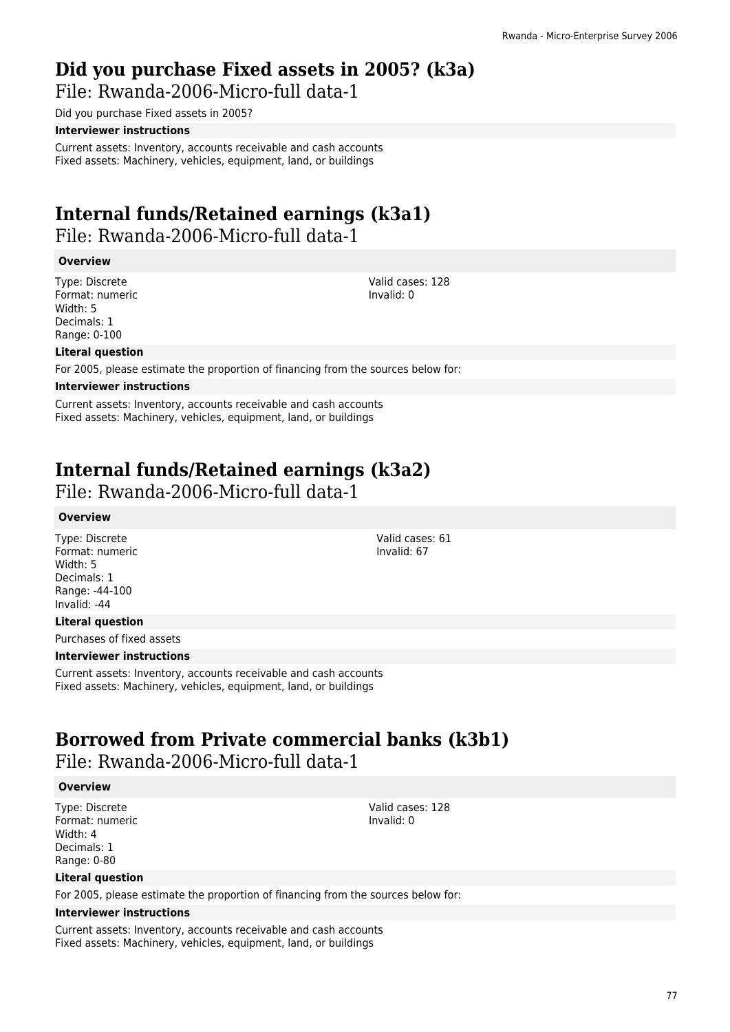# Did you purchase Fixed assets in 2005? (k3a)

File: Rwanda-2006-Micro-full data-1

Did you purchase Fixed assets in 2005?

**Interviewer instructions**

Current assets: Inventory, accounts receivable and cash accounts
Fixed assets: Machinery, vehicles, equipment, land, or buildings

# Internal funds/Retained earnings (k3a1)

File: Rwanda-2006-Micro-full data-1

**Overview**

Type: Discrete
Format: numeric
Width: 5
Decimals: 1
Range: 0-100

Valid cases: 128
Invalid: 0

**Literal question**

For 2005, please estimate the proportion of financing from the sources below for:

**Interviewer instructions**

Current assets: Inventory, accounts receivable and cash accounts
Fixed assets: Machinery, vehicles, equipment, land, or buildings

# Internal funds/Retained earnings (k3a2)

File: Rwanda-2006-Micro-full data-1

**Overview**

Type: Discrete
Format: numeric
Width: 5
Decimals: 1
Range: -44-100
Invalid: -44

Valid cases: 61
Invalid: 67

**Literal question**

Purchases of fixed assets

**Interviewer instructions**

Current assets: Inventory, accounts receivable and cash accounts
Fixed assets: Machinery, vehicles, equipment, land, or buildings

# Borrowed from Private commercial banks (k3b1)

File: Rwanda-2006-Micro-full data-1

**Overview**

Type: Discrete
Format: numeric
Width: 4
Decimals: 1
Range: 0-80

Valid cases: 128
Invalid: 0

**Literal question**

For 2005, please estimate the proportion of financing from the sources below for:

**Interviewer instructions**

Current assets: Inventory, accounts receivable and cash accounts
Fixed assets: Machinery, vehicles, equipment, land, or buildings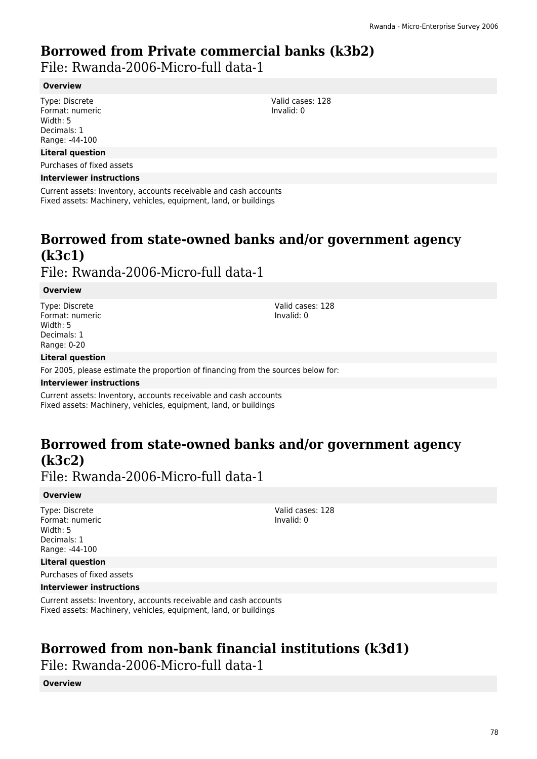# Borrowed from Private commercial banks (k3b2)

File: Rwanda-2006-Micro-full data-1

**Overview**

Type: Discrete
Format: numeric
Width: 5
Decimals: 1
Range: -44-100

Valid cases: 128
Invalid: 0

**Literal question**

Purchases of fixed assets

**Interviewer instructions**

Current assets: Inventory, accounts receivable and cash accounts
Fixed assets: Machinery, vehicles, equipment, land, or buildings

# Borrowed from state-owned banks and/or government agency (k3c1)

File: Rwanda-2006-Micro-full data-1

**Overview**

Type: Discrete
Format: numeric
Width: 5
Decimals: 1
Range: 0-20

Valid cases: 128
Invalid: 0

**Literal question**

For 2005, please estimate the proportion of financing from the sources below for:

**Interviewer instructions**

Current assets: Inventory, accounts receivable and cash accounts
Fixed assets: Machinery, vehicles, equipment, land, or buildings

# Borrowed from state-owned banks and/or government agency (k3c2)

File: Rwanda-2006-Micro-full data-1

**Overview**

Type: Discrete
Format: numeric
Width: 5
Decimals: 1
Range: -44-100

Valid cases: 128
Invalid: 0

**Literal question**

Purchases of fixed assets

**Interviewer instructions**

Current assets: Inventory, accounts receivable and cash accounts
Fixed assets: Machinery, vehicles, equipment, land, or buildings

# Borrowed from non-bank financial institutions (k3d1)

File: Rwanda-2006-Micro-full data-1

**Overview**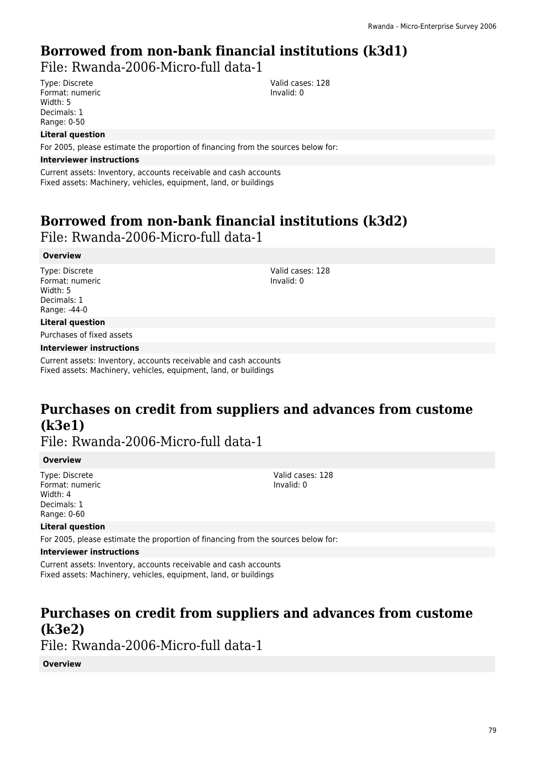# Borrowed from non-bank financial institutions (k3d1)

File: Rwanda-2006-Micro-full data-1

Type: Discrete
Format: numeric
Width: 5
Decimals: 1
Range: 0-50

Valid cases: 128
Invalid: 0

**Literal question**

For 2005, please estimate the proportion of financing from the sources below for:

**Interviewer instructions**

Current assets: Inventory, accounts receivable and cash accounts
Fixed assets: Machinery, vehicles, equipment, land, or buildings

# Borrowed from non-bank financial institutions (k3d2)

File: Rwanda-2006-Micro-full data-1

**Overview**

Type: Discrete
Format: numeric
Width: 5
Decimals: 1
Range: -44-0

Valid cases: 128
Invalid: 0

**Literal question**

Purchases of fixed assets

**Interviewer instructions**

Current assets: Inventory, accounts receivable and cash accounts
Fixed assets: Machinery, vehicles, equipment, land, or buildings

# Purchases on credit from suppliers and advances from custome (k3e1)

File: Rwanda-2006-Micro-full data-1

**Overview**

Type: Discrete
Format: numeric
Width: 4
Decimals: 1
Range: 0-60

Valid cases: 128
Invalid: 0

**Literal question**

For 2005, please estimate the proportion of financing from the sources below for:

**Interviewer instructions**

Current assets: Inventory, accounts receivable and cash accounts
Fixed assets: Machinery, vehicles, equipment, land, or buildings

# Purchases on credit from suppliers and advances from custome (k3e2)

File: Rwanda-2006-Micro-full data-1

**Overview**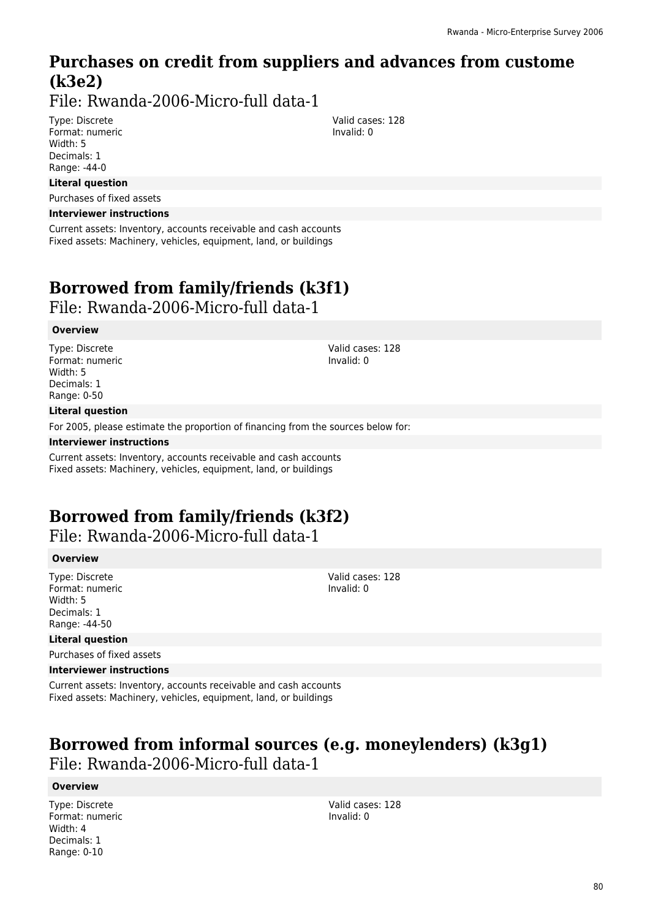# Purchases on credit from suppliers and advances from custome (k3e2)

File: Rwanda-2006-Micro-full data-1

Type: Discrete
Format: numeric
Width: 5
Decimals: 1
Range: -44-0

Valid cases: 128
Invalid: 0

**Literal question**

Purchases of fixed assets

**Interviewer instructions**

Current assets: Inventory, accounts receivable and cash accounts
Fixed assets: Machinery, vehicles, equipment, land, or buildings

# Borrowed from family/friends (k3f1)

File: Rwanda-2006-Micro-full data-1

**Overview**

Type: Discrete
Format: numeric
Width: 5
Decimals: 1
Range: 0-50

Valid cases: 128
Invalid: 0

**Literal question**

For 2005, please estimate the proportion of financing from the sources below for:

**Interviewer instructions**

Current assets: Inventory, accounts receivable and cash accounts
Fixed assets: Machinery, vehicles, equipment, land, or buildings

# Borrowed from family/friends (k3f2)

File: Rwanda-2006-Micro-full data-1

**Overview**

Type: Discrete
Format: numeric
Width: 5
Decimals: 1
Range: -44-50

Valid cases: 128
Invalid: 0

**Literal question**

Purchases of fixed assets

**Interviewer instructions**

Current assets: Inventory, accounts receivable and cash accounts
Fixed assets: Machinery, vehicles, equipment, land, or buildings

# Borrowed from informal sources (e.g. moneylenders) (k3g1)

File: Rwanda-2006-Micro-full data-1

**Overview**

Type: Discrete
Format: numeric
Width: 4
Decimals: 1
Range: 0-10

Valid cases: 128
Invalid: 0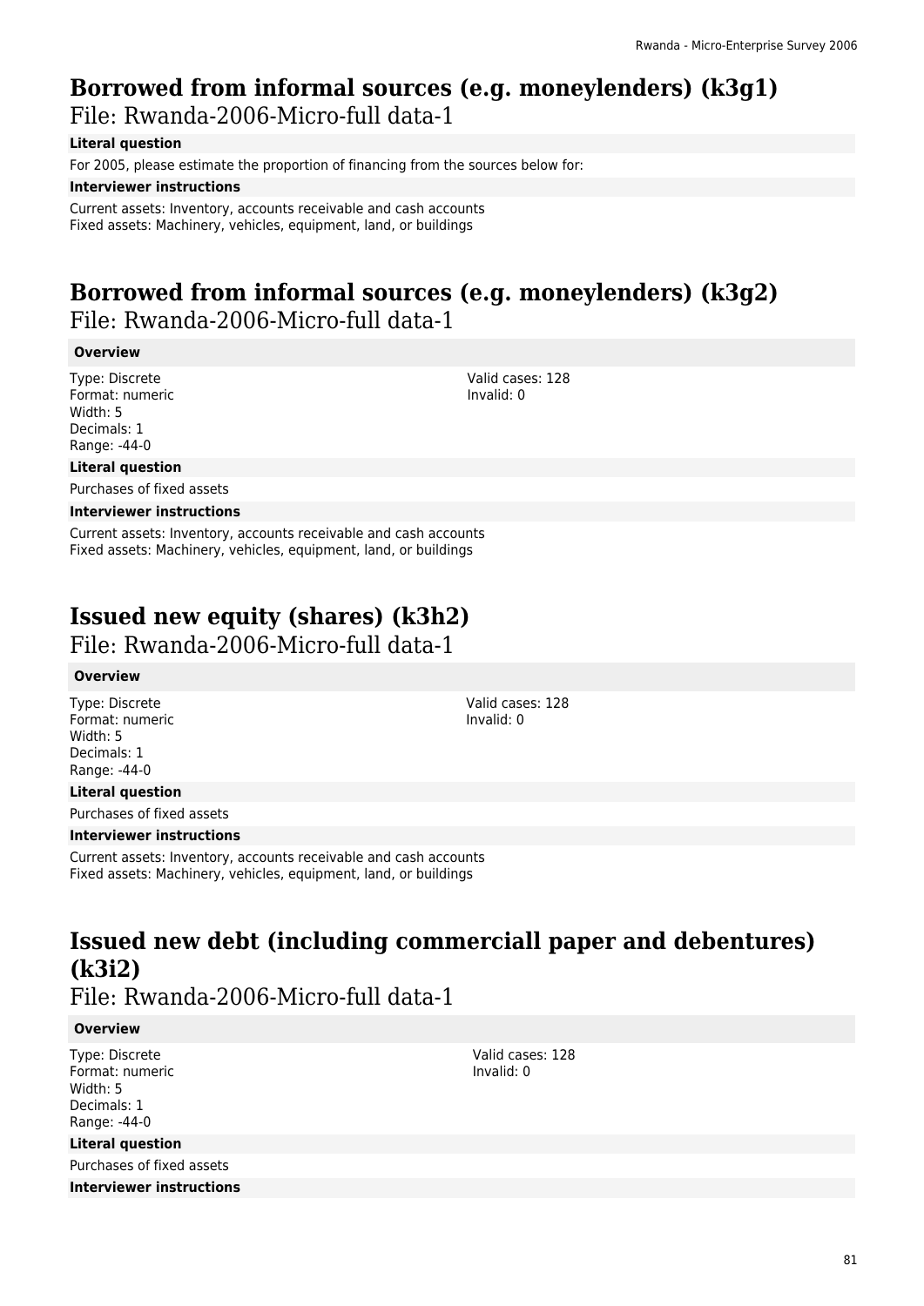## Borrowed from informal sources (e.g. moneylenders) (k3g1)

File: Rwanda-2006-Micro-full data-1

**Literal question**

For 2005, please estimate the proportion of financing from the sources below for:

**Interviewer instructions**

Current assets: Inventory, accounts receivable and cash accounts
Fixed assets: Machinery, vehicles, equipment, land, or buildings

## Borrowed from informal sources (e.g. moneylenders) (k3g2)

File: Rwanda-2006-Micro-full data-1

**Overview**

Type: Discrete
Format: numeric
Width: 5
Decimals: 1
Range: -44-0

Valid cases: 128
Invalid: 0

**Literal question**

Purchases of fixed assets

**Interviewer instructions**

Current assets: Inventory, accounts receivable and cash accounts
Fixed assets: Machinery, vehicles, equipment, land, or buildings

## Issued new equity (shares) (k3h2)

File: Rwanda-2006-Micro-full data-1

**Overview**

Type: Discrete
Format: numeric
Width: 5
Decimals: 1
Range: -44-0

Valid cases: 128
Invalid: 0

**Literal question**

Purchases of fixed assets

**Interviewer instructions**

Current assets: Inventory, accounts receivable and cash accounts
Fixed assets: Machinery, vehicles, equipment, land, or buildings

## Issued new debt (including commerciall paper and debentures) (k3i2)

File: Rwanda-2006-Micro-full data-1

**Overview**

Type: Discrete
Format: numeric
Width: 5
Decimals: 1
Range: -44-0

Valid cases: 128
Invalid: 0

**Literal question**

Purchases of fixed assets

**Interviewer instructions**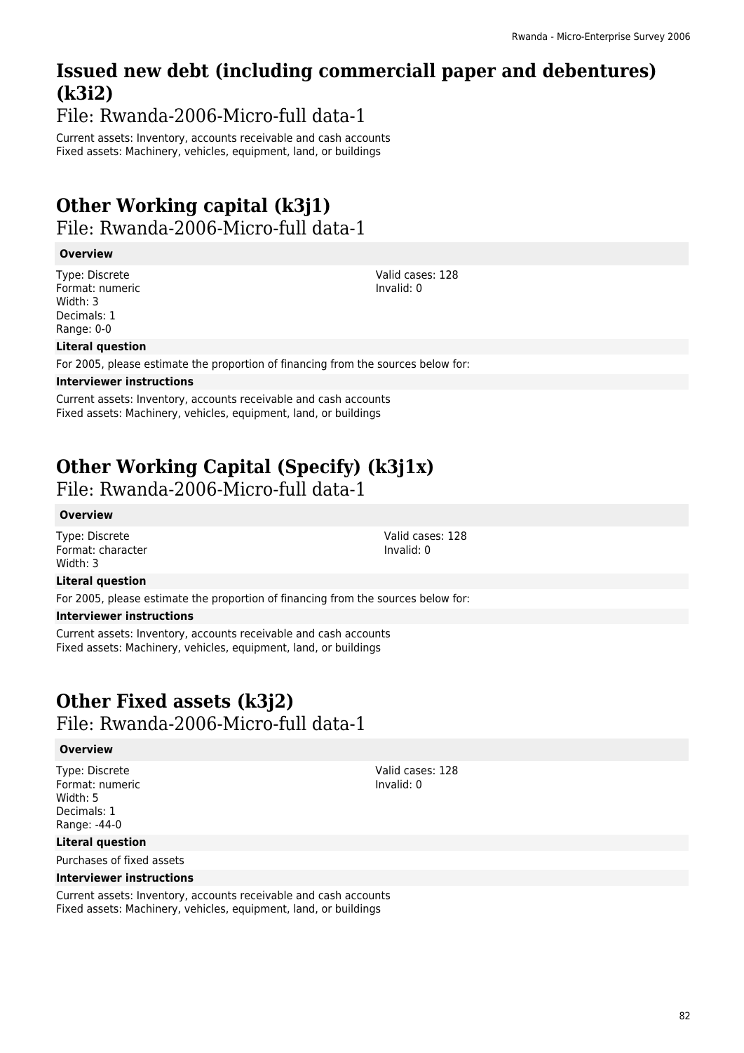## Issued new debt (including commerciall paper and debentures) (k3i2)

File: Rwanda-2006-Micro-full data-1

Current assets: Inventory, accounts receivable and cash accounts
Fixed assets: Machinery, vehicles, equipment, land, or buildings

## Other Working capital (k3j1)

File: Rwanda-2006-Micro-full data-1

**Overview**

Type: Discrete
Format: numeric
Width: 3
Decimals: 1
Range: 0-0

Valid cases: 128
Invalid: 0

**Literal question**

For 2005, please estimate the proportion of financing from the sources below for:

**Interviewer instructions**

Current assets: Inventory, accounts receivable and cash accounts
Fixed assets: Machinery, vehicles, equipment, land, or buildings

## Other Working Capital (Specify) (k3j1x)

File: Rwanda-2006-Micro-full data-1

**Overview**

Type: Discrete
Format: character
Width: 3

Valid cases: 128
Invalid: 0

**Literal question**

For 2005, please estimate the proportion of financing from the sources below for:

**Interviewer instructions**

Current assets: Inventory, accounts receivable and cash accounts
Fixed assets: Machinery, vehicles, equipment, land, or buildings

## Other Fixed assets (k3j2)

File: Rwanda-2006-Micro-full data-1

**Overview**

Type: Discrete
Format: numeric
Width: 5
Decimals: 1
Range: -44-0

Valid cases: 128
Invalid: 0

**Literal question**

Purchases of fixed assets

**Interviewer instructions**

Current assets: Inventory, accounts receivable and cash accounts
Fixed assets: Machinery, vehicles, equipment, land, or buildings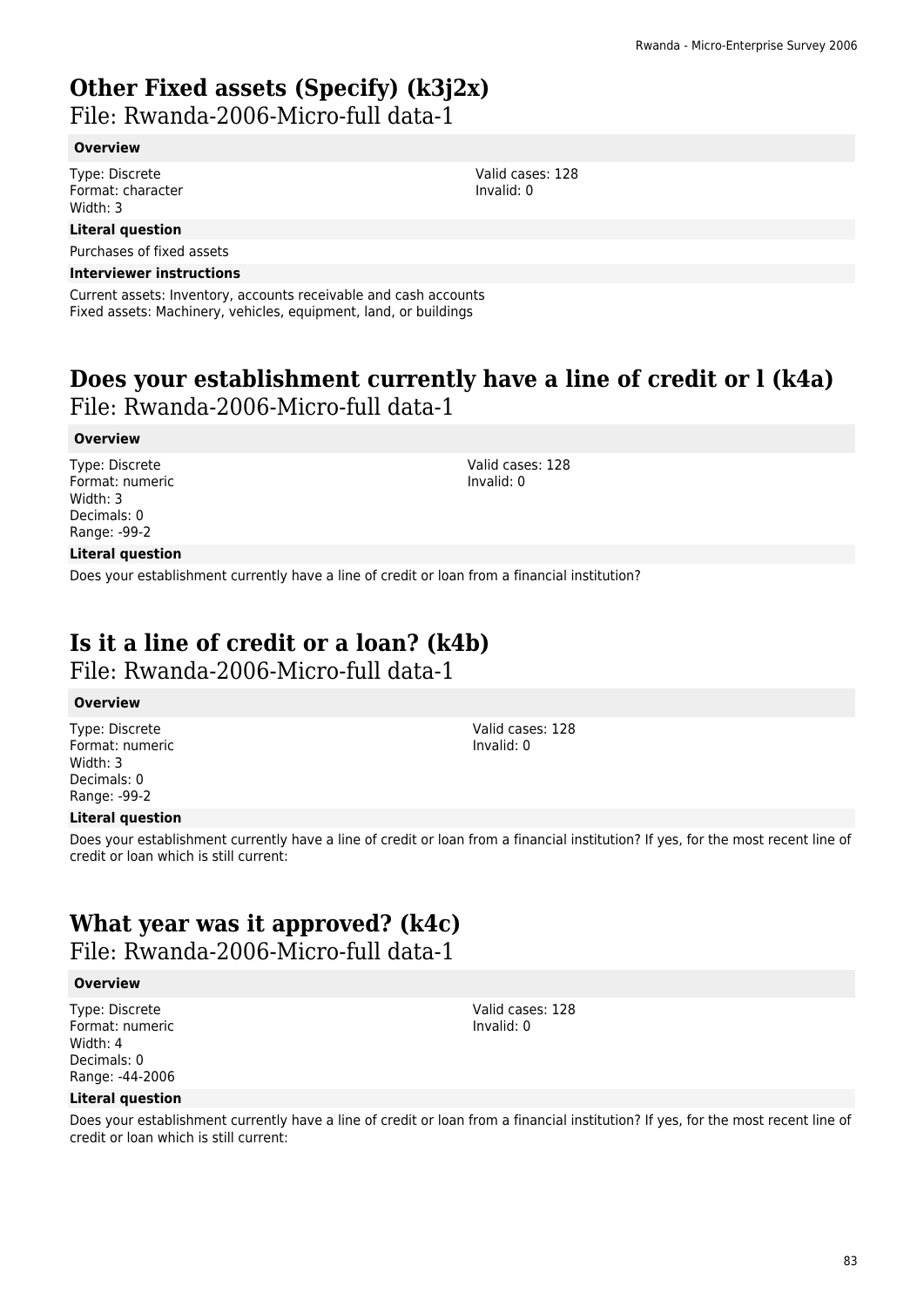## Other Fixed assets (Specify) (k3j2x)

File: Rwanda-2006-Micro-full data-1

**Overview**

Type: Discrete
Format: character
Width: 3

Valid cases: 128
Invalid: 0

**Literal question**

Purchases of fixed assets

**Interviewer instructions**

Current assets: Inventory, accounts receivable and cash accounts
Fixed assets: Machinery, vehicles, equipment, land, or buildings

## Does your establishment currently have a line of credit or l (k4a)

File: Rwanda-2006-Micro-full data-1

**Overview**

Type: Discrete
Format: numeric
Width: 3
Decimals: 0
Range: -99-2

Valid cases: 128
Invalid: 0

**Literal question**

Does your establishment currently have a line of credit or loan from a financial institution?

## Is it a line of credit or a loan? (k4b)

File: Rwanda-2006-Micro-full data-1

**Overview**

Type: Discrete
Format: numeric
Width: 3
Decimals: 0
Range: -99-2

Valid cases: 128
Invalid: 0

**Literal question**

Does your establishment currently have a line of credit or loan from a financial institution? If yes, for the most recent line of credit or loan which is still current:

## What year was it approved? (k4c)

File: Rwanda-2006-Micro-full data-1

**Overview**

Type: Discrete
Format: numeric
Width: 4
Decimals: 0
Range: -44-2006

Valid cases: 128
Invalid: 0

**Literal question**

Does your establishment currently have a line of credit or loan from a financial institution? If yes, for the most recent line of credit or loan which is still current: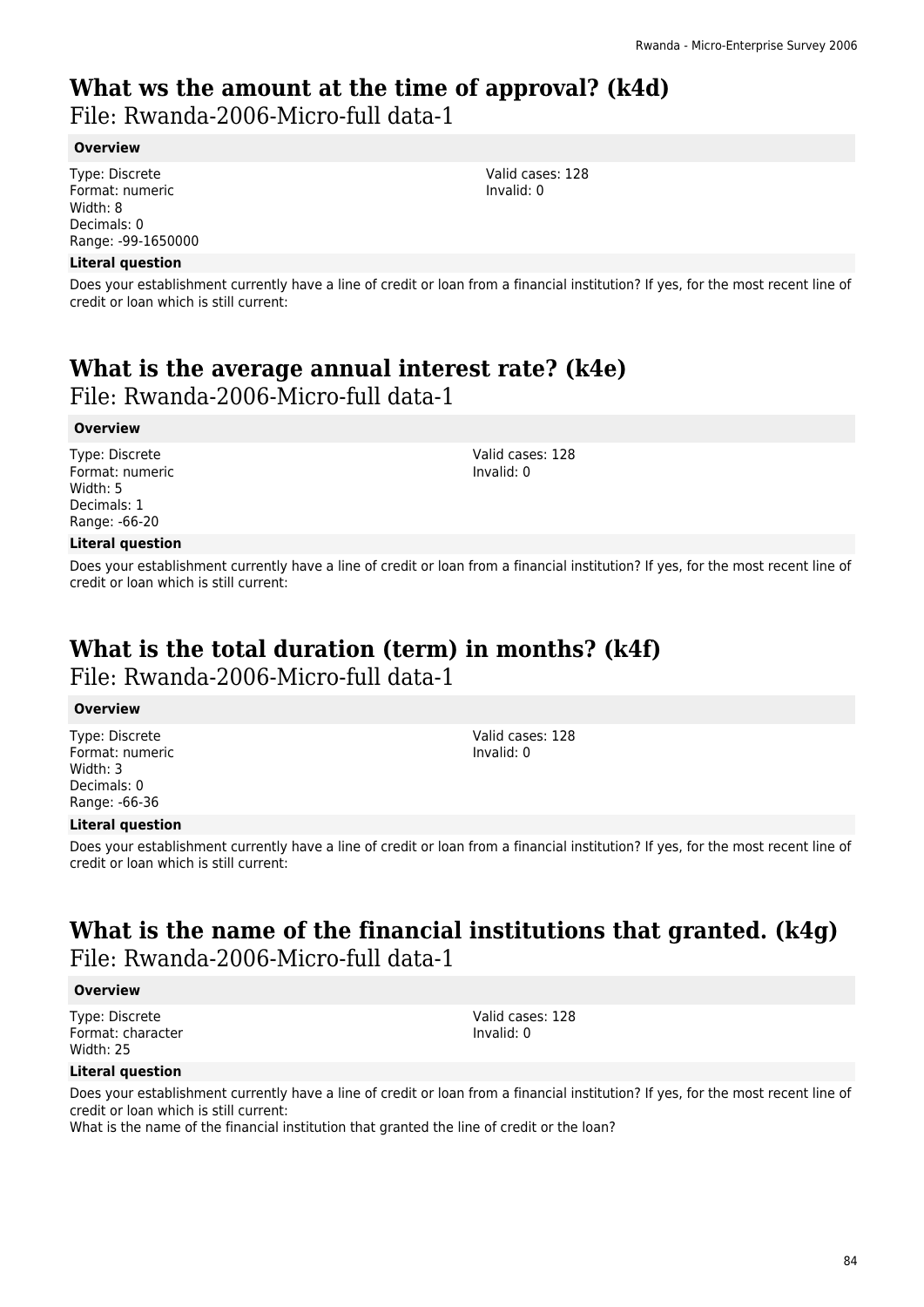# What ws the amount at the time of approval? (k4d)

File: Rwanda-2006-Micro-full data-1

### Overview

Type: Discrete
Format: numeric
Width: 8
Decimals: 0
Range: -99-1650000

Valid cases: 128
Invalid: 0

### Literal question

Does your establishment currently have a line of credit or loan from a financial institution? If yes, for the most recent line of credit or loan which is still current:

# What is the average annual interest rate? (k4e)

File: Rwanda-2006-Micro-full data-1

### Overview

Type: Discrete
Format: numeric
Width: 5
Decimals: 1
Range: -66-20

Valid cases: 128
Invalid: 0

### Literal question

Does your establishment currently have a line of credit or loan from a financial institution? If yes, for the most recent line of credit or loan which is still current:

# What is the total duration (term) in months? (k4f)

File: Rwanda-2006-Micro-full data-1

### Overview

Type: Discrete
Format: numeric
Width: 3
Decimals: 0
Range: -66-36

Valid cases: 128
Invalid: 0

### Literal question

Does your establishment currently have a line of credit or loan from a financial institution? If yes, for the most recent line of credit or loan which is still current:

# What is the name of the financial institutions that granted. (k4g)

File: Rwanda-2006-Micro-full data-1

### Overview

Type: Discrete
Format: character
Width: 25

Valid cases: 128
Invalid: 0

### Literal question

Does your establishment currently have a line of credit or loan from a financial institution? If yes, for the most recent line of credit or loan which is still current:
What is the name of the financial institution that granted the line of credit or the loan?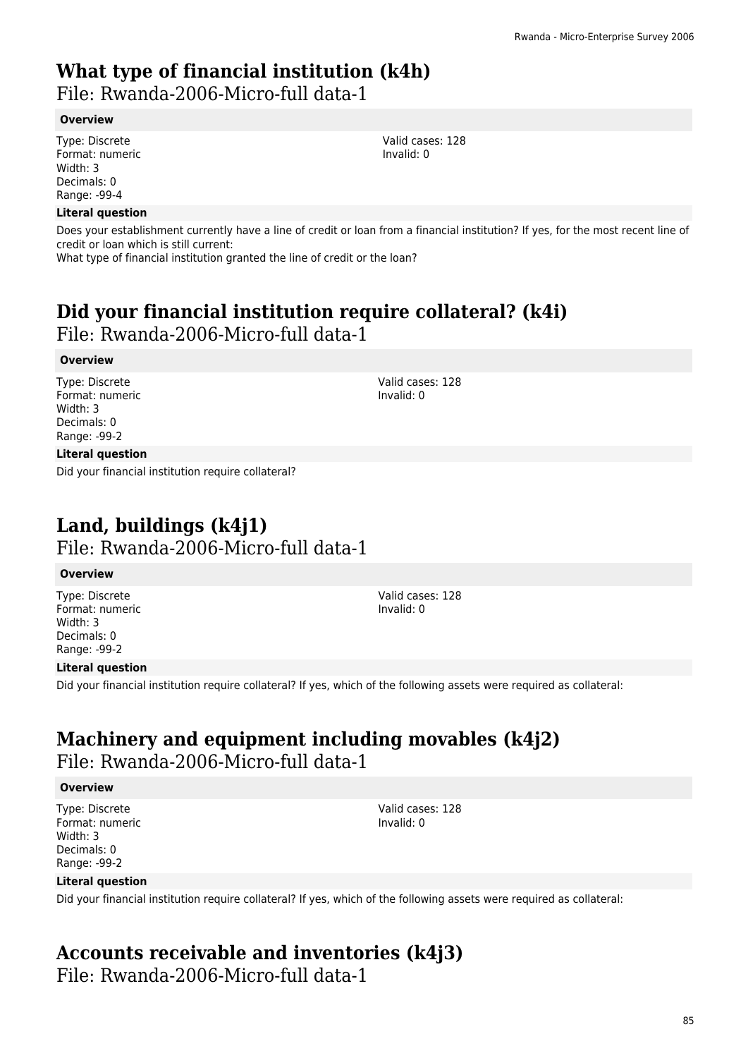# What type of financial institution (k4h)

File: Rwanda-2006-Micro-full data-1

**Overview**

Type: Discrete
Format: numeric
Width: 3
Decimals: 0
Range: -99-4

Valid cases: 128
Invalid: 0

**Literal question**

Does your establishment currently have a line of credit or loan from a financial institution? If yes, for the most recent line of credit or loan which is still current:
What type of financial institution granted the line of credit or the loan?

# Did your financial institution require collateral? (k4i)

File: Rwanda-2006-Micro-full data-1

**Overview**

Type: Discrete
Format: numeric
Width: 3
Decimals: 0
Range: -99-2

Valid cases: 128
Invalid: 0

**Literal question**

Did your financial institution require collateral?

# Land, buildings (k4j1)

File: Rwanda-2006-Micro-full data-1

**Overview**

Type: Discrete
Format: numeric
Width: 3
Decimals: 0
Range: -99-2

Valid cases: 128
Invalid: 0

**Literal question**

Did your financial institution require collateral? If yes, which of the following assets were required as collateral:

# Machinery and equipment including movables (k4j2)

File: Rwanda-2006-Micro-full data-1

**Overview**

Type: Discrete
Format: numeric
Width: 3
Decimals: 0
Range: -99-2

Valid cases: 128
Invalid: 0

**Literal question**

Did your financial institution require collateral? If yes, which of the following assets were required as collateral:

# Accounts receivable and inventories (k4j3)

File: Rwanda-2006-Micro-full data-1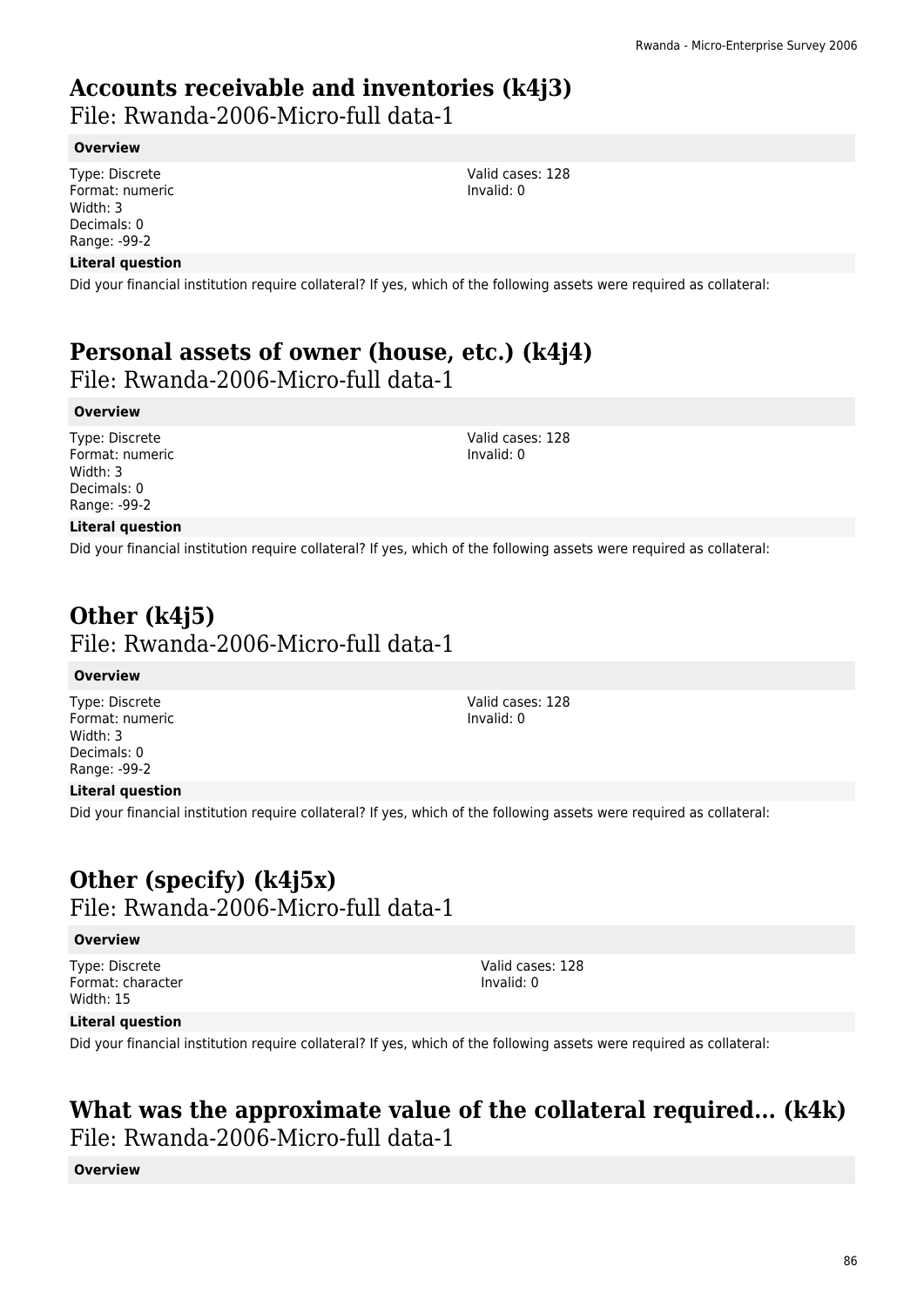# Accounts receivable and inventories (k4j3)

File: Rwanda-2006-Micro-full data-1

**Overview**

Type: Discrete
Format: numeric
Width: 3
Decimals: 0
Range: -99-2

Valid cases: 128
Invalid: 0

**Literal question**

Did your financial institution require collateral? If yes, which of the following assets were required as collateral:

# Personal assets of owner (house, etc.) (k4j4)

File: Rwanda-2006-Micro-full data-1

**Overview**

Type: Discrete
Format: numeric
Width: 3
Decimals: 0
Range: -99-2

Valid cases: 128
Invalid: 0

**Literal question**

Did your financial institution require collateral? If yes, which of the following assets were required as collateral:

# Other (k4j5)

File: Rwanda-2006-Micro-full data-1

**Overview**

Type: Discrete
Format: numeric
Width: 3
Decimals: 0
Range: -99-2

Valid cases: 128
Invalid: 0

**Literal question**

Did your financial institution require collateral? If yes, which of the following assets were required as collateral:

# Other (specify) (k4j5x)

File: Rwanda-2006-Micro-full data-1

**Overview**

Type: Discrete
Format: character
Width: 15

Valid cases: 128
Invalid: 0

**Literal question**

Did your financial institution require collateral? If yes, which of the following assets were required as collateral:

# What was the approximate value of the collateral required... (k4k)

File: Rwanda-2006-Micro-full data-1

**Overview**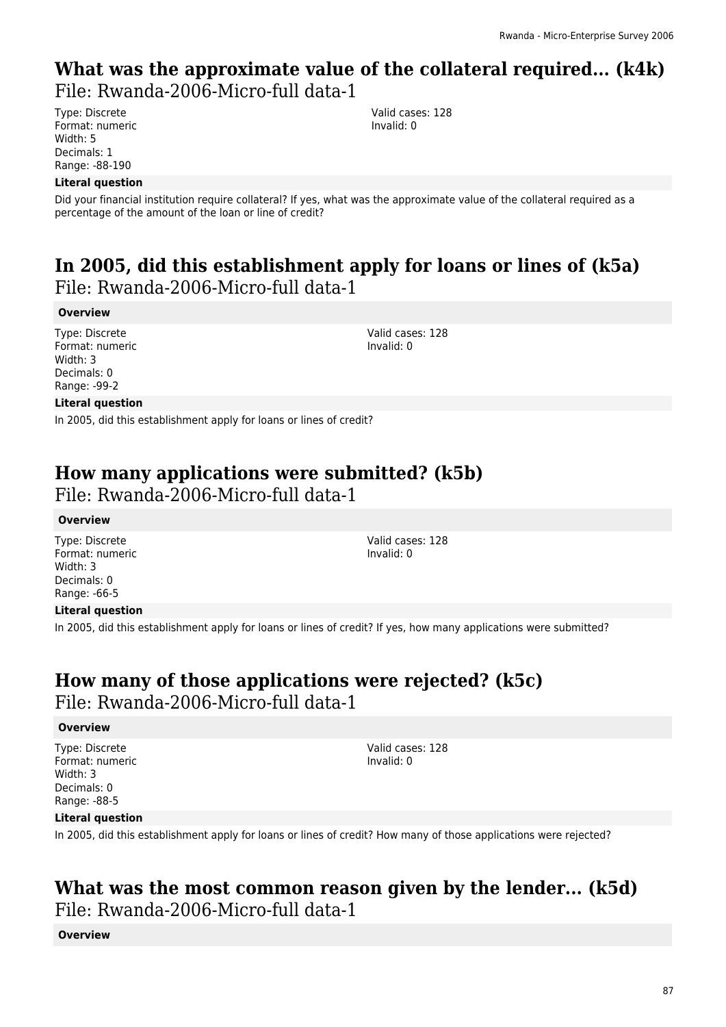## What was the approximate value of the collateral required... (k4k)

File: Rwanda-2006-Micro-full data-1

Type: Discrete
Format: numeric
Width: 5
Decimals: 1
Range: -88-190

Valid cases: 128
Invalid: 0

**Literal question**

Did your financial institution require collateral? If yes, what was the approximate value of the collateral required as a percentage of the amount of the loan or line of credit?

## In 2005, did this establishment apply for loans or lines of (k5a)

File: Rwanda-2006-Micro-full data-1

**Overview**

Type: Discrete
Format: numeric
Width: 3
Decimals: 0
Range: -99-2

Valid cases: 128
Invalid: 0

**Literal question**

In 2005, did this establishment apply for loans or lines of credit?

## How many applications were submitted? (k5b)

File: Rwanda-2006-Micro-full data-1

**Overview**

Type: Discrete
Format: numeric
Width: 3
Decimals: 0
Range: -66-5

Valid cases: 128
Invalid: 0

**Literal question**

In 2005, did this establishment apply for loans or lines of credit? If yes, how many applications were submitted?

## How many of those applications were rejected? (k5c)

File: Rwanda-2006-Micro-full data-1

**Overview**

Type: Discrete
Format: numeric
Width: 3
Decimals: 0
Range: -88-5

Valid cases: 128
Invalid: 0

**Literal question**

In 2005, did this establishment apply for loans or lines of credit? How many of those applications were rejected?

## What was the most common reason given by the lender... (k5d)

File: Rwanda-2006-Micro-full data-1

**Overview**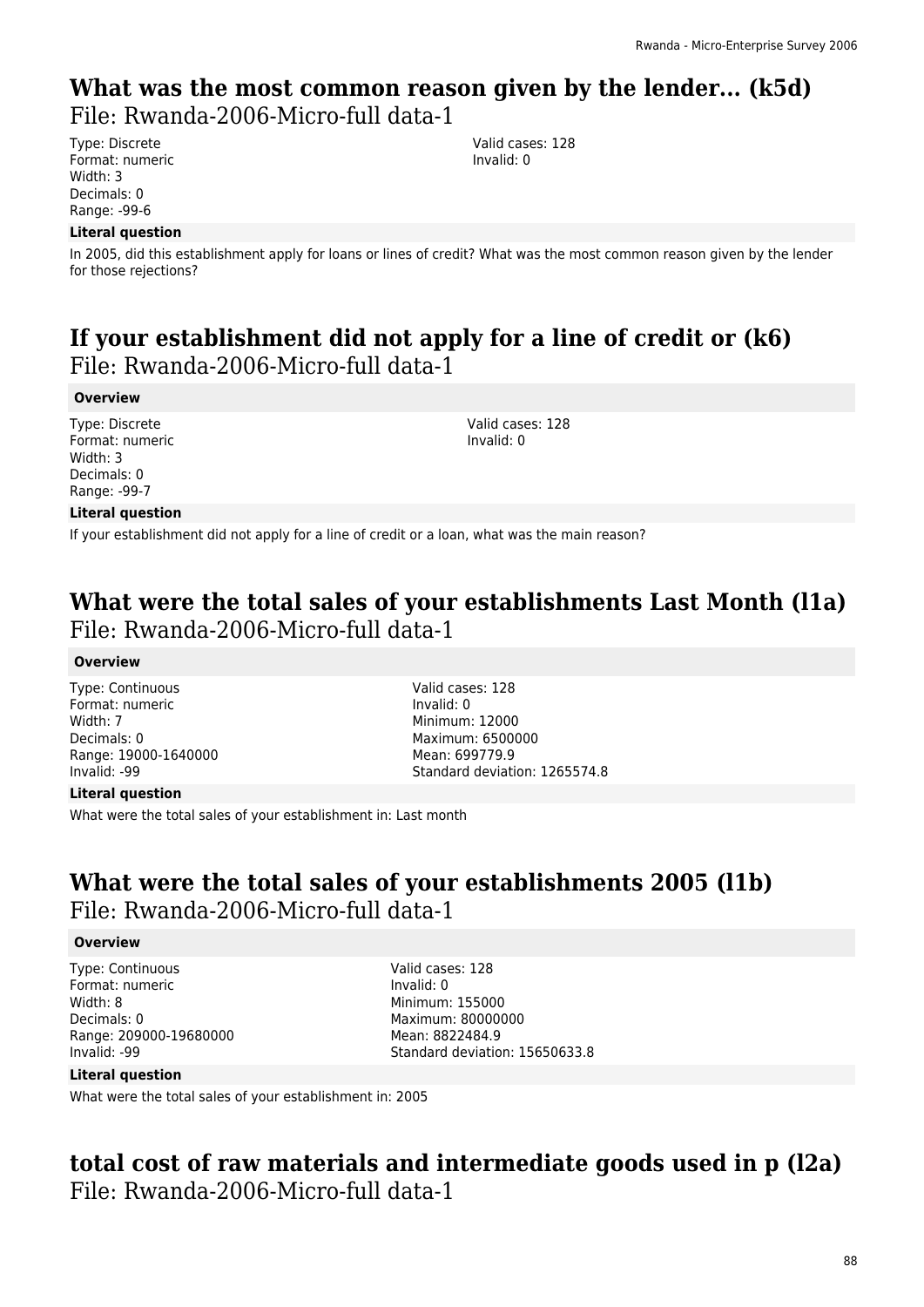## What was the most common reason given by the lender... (k5d)

File: Rwanda-2006-Micro-full data-1

Type: Discrete
Format: numeric
Width: 3
Decimals: 0
Range: -99-6

Valid cases: 128
Invalid: 0

**Literal question**

In 2005, did this establishment apply for loans or lines of credit? What was the most common reason given by the lender for those rejections?

## If your establishment did not apply for a line of credit or (k6)

File: Rwanda-2006-Micro-full data-1

**Overview**

Type: Discrete
Format: numeric
Width: 3
Decimals: 0
Range: -99-7

Valid cases: 128
Invalid: 0

**Literal question**

If your establishment did not apply for a line of credit or a loan, what was the main reason?

## What were the total sales of your establishments Last Month (l1a)

File: Rwanda-2006-Micro-full data-1

**Overview**

Type: Continuous
Format: numeric
Width: 7
Decimals: 0
Range: 19000-1640000
Invalid: -99

Valid cases: 128
Invalid: 0
Minimum: 12000
Maximum: 6500000
Mean: 699779.9
Standard deviation: 1265574.8

**Literal question**

What were the total sales of your establishment in: Last month

## What were the total sales of your establishments 2005 (l1b)

File: Rwanda-2006-Micro-full data-1

**Overview**

Type: Continuous
Format: numeric
Width: 8
Decimals: 0
Range: 209000-19680000
Invalid: -99

Valid cases: 128
Invalid: 0
Minimum: 155000
Maximum: 80000000
Mean: 8822484.9
Standard deviation: 15650633.8

**Literal question**

What were the total sales of your establishment in: 2005

## total cost of raw materials and intermediate goods used in p (l2a)

File: Rwanda-2006-Micro-full data-1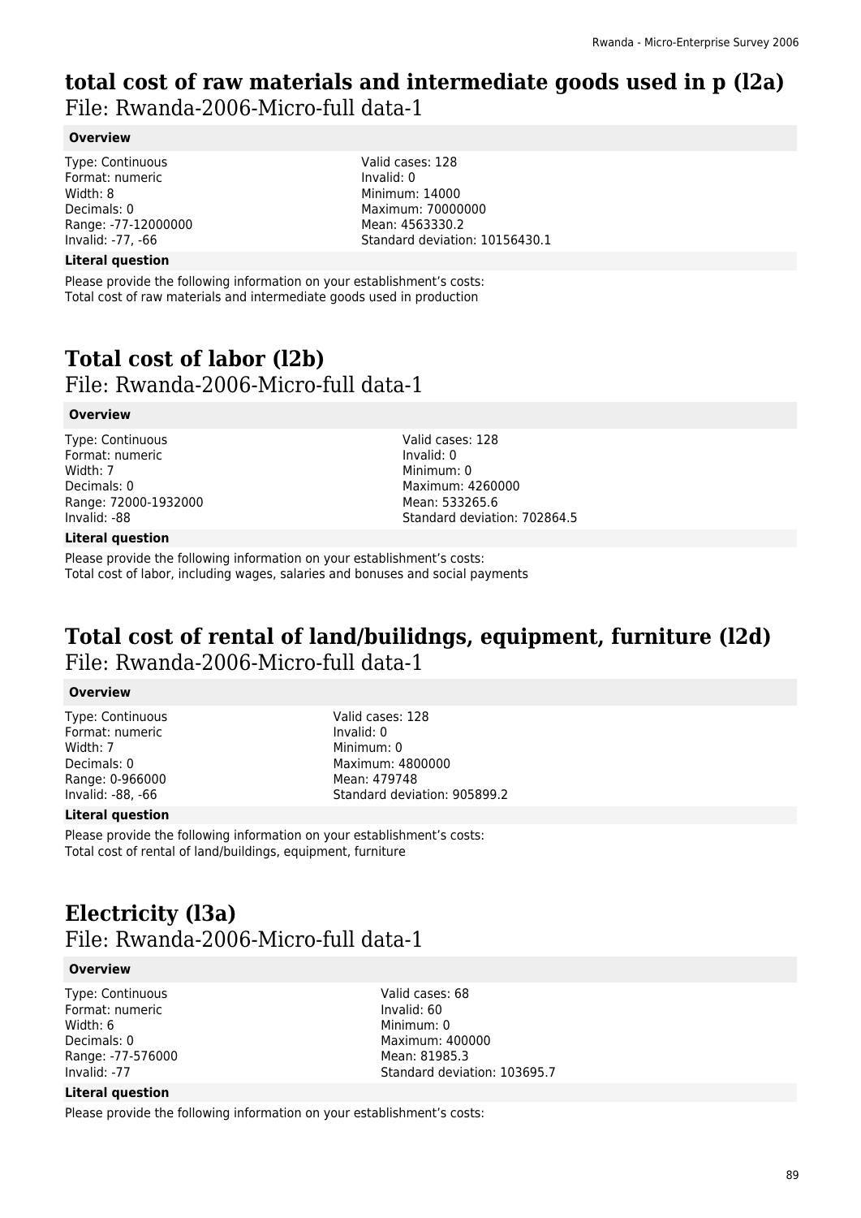## total cost of raw materials and intermediate goods used in p (l2a)
File: Rwanda-2006-Micro-full data-1

**Overview**

Type: Continuous
Format: numeric
Width: 8
Decimals: 0
Range: -77-12000000
Invalid: -77, -66

Valid cases: 128
Invalid: 0
Minimum: 14000
Maximum: 70000000
Mean: 4563330.2
Standard deviation: 10156430.1

**Literal question**

Please provide the following information on your establishment's costs:
Total cost of raw materials and intermediate goods used in production

## Total cost of labor (l2b)
File: Rwanda-2006-Micro-full data-1

**Overview**

Type: Continuous
Format: numeric
Width: 7
Decimals: 0
Range: 72000-1932000
Invalid: -88

Valid cases: 128
Invalid: 0
Minimum: 0
Maximum: 4260000
Mean: 533265.6
Standard deviation: 702864.5

**Literal question**

Please provide the following information on your establishment's costs:
Total cost of labor, including wages, salaries and bonuses and social payments

## Total cost of rental of land/builidngs, equipment, furniture (l2d)
File: Rwanda-2006-Micro-full data-1

**Overview**

Type: Continuous
Format: numeric
Width: 7
Decimals: 0
Range: 0-966000
Invalid: -88, -66

Valid cases: 128
Invalid: 0
Minimum: 0
Maximum: 4800000
Mean: 479748
Standard deviation: 905899.2

**Literal question**

Please provide the following information on your establishment's costs:
Total cost of rental of land/buildings, equipment, furniture

## Electricity (l3a)
File: Rwanda-2006-Micro-full data-1

**Overview**

Type: Continuous
Format: numeric
Width: 6
Decimals: 0
Range: -77-576000
Invalid: -77

Valid cases: 68
Invalid: 60
Minimum: 0
Maximum: 400000
Mean: 81985.3
Standard deviation: 103695.7

**Literal question**

Please provide the following information on your establishment's costs: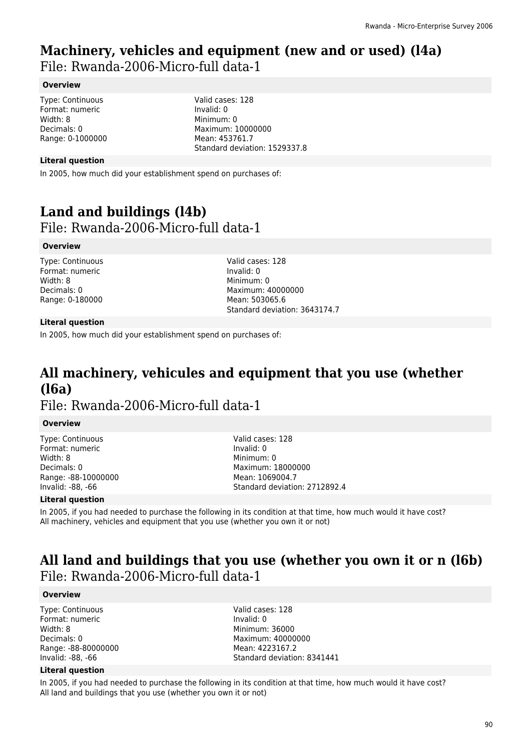## Machinery, vehicles and equipment (new and or used) (l4a)

File: Rwanda-2006-Micro-full data-1

**Overview**

Type: Continuous
Format: numeric
Width: 8
Decimals: 0
Range: 0-1000000

Valid cases: 128
Invalid: 0
Minimum: 0
Maximum: 10000000
Mean: 453761.7
Standard deviation: 1529337.8

**Literal question**

In 2005, how much did your establishment spend on purchases of:

## Land and buildings (l4b)

File: Rwanda-2006-Micro-full data-1

**Overview**

Type: Continuous
Format: numeric
Width: 8
Decimals: 0
Range: 0-180000

Valid cases: 128
Invalid: 0
Minimum: 0
Maximum: 40000000
Mean: 503065.6
Standard deviation: 3643174.7

**Literal question**

In 2005, how much did your establishment spend on purchases of:

## All machinery, vehicules and equipment that you use (whether (l6a)

File: Rwanda-2006-Micro-full data-1

**Overview**

Type: Continuous
Format: numeric
Width: 8
Decimals: 0
Range: -88-10000000
Invalid: -88, -66

Valid cases: 128
Invalid: 0
Minimum: 0
Maximum: 18000000
Mean: 1069004.7
Standard deviation: 2712892.4

**Literal question**

In 2005, if you had needed to purchase the following in its condition at that time, how much would it have cost?
All machinery, vehicles and equipment that you use (whether you own it or not)

## All land and buildings that you use (whether you own it or n (l6b)

File: Rwanda-2006-Micro-full data-1

**Overview**

Type: Continuous
Format: numeric
Width: 8
Decimals: 0
Range: -88-80000000
Invalid: -88, -66

Valid cases: 128
Invalid: 0
Minimum: 36000
Maximum: 40000000
Mean: 4223167.2
Standard deviation: 8341441

**Literal question**

In 2005, if you had needed to purchase the following in its condition at that time, how much would it have cost?
All land and buildings that you use (whether you own it or not)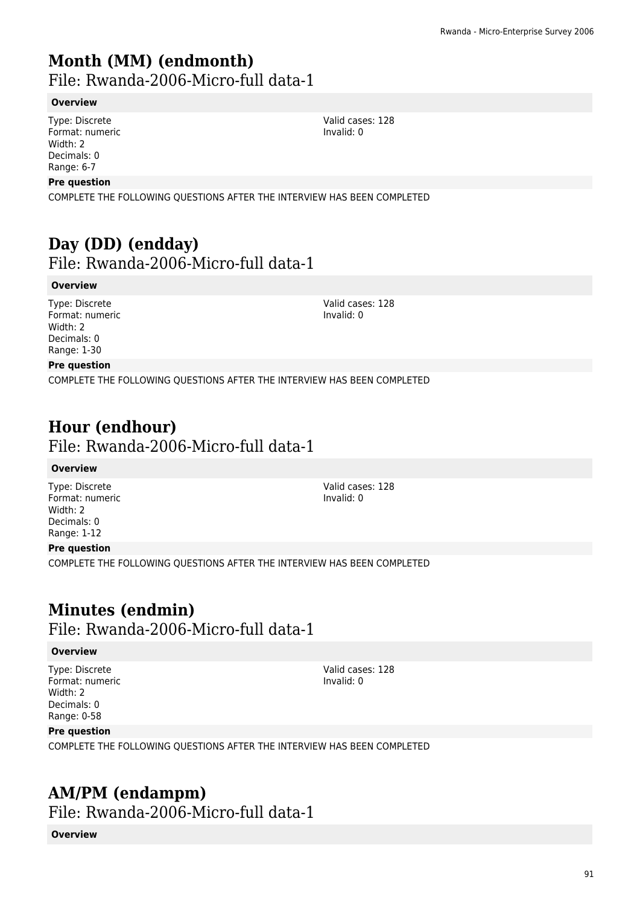# Month (MM) (endmonth)

File: Rwanda-2006-Micro-full data-1

**Overview**

Type: Discrete
Format: numeric
Width: 2
Decimals: 0
Range: 6-7

Valid cases: 128
Invalid: 0

**Pre question**

COMPLETE THE FOLLOWING QUESTIONS AFTER THE INTERVIEW HAS BEEN COMPLETED

# Day (DD) (endday)

File: Rwanda-2006-Micro-full data-1

**Overview**

Type: Discrete
Format: numeric
Width: 2
Decimals: 0
Range: 1-30

Valid cases: 128
Invalid: 0

**Pre question**

COMPLETE THE FOLLOWING QUESTIONS AFTER THE INTERVIEW HAS BEEN COMPLETED

# Hour (endhour)

File: Rwanda-2006-Micro-full data-1

**Overview**

Type: Discrete
Format: numeric
Width: 2
Decimals: 0
Range: 1-12

Valid cases: 128
Invalid: 0

**Pre question**

COMPLETE THE FOLLOWING QUESTIONS AFTER THE INTERVIEW HAS BEEN COMPLETED

# Minutes (endmin)

File: Rwanda-2006-Micro-full data-1

**Overview**

Type: Discrete
Format: numeric
Width: 2
Decimals: 0
Range: 0-58

Valid cases: 128
Invalid: 0

**Pre question**

COMPLETE THE FOLLOWING QUESTIONS AFTER THE INTERVIEW HAS BEEN COMPLETED

# AM/PM (endampm)

File: Rwanda-2006-Micro-full data-1

**Overview**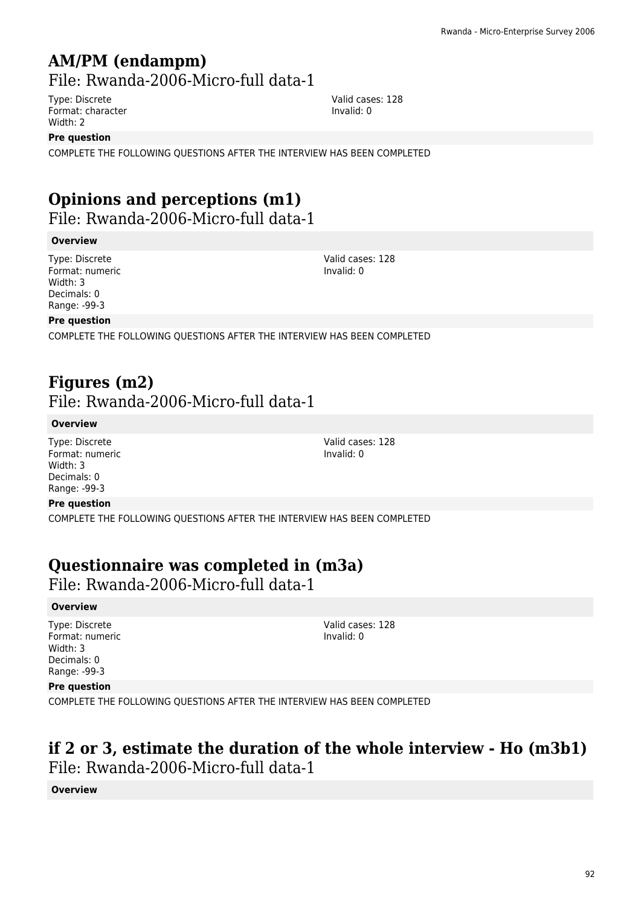# AM/PM (endampm)

File: Rwanda-2006-Micro-full data-1

Type: Discrete
Format: character
Width: 2

Valid cases: 128
Invalid: 0

**Pre question**

COMPLETE THE FOLLOWING QUESTIONS AFTER THE INTERVIEW HAS BEEN COMPLETED

# Opinions and perceptions (m1)

File: Rwanda-2006-Micro-full data-1

**Overview**

Type: Discrete
Format: numeric
Width: 3
Decimals: 0
Range: -99-3

Valid cases: 128
Invalid: 0

**Pre question**

COMPLETE THE FOLLOWING QUESTIONS AFTER THE INTERVIEW HAS BEEN COMPLETED

# Figures (m2)

File: Rwanda-2006-Micro-full data-1

**Overview**

Type: Discrete
Format: numeric
Width: 3
Decimals: 0
Range: -99-3

Valid cases: 128
Invalid: 0

**Pre question**

COMPLETE THE FOLLOWING QUESTIONS AFTER THE INTERVIEW HAS BEEN COMPLETED

# Questionnaire was completed in (m3a)

File: Rwanda-2006-Micro-full data-1

**Overview**

Type: Discrete
Format: numeric
Width: 3
Decimals: 0
Range: -99-3

Valid cases: 128
Invalid: 0

**Pre question**

COMPLETE THE FOLLOWING QUESTIONS AFTER THE INTERVIEW HAS BEEN COMPLETED

# if 2 or 3, estimate the duration of the whole interview - Ho (m3b1)

File: Rwanda-2006-Micro-full data-1

**Overview**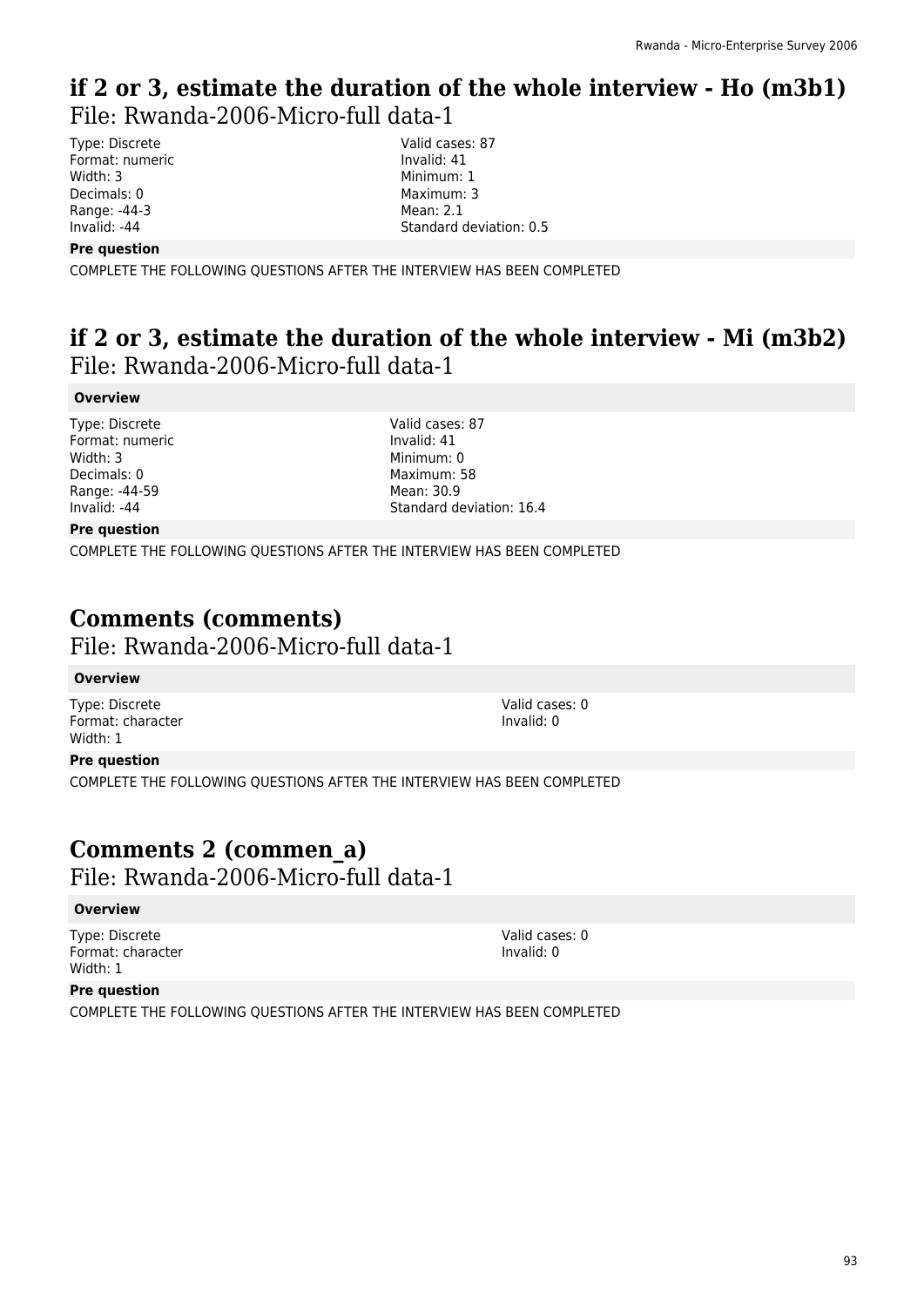## if 2 or 3, estimate the duration of the whole interview - Ho (m3b1)

File: Rwanda-2006-Micro-full data-1

Type: Discrete
Format: numeric
Width: 3
Decimals: 0
Range: -44-3
Invalid: -44

Valid cases: 87
Invalid: 41
Minimum: 1
Maximum: 3
Mean: 2.1
Standard deviation: 0.5

**Pre question**

COMPLETE THE FOLLOWING QUESTIONS AFTER THE INTERVIEW HAS BEEN COMPLETED

## if 2 or 3, estimate the duration of the whole interview - Mi (m3b2)

File: Rwanda-2006-Micro-full data-1

**Overview**

Type: Discrete
Format: numeric
Width: 3
Decimals: 0
Range: -44-59
Invalid: -44

Valid cases: 87
Invalid: 41
Minimum: 0
Maximum: 58
Mean: 30.9
Standard deviation: 16.4

**Pre question**

COMPLETE THE FOLLOWING QUESTIONS AFTER THE INTERVIEW HAS BEEN COMPLETED

## Comments (comments)

File: Rwanda-2006-Micro-full data-1

**Overview**

Type: Discrete
Format: character
Width: 1

Valid cases: 0
Invalid: 0

**Pre question**

COMPLETE THE FOLLOWING QUESTIONS AFTER THE INTERVIEW HAS BEEN COMPLETED

## Comments 2 (commen_a)

File: Rwanda-2006-Micro-full data-1

**Overview**

Type: Discrete
Format: character
Width: 1

Valid cases: 0
Invalid: 0

**Pre question**

COMPLETE THE FOLLOWING QUESTIONS AFTER THE INTERVIEW HAS BEEN COMPLETED